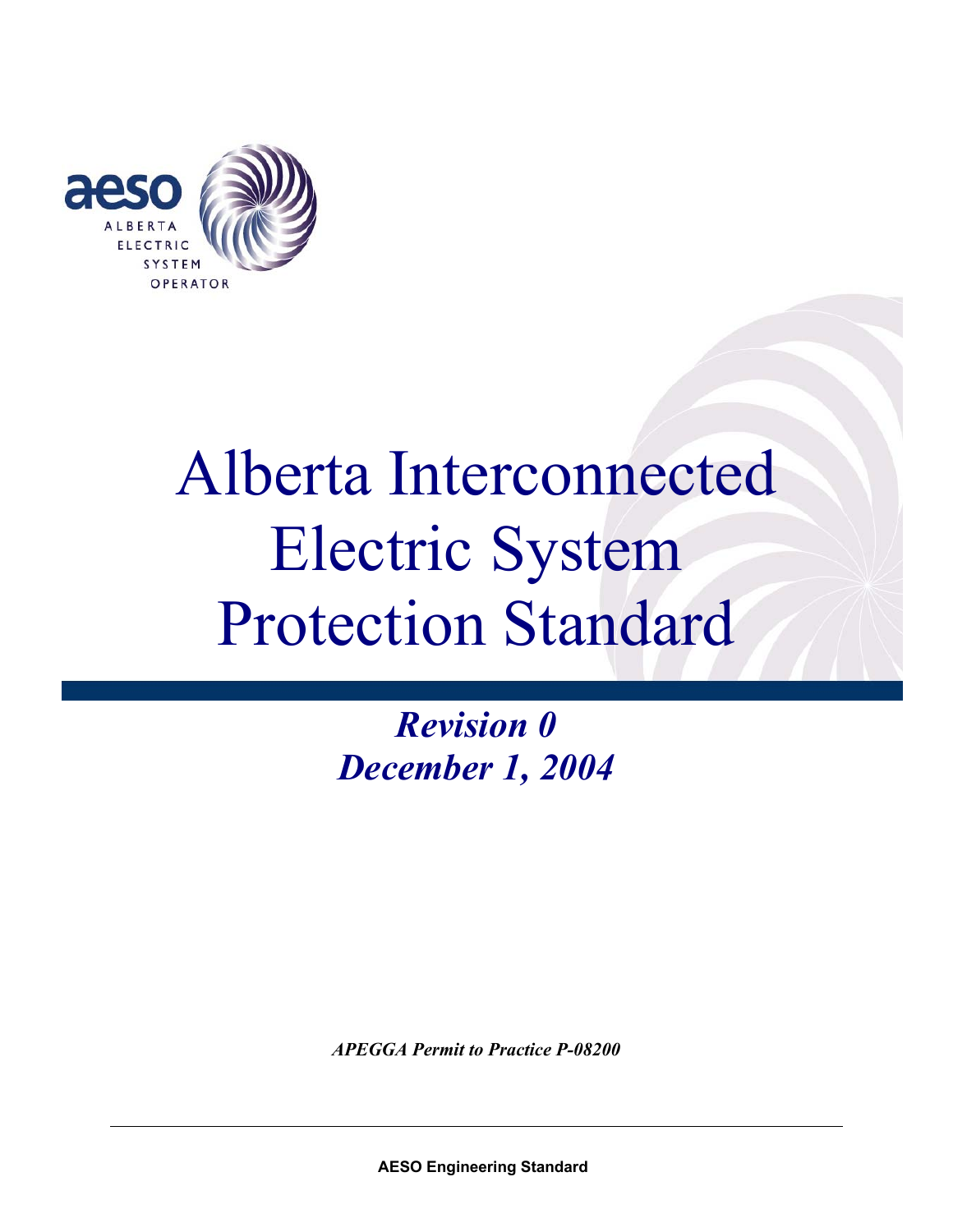# Alberta Interconnected Electric System Protection Standard

***Revision 0***
***December 1, 2004***

*APEGGA Permit to Practice P-08200*

**AESO Engineering Standard**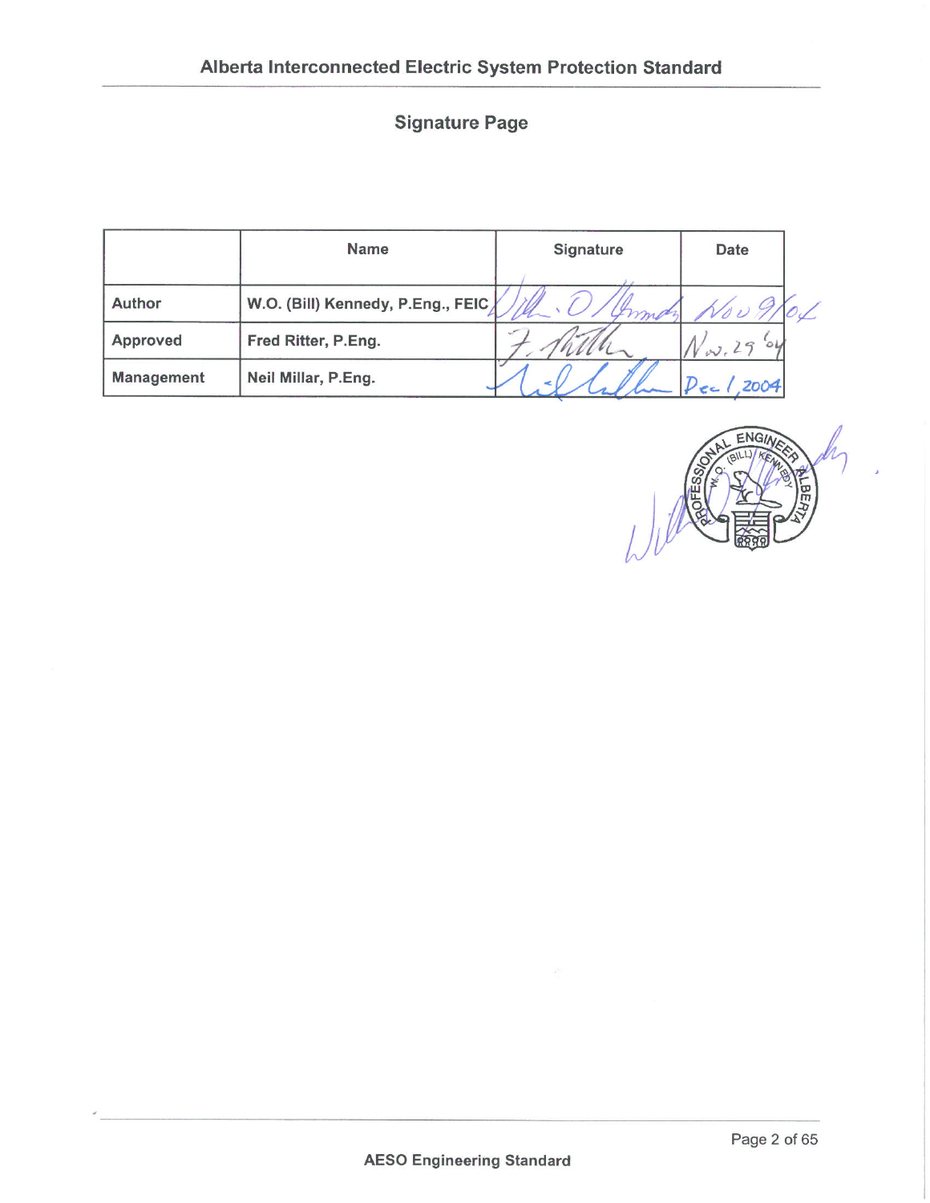## Signature Page

| | Name | Signature | Date |
|---|---|---|---|
| Author | W.O. (Bill) Kennedy, P.Eng., FEIC | | Nov 9/04 |
| Approved | Fred Ritter, P.Eng. | | Nov. 29 '04 |
| Management | Neil Millar, P.Eng. | | Dec 1, 2004 |

PROFESSIONAL ENGINEER
W.O. (BILL) KENNEDY
ALBERTA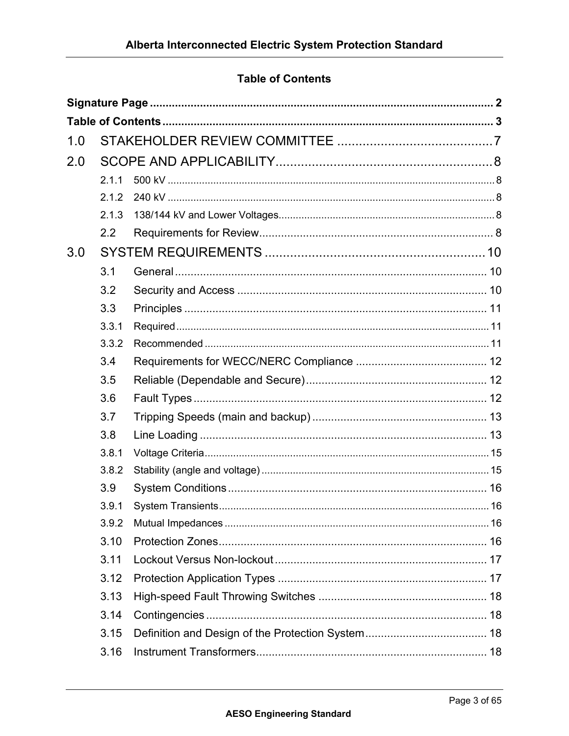## Table of Contents

**Signature Page** .......... 2

**Table of Contents** .......... 3

1.0 STAKEHOLDER REVIEW COMMITTEE .......... 7

2.0 SCOPE AND APPLICABILITY .......... 8

- 2.1.1 500 kV .......... 8
- 2.1.2 240 kV .......... 8
- 2.1.3 138/144 kV and Lower Voltages .......... 8
- 2.2 Requirements for Review .......... 8

3.0 SYSTEM REQUIREMENTS .......... 10

- 3.1 General .......... 10
- 3.2 Security and Access .......... 10
- 3.3 Principles .......... 11
- 3.3.1 Required .......... 11
- 3.3.2 Recommended .......... 11
- 3.4 Requirements for WECC/NERC Compliance .......... 12
- 3.5 Reliable (Dependable and Secure) .......... 12
- 3.6 Fault Types .......... 12
- 3.7 Tripping Speeds (main and backup) .......... 13
- 3.8 Line Loading .......... 13
- 3.8.1 Voltage Criteria .......... 15
- 3.8.2 Stability (angle and voltage) .......... 15
- 3.9 System Conditions .......... 16
- 3.9.1 System Transients .......... 16
- 3.9.2 Mutual Impedances .......... 16
- 3.10 Protection Zones .......... 16
- 3.11 Lockout Versus Non-lockout .......... 17
- 3.12 Protection Application Types .......... 17
- 3.13 High-speed Fault Throwing Switches .......... 18
- 3.14 Contingencies .......... 18
- 3.15 Definition and Design of the Protection System .......... 18
- 3.16 Instrument Transformers .......... 18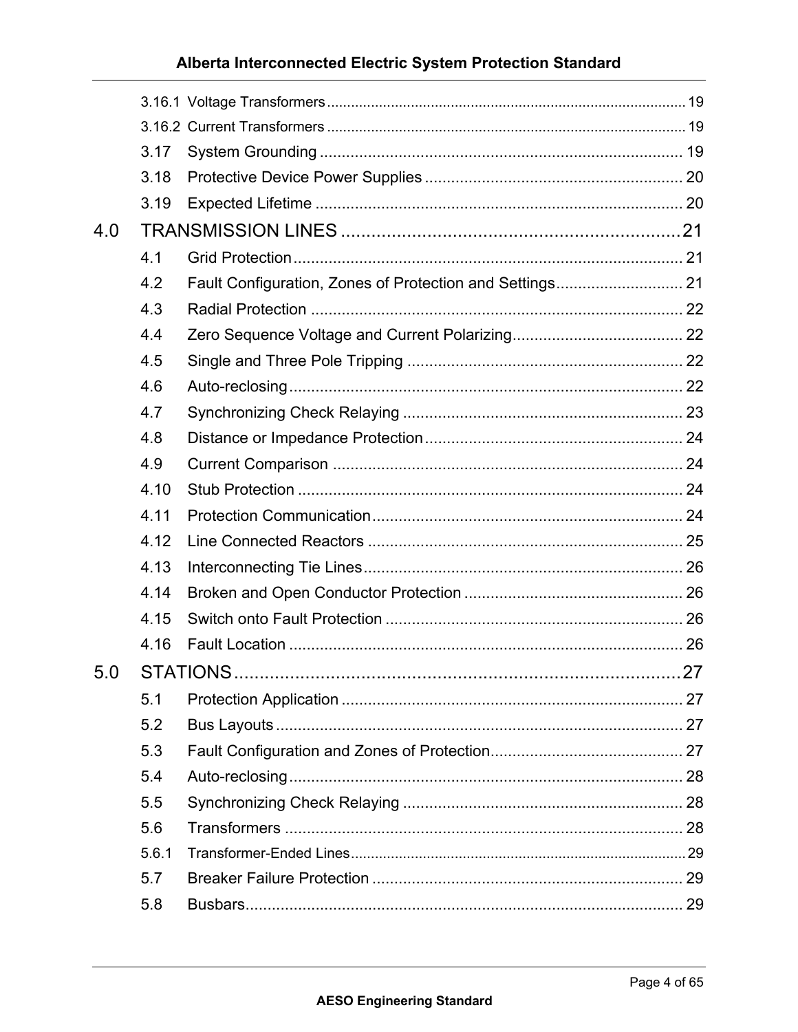3.16.1 Voltage Transformers ........ 19

3.16.2 Current Transformers ........ 19

3.17 System Grounding ........ 19

3.18 Protective Device Power Supplies ........ 20

3.19 Expected Lifetime ........ 20

4.0 TRANSMISSION LINES ........ 21

4.1 Grid Protection ........ 21

4.2 Fault Configuration, Zones of Protection and Settings ........ 21

4.3 Radial Protection ........ 22

4.4 Zero Sequence Voltage and Current Polarizing ........ 22

4.5 Single and Three Pole Tripping ........ 22

4.6 Auto-reclosing ........ 22

4.7 Synchronizing Check Relaying ........ 23

4.8 Distance or Impedance Protection ........ 24

4.9 Current Comparison ........ 24

4.10 Stub Protection ........ 24

4.11 Protection Communication ........ 24

4.12 Line Connected Reactors ........ 25

4.13 Interconnecting Tie Lines ........ 26

4.14 Broken and Open Conductor Protection ........ 26

4.15 Switch onto Fault Protection ........ 26

4.16 Fault Location ........ 26

5.0 STATIONS ........ 27

5.1 Protection Application ........ 27

5.2 Bus Layouts ........ 27

5.3 Fault Configuration and Zones of Protection ........ 27

5.4 Auto-reclosing ........ 28

5.5 Synchronizing Check Relaying ........ 28

5.6 Transformers ........ 28

5.6.1 Transformer-Ended Lines ........ 29

5.7 Breaker Failure Protection ........ 29

5.8 Busbars ........ 29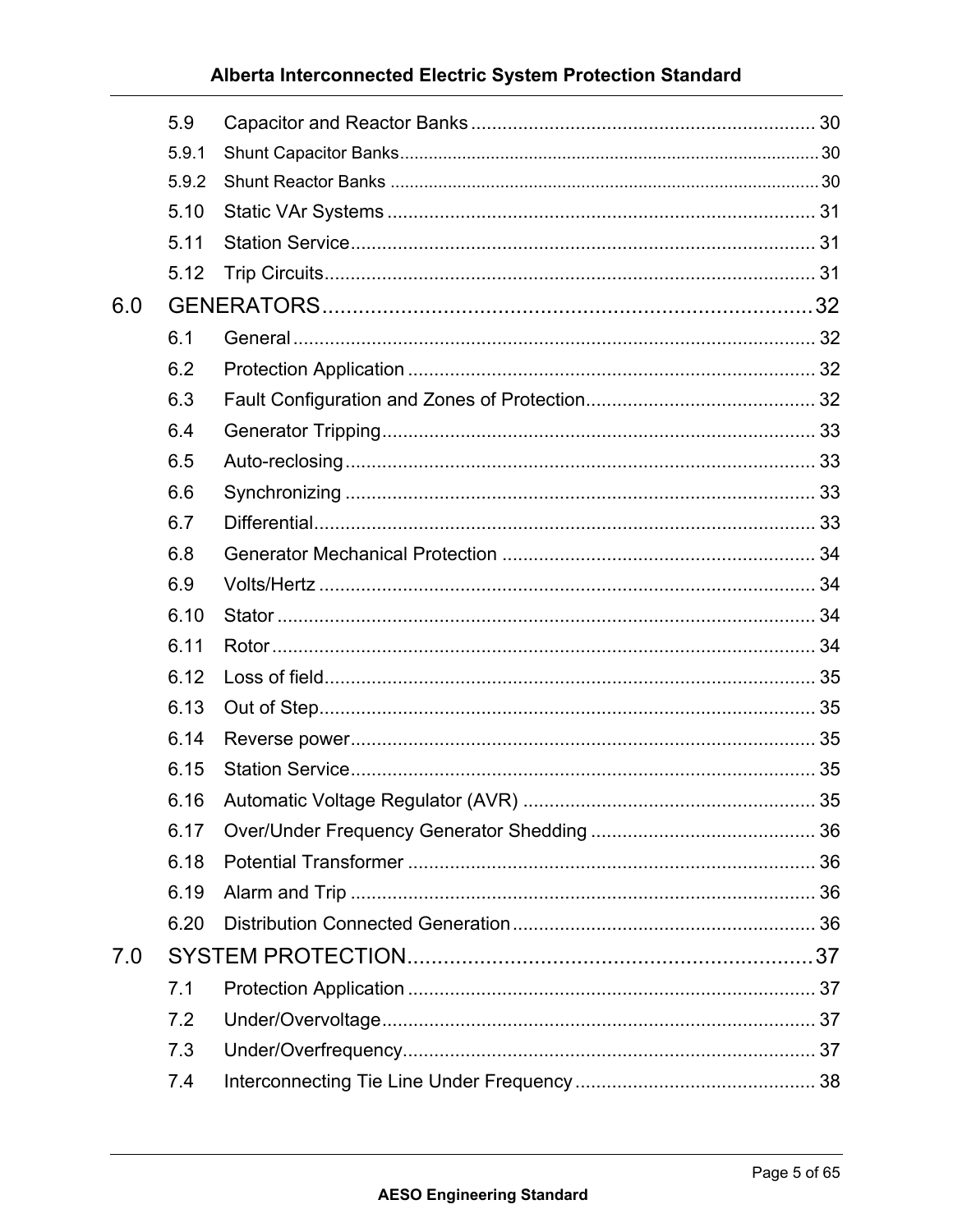5.9 Capacitor and Reactor Banks ........ 30
5.9.1 Shunt Capacitor Banks ........ 30
5.9.2 Shunt Reactor Banks ........ 30
5.10 Static VAr Systems ........ 31
5.11 Station Service ........ 31
5.12 Trip Circuits ........ 31

6.0 GENERATORS ........ 32
6.1 General ........ 32
6.2 Protection Application ........ 32
6.3 Fault Configuration and Zones of Protection ........ 32
6.4 Generator Tripping ........ 33
6.5 Auto-reclosing ........ 33
6.6 Synchronizing ........ 33
6.7 Differential ........ 33
6.8 Generator Mechanical Protection ........ 34
6.9 Volts/Hertz ........ 34
6.10 Stator ........ 34
6.11 Rotor ........ 34
6.12 Loss of field ........ 35
6.13 Out of Step ........ 35
6.14 Reverse power ........ 35
6.15 Station Service ........ 35
6.16 Automatic Voltage Regulator (AVR) ........ 35
6.17 Over/Under Frequency Generator Shedding ........ 36
6.18 Potential Transformer ........ 36
6.19 Alarm and Trip ........ 36
6.20 Distribution Connected Generation ........ 36

7.0 SYSTEM PROTECTION ........ 37
7.1 Protection Application ........ 37
7.2 Under/Overvoltage ........ 37
7.3 Under/Overfrequency ........ 37
7.4 Interconnecting Tie Line Under Frequency ........ 38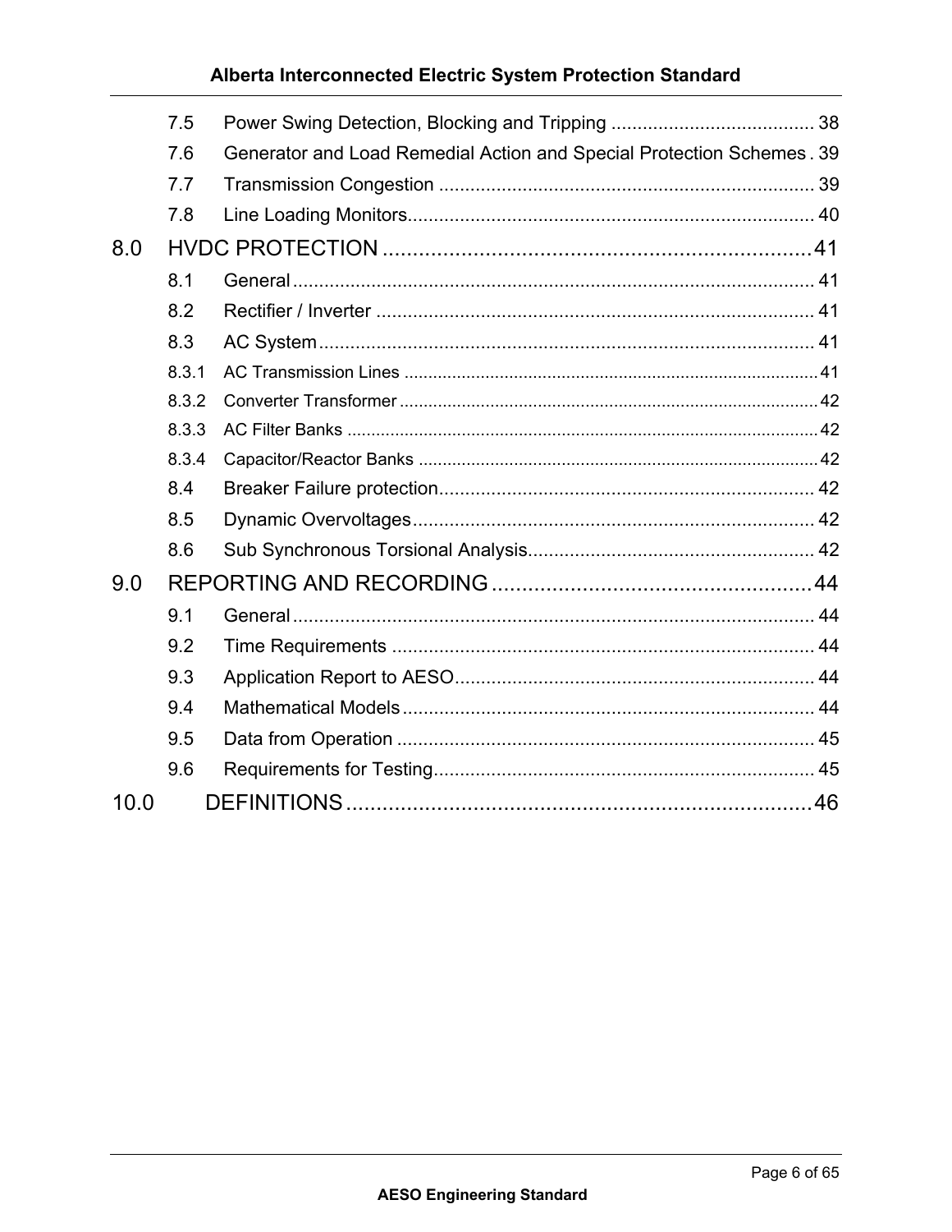7.5 Power Swing Detection, Blocking and Tripping ....................................... 38

7.6 Generator and Load Remedial Action and Special Protection Schemes . 39

7.7 Transmission Congestion ....................................................................... 39

7.8 Line Loading Monitors............................................................................. 40

8.0 HVDC PROTECTION .......................................................................41

8.1 General.................................................................................................... 41

8.2 Rectifier / Inverter ................................................................................... 41

8.3 AC System............................................................................................... 41

8.3.1 AC Transmission Lines ..................................................................................... 41

8.3.2 Converter Transformer ...................................................................................... 42

8.3.3 AC Filter Banks ................................................................................................. 42

8.3.4 Capacitor/Reactor Banks .................................................................................. 42

8.4 Breaker Failure protection........................................................................ 42

8.5 Dynamic Overvoltages............................................................................. 42

8.6 Sub Synchronous Torsional Analysis....................................................... 42

9.0 REPORTING AND RECORDING .....................................................44

9.1 General.................................................................................................... 44

9.2 Time Requirements ................................................................................. 44

9.3 Application Report to AESO..................................................................... 44

9.4 Mathematical Models............................................................................... 44

9.5 Data from Operation ................................................................................ 45

9.6 Requirements for Testing......................................................................... 45

10.0 DEFINITIONS.............................................................................46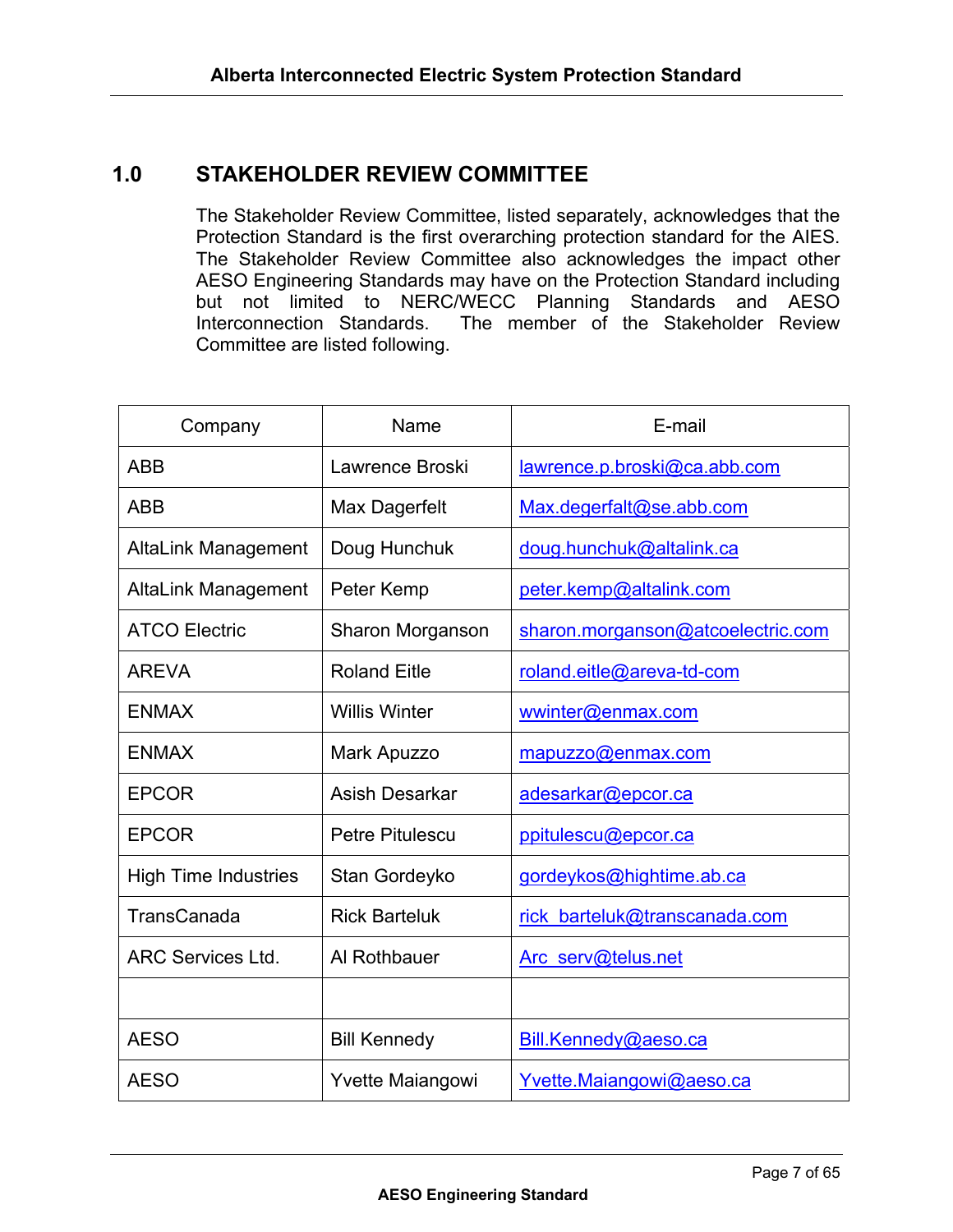## 1.0 STAKEHOLDER REVIEW COMMITTEE

The Stakeholder Review Committee, listed separately, acknowledges that the Protection Standard is the first overarching protection standard for the AIES. The Stakeholder Review Committee also acknowledges the impact other AESO Engineering Standards may have on the Protection Standard including but not limited to NERC/WECC Planning Standards and AESO Interconnection Standards. The member of the Stakeholder Review Committee are listed following.

| Company | Name | E-mail |
|---|---|---|
| ABB | Lawrence Broski | lawrence.p.broski@ca.abb.com |
| ABB | Max Dagerfelt | Max.degerfalt@se.abb.com |
| AltaLink Management | Doug Hunchuk | doug.hunchuk@altalink.ca |
| AltaLink Management | Peter Kemp | peter.kemp@altalink.com |
| ATCO Electric | Sharon Morganson | sharon.morganson@atcoelectric.com |
| AREVA | Roland Eitle | roland.eitle@areva-td-com |
| ENMAX | Willis Winter | wwinter@enmax.com |
| ENMAX | Mark Apuzzo | mapuzzo@enmax.com |
| EPCOR | Asish Desarkar | adesarkar@epcor.ca |
| EPCOR | Petre Pitulescu | ppitulescu@epcor.ca |
| High Time Industries | Stan Gordeyko | gordeykos@hightime.ab.ca |
| TransCanada | Rick Barteluk | rick_barteluk@transcanada.com |
| ARC Services Ltd. | Al Rothbauer | Arc_serv@telus.net |
| | | |
| AESO | Bill Kennedy | Bill.Kennedy@aeso.ca |
| AESO | Yvette Maiangowi | Yvette.Maiangowi@aeso.ca |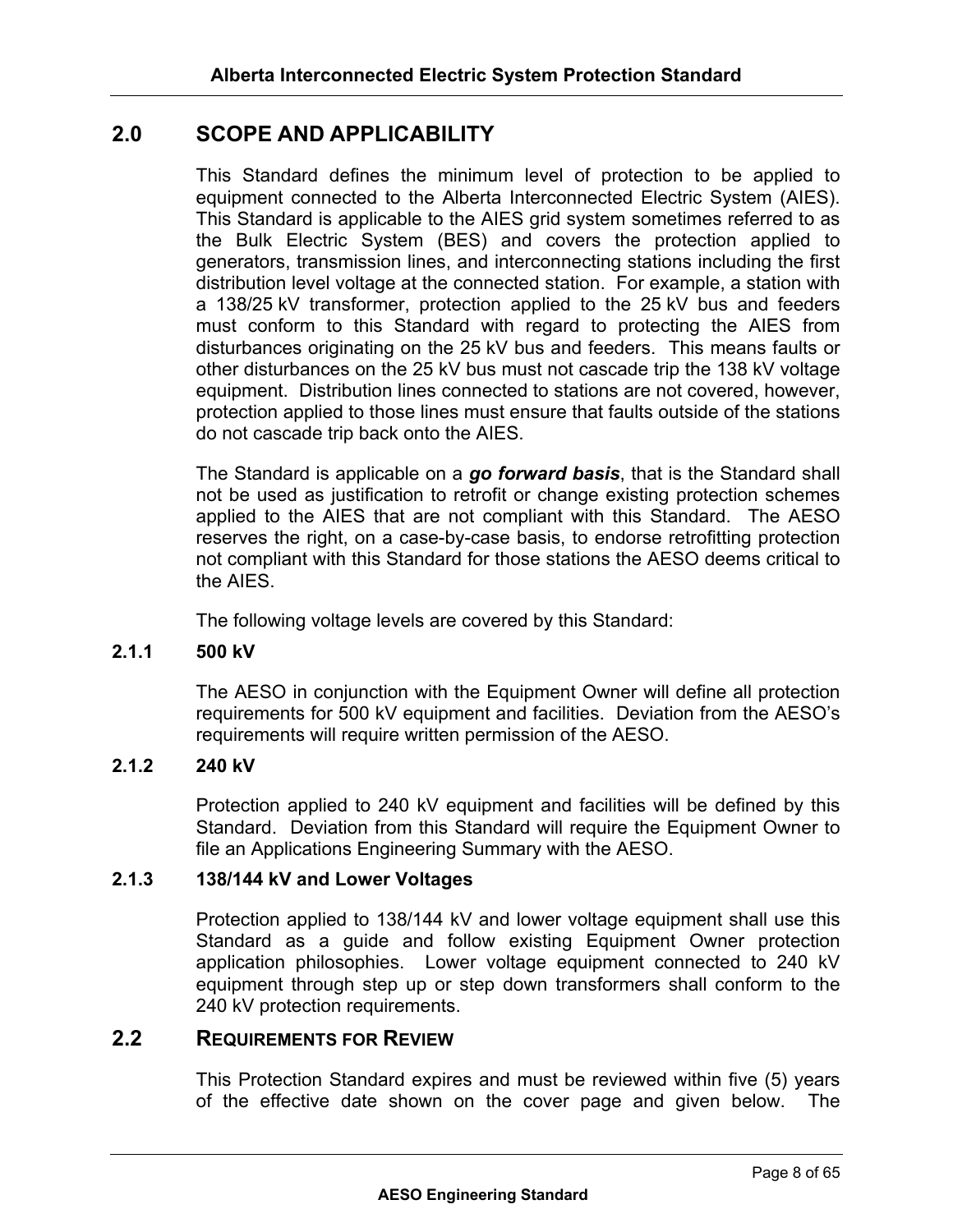## 2.0 SCOPE AND APPLICABILITY

This Standard defines the minimum level of protection to be applied to equipment connected to the Alberta Interconnected Electric System (AIES). This Standard is applicable to the AIES grid system sometimes referred to as the Bulk Electric System (BES) and covers the protection applied to generators, transmission lines, and interconnecting stations including the first distribution level voltage at the connected station. For example, a station with a 138/25 kV transformer, protection applied to the 25 kV bus and feeders must conform to this Standard with regard to protecting the AIES from disturbances originating on the 25 kV bus and feeders. This means faults or other disturbances on the 25 kV bus must not cascade trip the 138 kV voltage equipment. Distribution lines connected to stations are not covered, however, protection applied to those lines must ensure that faults outside of the stations do not cascade trip back onto the AIES.

The Standard is applicable on a ***go forward basis***, that is the Standard shall not be used as justification to retrofit or change existing protection schemes applied to the AIES that are not compliant with this Standard. The AESO reserves the right, on a case-by-case basis, to endorse retrofitting protection not compliant with this Standard for those stations the AESO deems critical to the AIES.

The following voltage levels are covered by this Standard:

#### 2.1.1 500 kV

The AESO in conjunction with the Equipment Owner will define all protection requirements for 500 kV equipment and facilities. Deviation from the AESO's requirements will require written permission of the AESO.

#### 2.1.2 240 kV

Protection applied to 240 kV equipment and facilities will be defined by this Standard. Deviation from this Standard will require the Equipment Owner to file an Applications Engineering Summary with the AESO.

#### 2.1.3 138/144 kV and Lower Voltages

Protection applied to 138/144 kV and lower voltage equipment shall use this Standard as a guide and follow existing Equipment Owner protection application philosophies. Lower voltage equipment connected to 240 kV equipment through step up or step down transformers shall conform to the 240 kV protection requirements.

### 2.2 REQUIREMENTS FOR REVIEW

This Protection Standard expires and must be reviewed within five (5) years of the effective date shown on the cover page and given below. The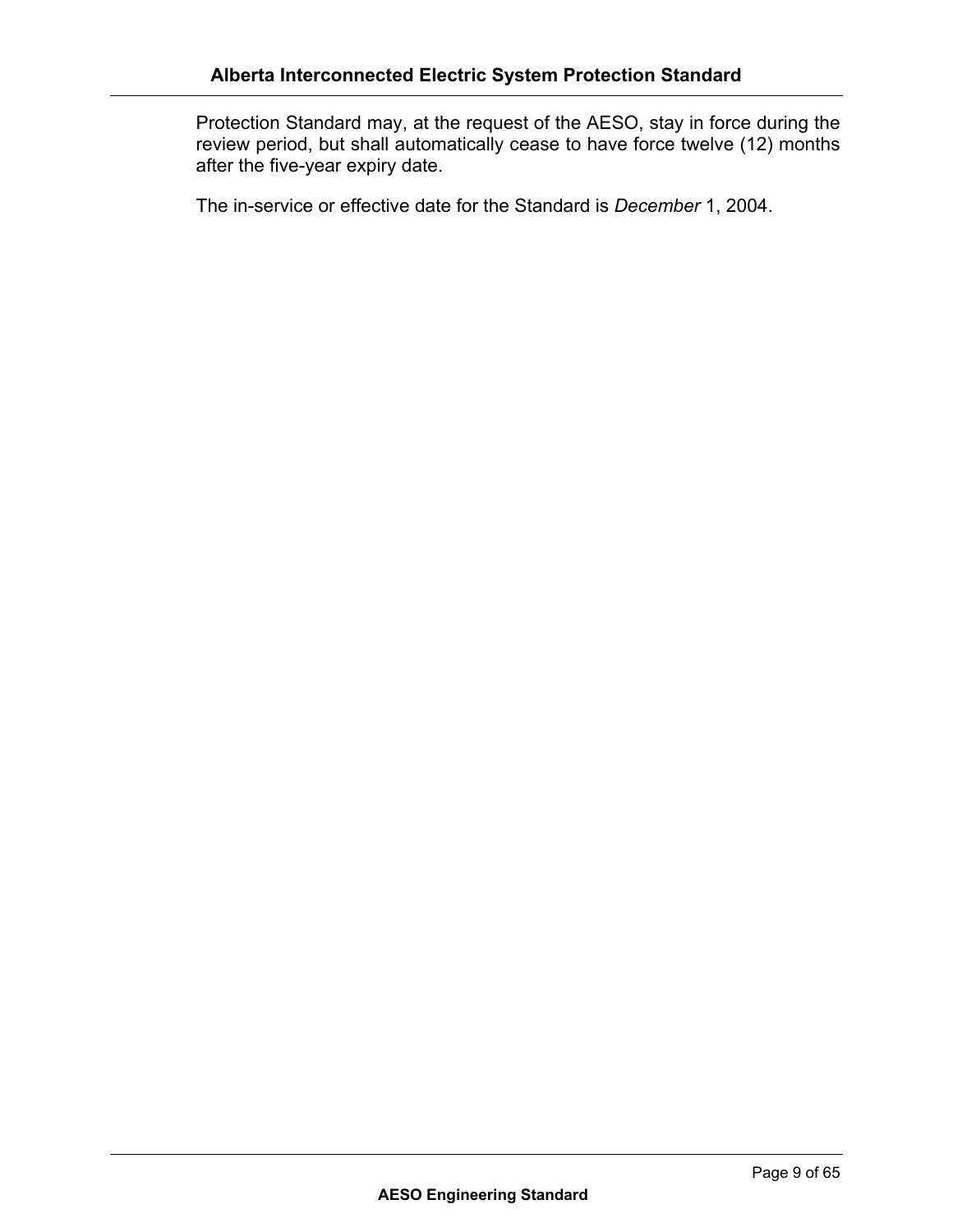Protection Standard may, at the request of the AESO, stay in force during the review period, but shall automatically cease to have force twelve (12) months after the five-year expiry date.

The in-service or effective date for the Standard is *December* 1, 2004.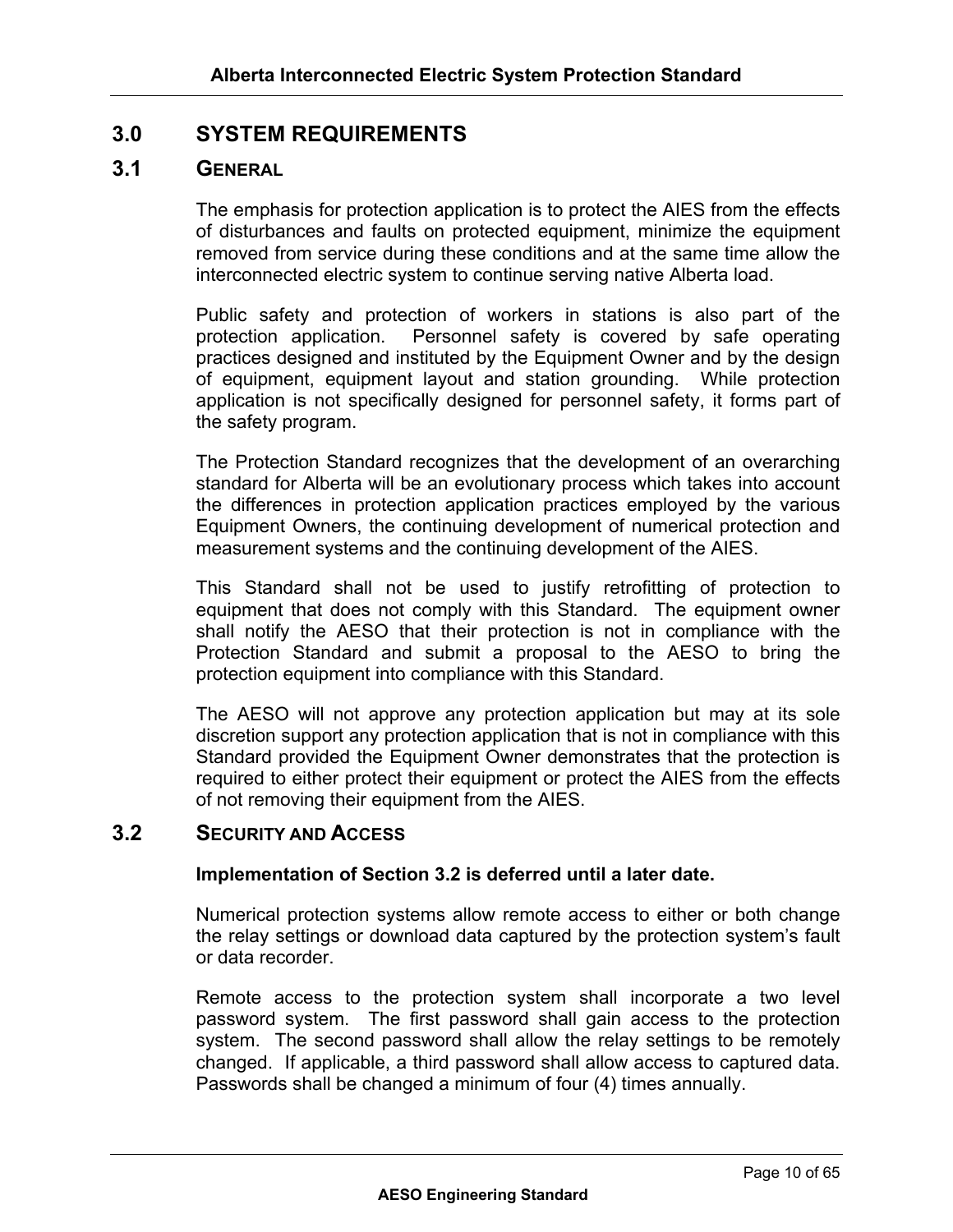# 3.0 SYSTEM REQUIREMENTS

## 3.1 GENERAL

The emphasis for protection application is to protect the AIES from the effects of disturbances and faults on protected equipment, minimize the equipment removed from service during these conditions and at the same time allow the interconnected electric system to continue serving native Alberta load.

Public safety and protection of workers in stations is also part of the protection application. Personnel safety is covered by safe operating practices designed and instituted by the Equipment Owner and by the design of equipment, equipment layout and station grounding. While protection application is not specifically designed for personnel safety, it forms part of the safety program.

The Protection Standard recognizes that the development of an overarching standard for Alberta will be an evolutionary process which takes into account the differences in protection application practices employed by the various Equipment Owners, the continuing development of numerical protection and measurement systems and the continuing development of the AIES.

This Standard shall not be used to justify retrofitting of protection to equipment that does not comply with this Standard. The equipment owner shall notify the AESO that their protection is not in compliance with the Protection Standard and submit a proposal to the AESO to bring the protection equipment into compliance with this Standard.

The AESO will not approve any protection application but may at its sole discretion support any protection application that is not in compliance with this Standard provided the Equipment Owner demonstrates that the protection is required to either protect their equipment or protect the AIES from the effects of not removing their equipment from the AIES.

## 3.2 SECURITY AND ACCESS

**Implementation of Section 3.2 is deferred until a later date.**

Numerical protection systems allow remote access to either or both change the relay settings or download data captured by the protection system's fault or data recorder.

Remote access to the protection system shall incorporate a two level password system. The first password shall gain access to the protection system. The second password shall allow the relay settings to be remotely changed. If applicable, a third password shall allow access to captured data. Passwords shall be changed a minimum of four (4) times annually.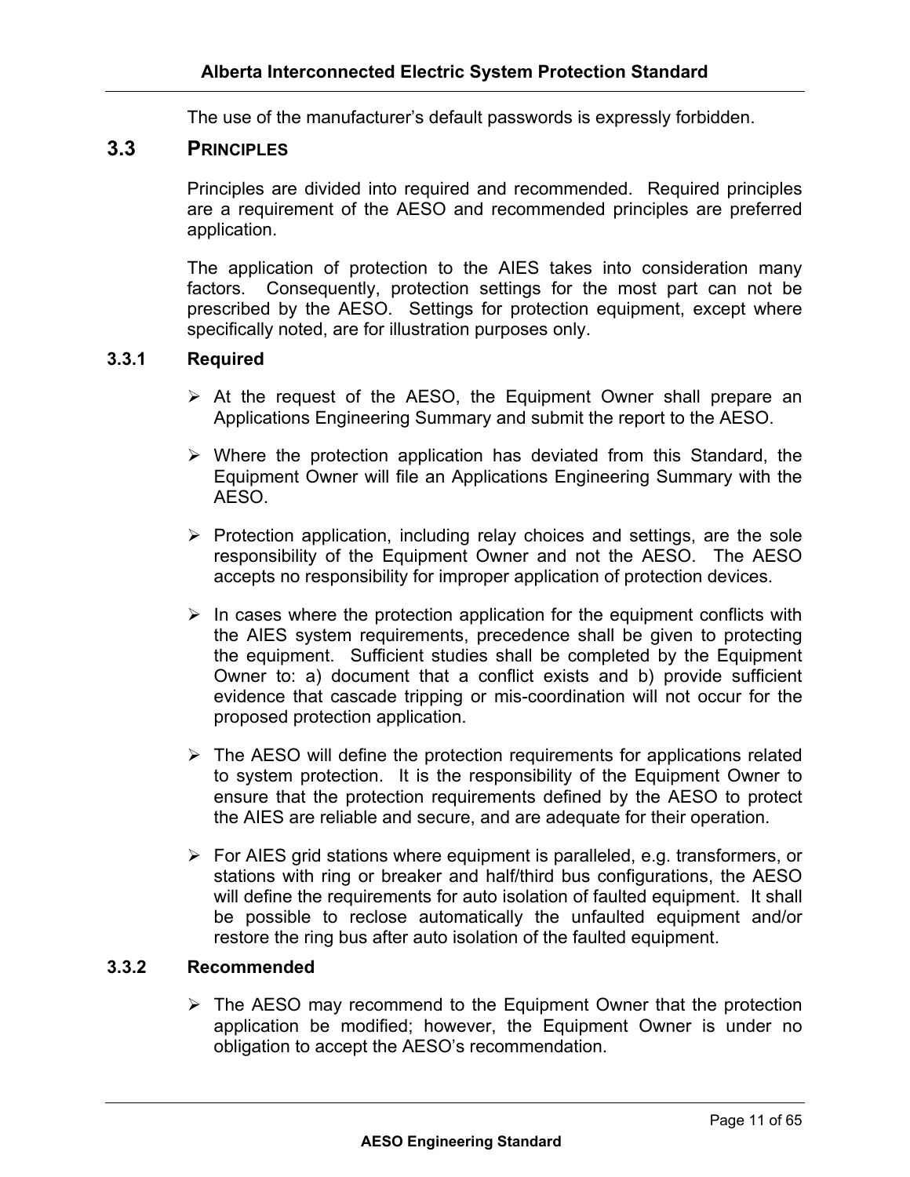The use of the manufacturer's default passwords is expressly forbidden.

## 3.3 PRINCIPLES

Principles are divided into required and recommended. Required principles are a requirement of the AESO and recommended principles are preferred application.

The application of protection to the AIES takes into consideration many factors. Consequently, protection settings for the most part can not be prescribed by the AESO. Settings for protection equipment, except where specifically noted, are for illustration purposes only.

### 3.3.1 Required

- At the request of the AESO, the Equipment Owner shall prepare an Applications Engineering Summary and submit the report to the AESO.
- Where the protection application has deviated from this Standard, the Equipment Owner will file an Applications Engineering Summary with the AESO.
- Protection application, including relay choices and settings, are the sole responsibility of the Equipment Owner and not the AESO. The AESO accepts no responsibility for improper application of protection devices.
- In cases where the protection application for the equipment conflicts with the AIES system requirements, precedence shall be given to protecting the equipment. Sufficient studies shall be completed by the Equipment Owner to: a) document that a conflict exists and b) provide sufficient evidence that cascade tripping or mis-coordination will not occur for the proposed protection application.
- The AESO will define the protection requirements for applications related to system protection. It is the responsibility of the Equipment Owner to ensure that the protection requirements defined by the AESO to protect the AIES are reliable and secure, and are adequate for their operation.
- For AIES grid stations where equipment is paralleled, e.g. transformers, or stations with ring or breaker and half/third bus configurations, the AESO will define the requirements for auto isolation of faulted equipment. It shall be possible to reclose automatically the unfaulted equipment and/or restore the ring bus after auto isolation of the faulted equipment.

### 3.3.2 Recommended

- The AESO may recommend to the Equipment Owner that the protection application be modified; however, the Equipment Owner is under no obligation to accept the AESO's recommendation.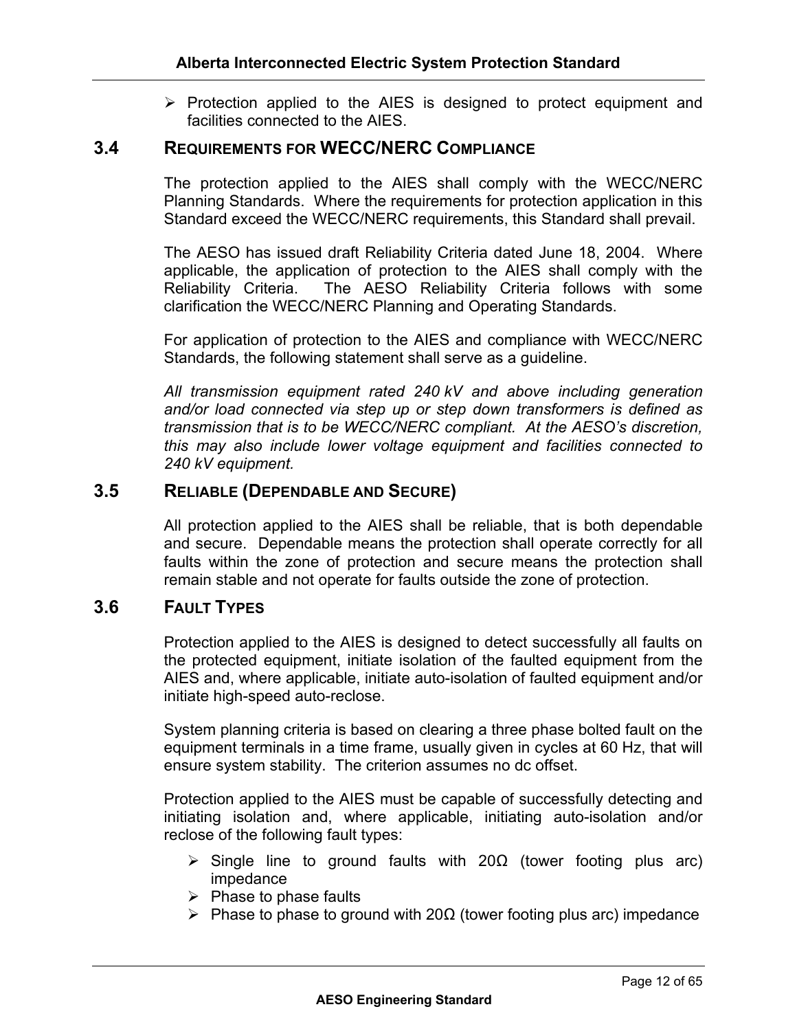- Protection applied to the AIES is designed to protect equipment and facilities connected to the AIES.

### 3.4 REQUIREMENTS FOR WECC/NERC COMPLIANCE

The protection applied to the AIES shall comply with the WECC/NERC Planning Standards. Where the requirements for protection application in this Standard exceed the WECC/NERC requirements, this Standard shall prevail.

The AESO has issued draft Reliability Criteria dated June 18, 2004. Where applicable, the application of protection to the AIES shall comply with the Reliability Criteria. The AESO Reliability Criteria follows with some clarification the WECC/NERC Planning and Operating Standards.

For application of protection to the AIES and compliance with WECC/NERC Standards, the following statement shall serve as a guideline.

*All transmission equipment rated 240 kV and above including generation and/or load connected via step up or step down transformers is defined as transmission that is to be WECC/NERC compliant. At the AESO's discretion, this may also include lower voltage equipment and facilities connected to 240 kV equipment.*

### 3.5 RELIABLE (DEPENDABLE AND SECURE)

All protection applied to the AIES shall be reliable, that is both dependable and secure. Dependable means the protection shall operate correctly for all faults within the zone of protection and secure means the protection shall remain stable and not operate for faults outside the zone of protection.

### 3.6 FAULT TYPES

Protection applied to the AIES is designed to detect successfully all faults on the protected equipment, initiate isolation of the faulted equipment from the AIES and, where applicable, initiate auto-isolation of faulted equipment and/or initiate high-speed auto-reclose.

System planning criteria is based on clearing a three phase bolted fault on the equipment terminals in a time frame, usually given in cycles at 60 Hz, that will ensure system stability. The criterion assumes no dc offset.

Protection applied to the AIES must be capable of successfully detecting and initiating isolation and, where applicable, initiating auto-isolation and/or reclose of the following fault types:

- Single line to ground faults with 20Ω (tower footing plus arc) impedance
- Phase to phase faults
- Phase to phase to ground with 20Ω (tower footing plus arc) impedance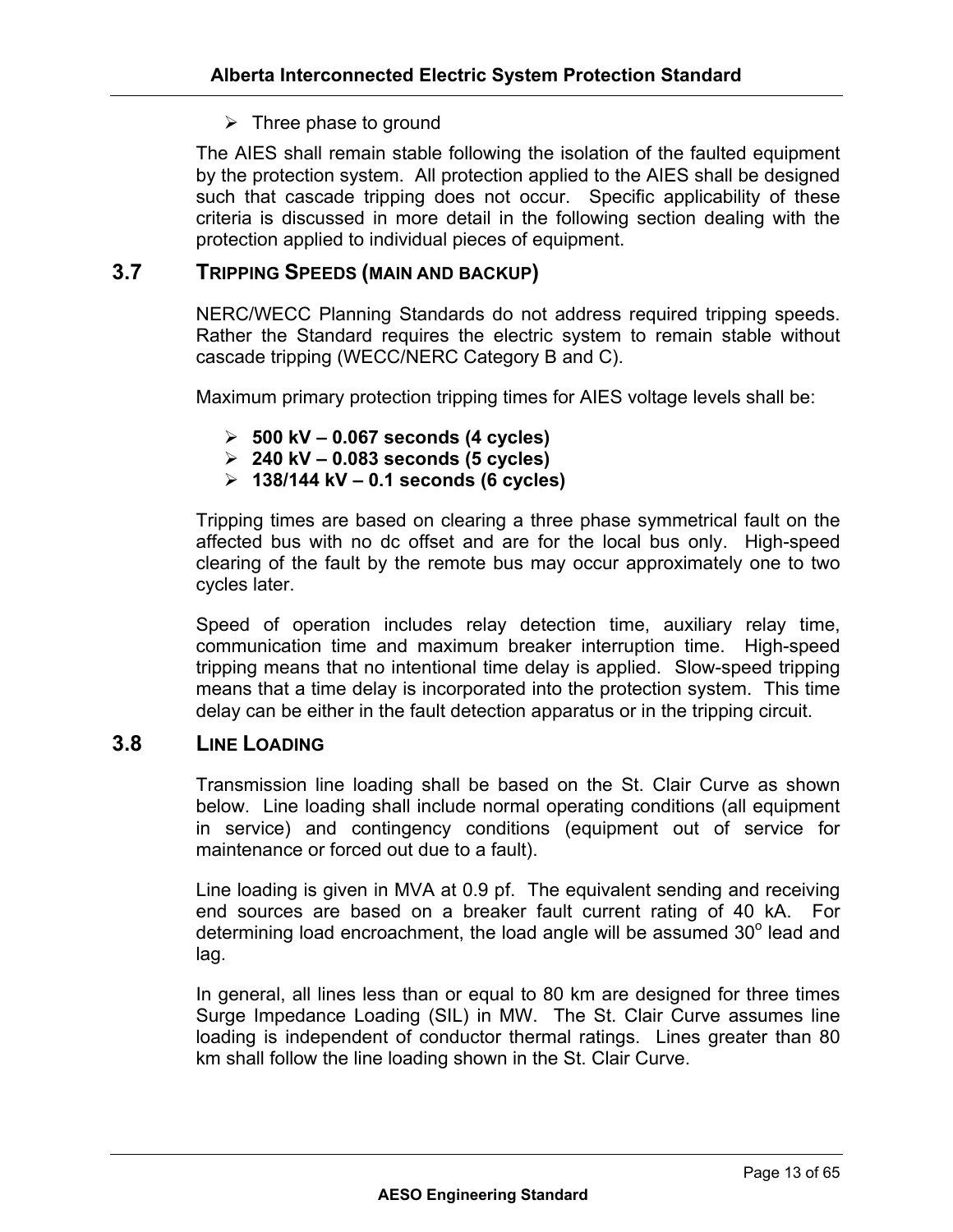- Three phase to ground

The AIES shall remain stable following the isolation of the faulted equipment by the protection system. All protection applied to the AIES shall be designed such that cascade tripping does not occur. Specific applicability of these criteria is discussed in more detail in the following section dealing with the protection applied to individual pieces of equipment.

## 3.7 TRIPPING SPEEDS (MAIN AND BACKUP)

NERC/WECC Planning Standards do not address required tripping speeds. Rather the Standard requires the electric system to remain stable without cascade tripping (WECC/NERC Category B and C).

Maximum primary protection tripping times for AIES voltage levels shall be:

- **500 kV – 0.067 seconds (4 cycles)**
- **240 kV – 0.083 seconds (5 cycles)**
- **138/144 kV – 0.1 seconds (6 cycles)**

Tripping times are based on clearing a three phase symmetrical fault on the affected bus with no dc offset and are for the local bus only. High-speed clearing of the fault by the remote bus may occur approximately one to two cycles later.

Speed of operation includes relay detection time, auxiliary relay time, communication time and maximum breaker interruption time. High-speed tripping means that no intentional time delay is applied. Slow-speed tripping means that a time delay is incorporated into the protection system. This time delay can be either in the fault detection apparatus or in the tripping circuit.

## 3.8 LINE LOADING

Transmission line loading shall be based on the St. Clair Curve as shown below. Line loading shall include normal operating conditions (all equipment in service) and contingency conditions (equipment out of service for maintenance or forced out due to a fault).

Line loading is given in MVA at 0.9 pf. The equivalent sending and receiving end sources are based on a breaker fault current rating of 40 kA. For determining load encroachment, the load angle will be assumed $30^{o}$ lead and lag.

In general, all lines less than or equal to 80 km are designed for three times Surge Impedance Loading (SIL) in MW. The St. Clair Curve assumes line loading is independent of conductor thermal ratings. Lines greater than 80 km shall follow the line loading shown in the St. Clair Curve.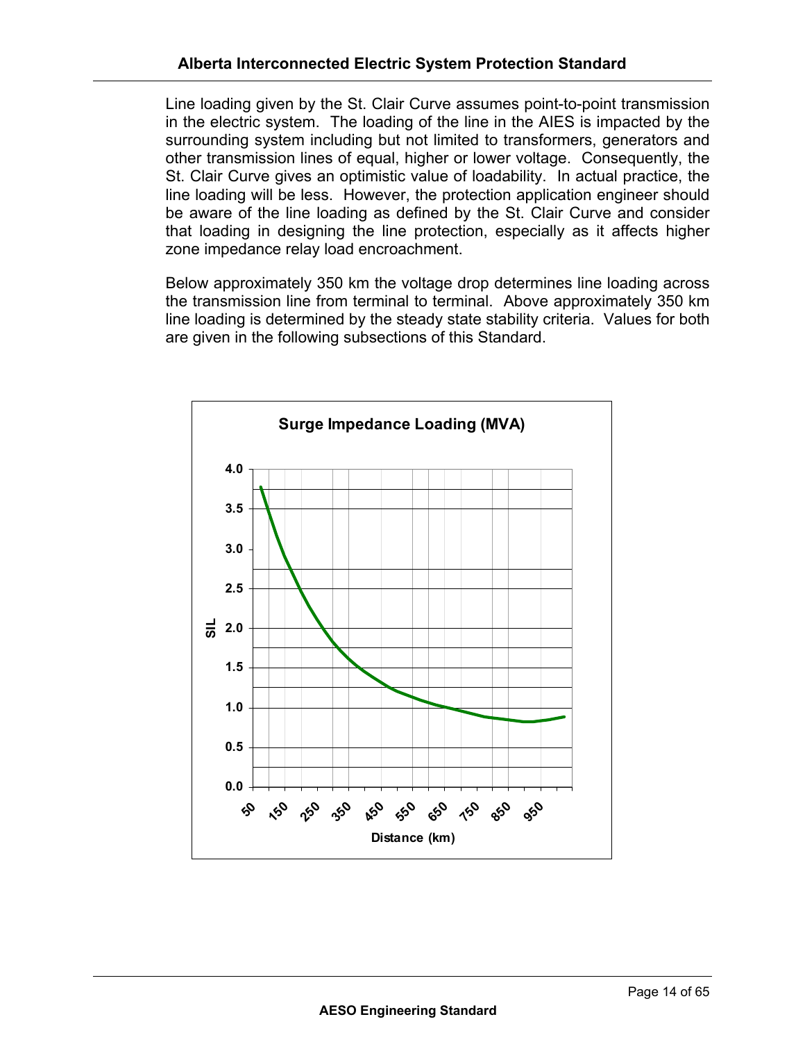Line loading given by the St. Clair Curve assumes point-to-point transmission in the electric system. The loading of the line in the AIES is impacted by the surrounding system including but not limited to transformers, generators and other transmission lines of equal, higher or lower voltage. Consequently, the St. Clair Curve gives an optimistic value of loadability. In actual practice, the line loading will be less. However, the protection application engineer should be aware of the line loading as defined by the St. Clair Curve and consider that loading in designing the line protection, especially as it affects higher zone impedance relay load encroachment.

Below approximately 350 km the voltage drop determines line loading across the transmission line from terminal to terminal. Above approximately 350 km line loading is determined by the steady state stability criteria. Values for both are given in the following subsections of this Standard.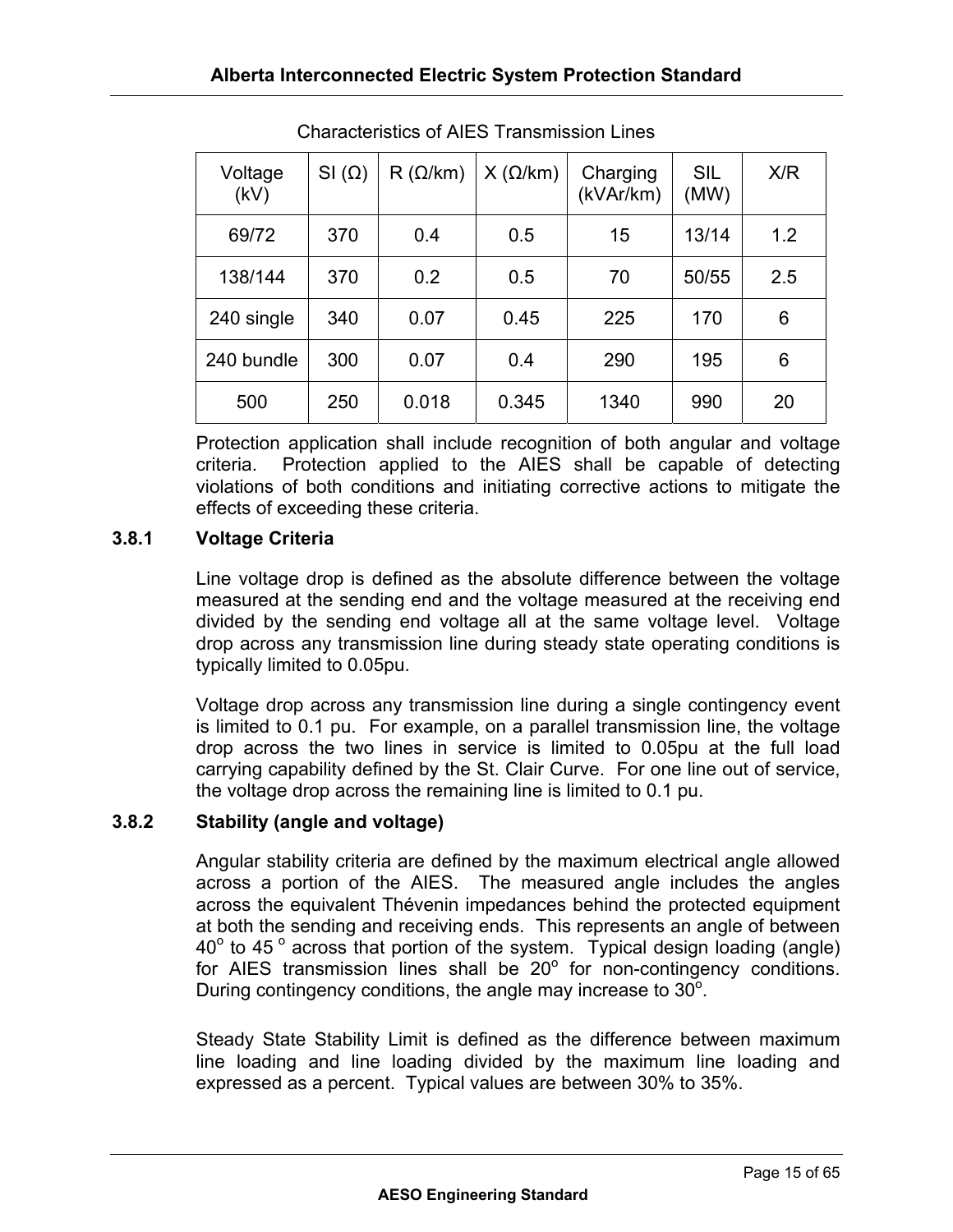Characteristics of AIES Transmission Lines

| Voltage (kV) | SI (Ω) | R (Ω/km) | X (Ω/km) | Charging (kVAr/km) | SIL (MW) | X/R |
|---|---|---|---|---|---|---|
| 69/72 | 370 | 0.4 | 0.5 | 15 | 13/14 | 1.2 |
| 138/144 | 370 | 0.2 | 0.5 | 70 | 50/55 | 2.5 |
| 240 single | 340 | 0.07 | 0.45 | 225 | 170 | 6 |
| 240 bundle | 300 | 0.07 | 0.4 | 290 | 195 | 6 |
| 500 | 250 | 0.018 | 0.345 | 1340 | 990 | 20 |

Protection application shall include recognition of both angular and voltage criteria. Protection applied to the AIES shall be capable of detecting violations of both conditions and initiating corrective actions to mitigate the effects of exceeding these criteria.

### 3.8.1 Voltage Criteria

Line voltage drop is defined as the absolute difference between the voltage measured at the sending end and the voltage measured at the receiving end divided by the sending end voltage all at the same voltage level. Voltage drop across any transmission line during steady state operating conditions is typically limited to 0.05pu.

Voltage drop across any transmission line during a single contingency event is limited to 0.1 pu. For example, on a parallel transmission line, the voltage drop across the two lines in service is limited to 0.05pu at the full load carrying capability defined by the St. Clair Curve. For one line out of service, the voltage drop across the remaining line is limited to 0.1 pu.

### 3.8.2 Stability (angle and voltage)

Angular stability criteria are defined by the maximum electrical angle allowed across a portion of the AIES. The measured angle includes the angles across the equivalent Thévenin impedances behind the protected equipment at both the sending and receiving ends. This represents an angle of between $40^{o}$ to $45^{o}$ across that portion of the system. Typical design loading (angle) for AIES transmission lines shall be $20^{o}$ for non-contingency conditions. During contingency conditions, the angle may increase to $30^{o}$.

Steady State Stability Limit is defined as the difference between maximum line loading and line loading divided by the maximum line loading and expressed as a percent. Typical values are between 30% to 35%.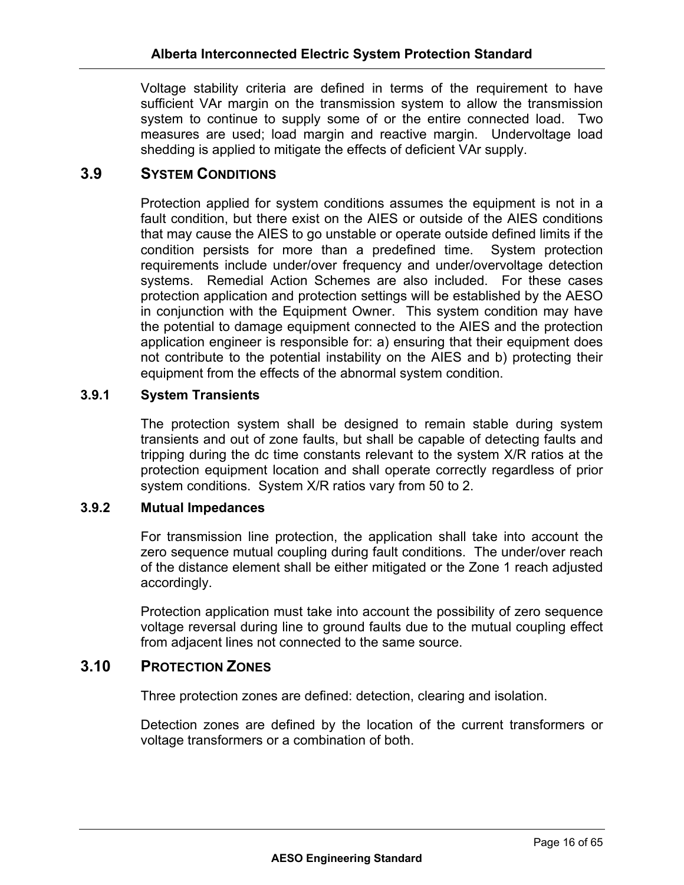Voltage stability criteria are defined in terms of the requirement to have sufficient VAr margin on the transmission system to allow the transmission system to continue to supply some of or the entire connected load. Two measures are used; load margin and reactive margin. Undervoltage load shedding is applied to mitigate the effects of deficient VAr supply.

## 3.9 SYSTEM CONDITIONS

Protection applied for system conditions assumes the equipment is not in a fault condition, but there exist on the AIES or outside of the AIES conditions that may cause the AIES to go unstable or operate outside defined limits if the condition persists for more than a predefined time. System protection requirements include under/over frequency and under/overvoltage detection systems. Remedial Action Schemes are also included. For these cases protection application and protection settings will be established by the AESO in conjunction with the Equipment Owner. This system condition may have the potential to damage equipment connected to the AIES and the protection application engineer is responsible for: a) ensuring that their equipment does not contribute to the potential instability on the AIES and b) protecting their equipment from the effects of the abnormal system condition.

### 3.9.1 System Transients

The protection system shall be designed to remain stable during system transients and out of zone faults, but shall be capable of detecting faults and tripping during the dc time constants relevant to the system X/R ratios at the protection equipment location and shall operate correctly regardless of prior system conditions. System X/R ratios vary from 50 to 2.

### 3.9.2 Mutual Impedances

For transmission line protection, the application shall take into account the zero sequence mutual coupling during fault conditions. The under/over reach of the distance element shall be either mitigated or the Zone 1 reach adjusted accordingly.

Protection application must take into account the possibility of zero sequence voltage reversal during line to ground faults due to the mutual coupling effect from adjacent lines not connected to the same source.

## 3.10 PROTECTION ZONES

Three protection zones are defined: detection, clearing and isolation.

Detection zones are defined by the location of the current transformers or voltage transformers or a combination of both.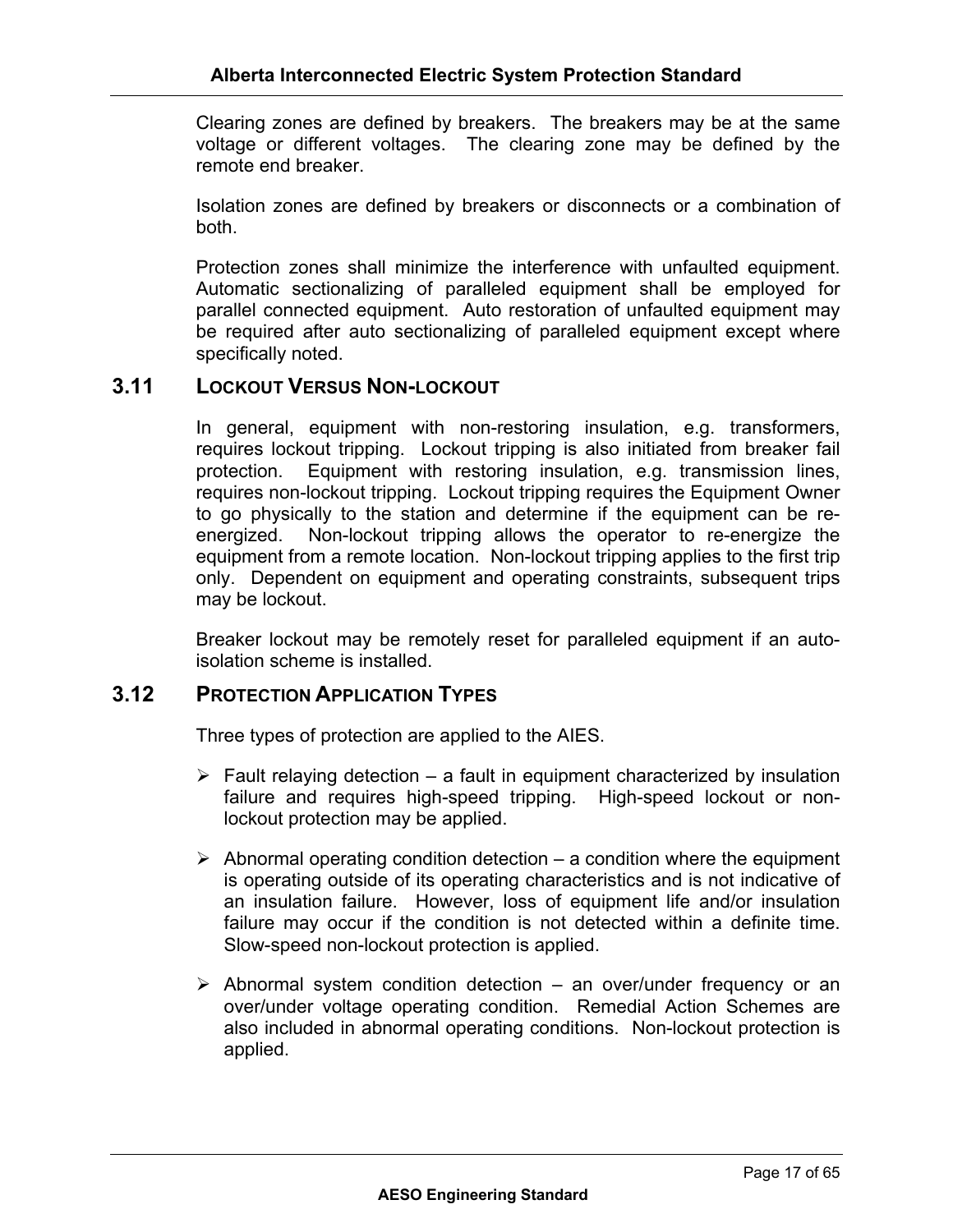Clearing zones are defined by breakers. The breakers may be at the same voltage or different voltages. The clearing zone may be defined by the remote end breaker.

Isolation zones are defined by breakers or disconnects or a combination of both.

Protection zones shall minimize the interference with unfaulted equipment. Automatic sectionalizing of paralleled equipment shall be employed for parallel connected equipment. Auto restoration of unfaulted equipment may be required after auto sectionalizing of paralleled equipment except where specifically noted.

## 3.11 Lockout Versus Non-lockout

In general, equipment with non-restoring insulation, e.g. transformers, requires lockout tripping. Lockout tripping is also initiated from breaker fail protection. Equipment with restoring insulation, e.g. transmission lines, requires non-lockout tripping. Lockout tripping requires the Equipment Owner to go physically to the station and determine if the equipment can be re-energized. Non-lockout tripping allows the operator to re-energize the equipment from a remote location. Non-lockout tripping applies to the first trip only. Dependent on equipment and operating constraints, subsequent trips may be lockout.

Breaker lockout may be remotely reset for paralleled equipment if an auto-isolation scheme is installed.

## 3.12 Protection Application Types

Three types of protection are applied to the AIES.

- Fault relaying detection – a fault in equipment characterized by insulation failure and requires high-speed tripping. High-speed lockout or non-lockout protection may be applied.
- Abnormal operating condition detection – a condition where the equipment is operating outside of its operating characteristics and is not indicative of an insulation failure. However, loss of equipment life and/or insulation failure may occur if the condition is not detected within a definite time. Slow-speed non-lockout protection is applied.
- Abnormal system condition detection – an over/under frequency or an over/under voltage operating condition. Remedial Action Schemes are also included in abnormal operating conditions. Non-lockout protection is applied.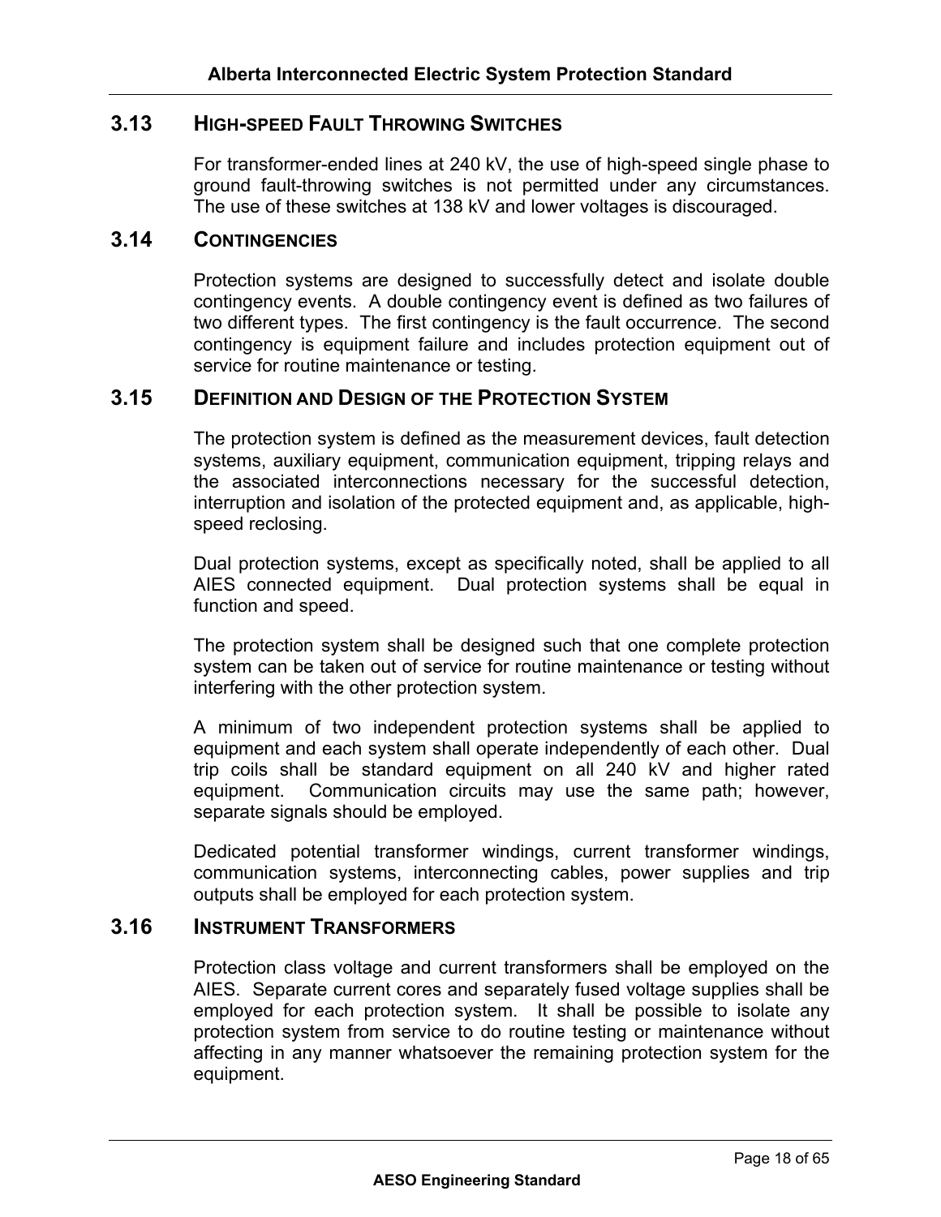## 3.13 High-speed Fault Throwing Switches

For transformer-ended lines at 240 kV, the use of high-speed single phase to ground fault-throwing switches is not permitted under any circumstances. The use of these switches at 138 kV and lower voltages is discouraged.

## 3.14 Contingencies

Protection systems are designed to successfully detect and isolate double contingency events. A double contingency event is defined as two failures of two different types. The first contingency is the fault occurrence. The second contingency is equipment failure and includes protection equipment out of service for routine maintenance or testing.

## 3.15 Definition and Design of the Protection System

The protection system is defined as the measurement devices, fault detection systems, auxiliary equipment, communication equipment, tripping relays and the associated interconnections necessary for the successful detection, interruption and isolation of the protected equipment and, as applicable, high-speed reclosing.

Dual protection systems, except as specifically noted, shall be applied to all AIES connected equipment. Dual protection systems shall be equal in function and speed.

The protection system shall be designed such that one complete protection system can be taken out of service for routine maintenance or testing without interfering with the other protection system.

A minimum of two independent protection systems shall be applied to equipment and each system shall operate independently of each other. Dual trip coils shall be standard equipment on all 240 kV and higher rated equipment. Communication circuits may use the same path; however, separate signals should be employed.

Dedicated potential transformer windings, current transformer windings, communication systems, interconnecting cables, power supplies and trip outputs shall be employed for each protection system.

## 3.16 Instrument Transformers

Protection class voltage and current transformers shall be employed on the AIES. Separate current cores and separately fused voltage supplies shall be employed for each protection system. It shall be possible to isolate any protection system from service to do routine testing or maintenance without affecting in any manner whatsoever the remaining protection system for the equipment.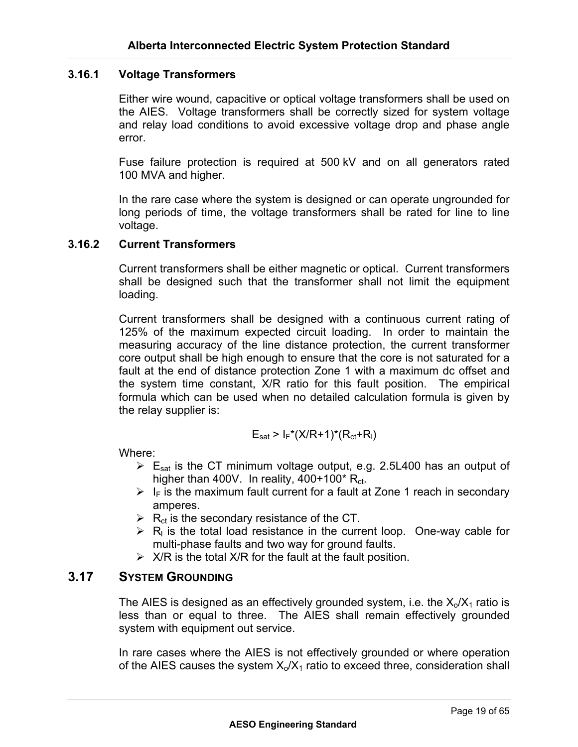### 3.16.1 Voltage Transformers

Either wire wound, capacitive or optical voltage transformers shall be used on the AIES. Voltage transformers shall be correctly sized for system voltage and relay load conditions to avoid excessive voltage drop and phase angle error.

Fuse failure protection is required at 500 kV and on all generators rated 100 MVA and higher.

In the rare case where the system is designed or can operate ungrounded for long periods of time, the voltage transformers shall be rated for line to line voltage.

### 3.16.2 Current Transformers

Current transformers shall be either magnetic or optical. Current transformers shall be designed such that the transformer shall not limit the equipment loading.

Current transformers shall be designed with a continuous current rating of 125% of the maximum expected circuit loading. In order to maintain the measuring accuracy of the line distance protection, the current transformer core output shall be high enough to ensure that the core is not saturated for a fault at the end of distance protection Zone 1 with a maximum dc offset and the system time constant, X/R ratio for this fault position. The empirical formula which can be used when no detailed calculation formula is given by the relay supplier is:

$$E_{sat} > I_F*(X/R+1)*(R_{ct}+R_l)$$

Where:

- $E_{sat}$ is the CT minimum voltage output, e.g. 2.5L400 has an output of higher than 400V. In reality, 400+100* $R_{ct}$.
- $I_F$ is the maximum fault current for a fault at Zone 1 reach in secondary amperes.
- $R_{ct}$ is the secondary resistance of the CT.
- $R_l$ is the total load resistance in the current loop. One-way cable for multi-phase faults and two way for ground faults.
- X/R is the total X/R for the fault at the fault position.

## 3.17 SYSTEM GROUNDING

The AIES is designed as an effectively grounded system, i.e. the $X_o/X_1$ ratio is less than or equal to three. The AIES shall remain effectively grounded system with equipment out service.

In rare cases where the AIES is not effectively grounded or where operation of the AIES causes the system $X_o/X_1$ ratio to exceed three, consideration shall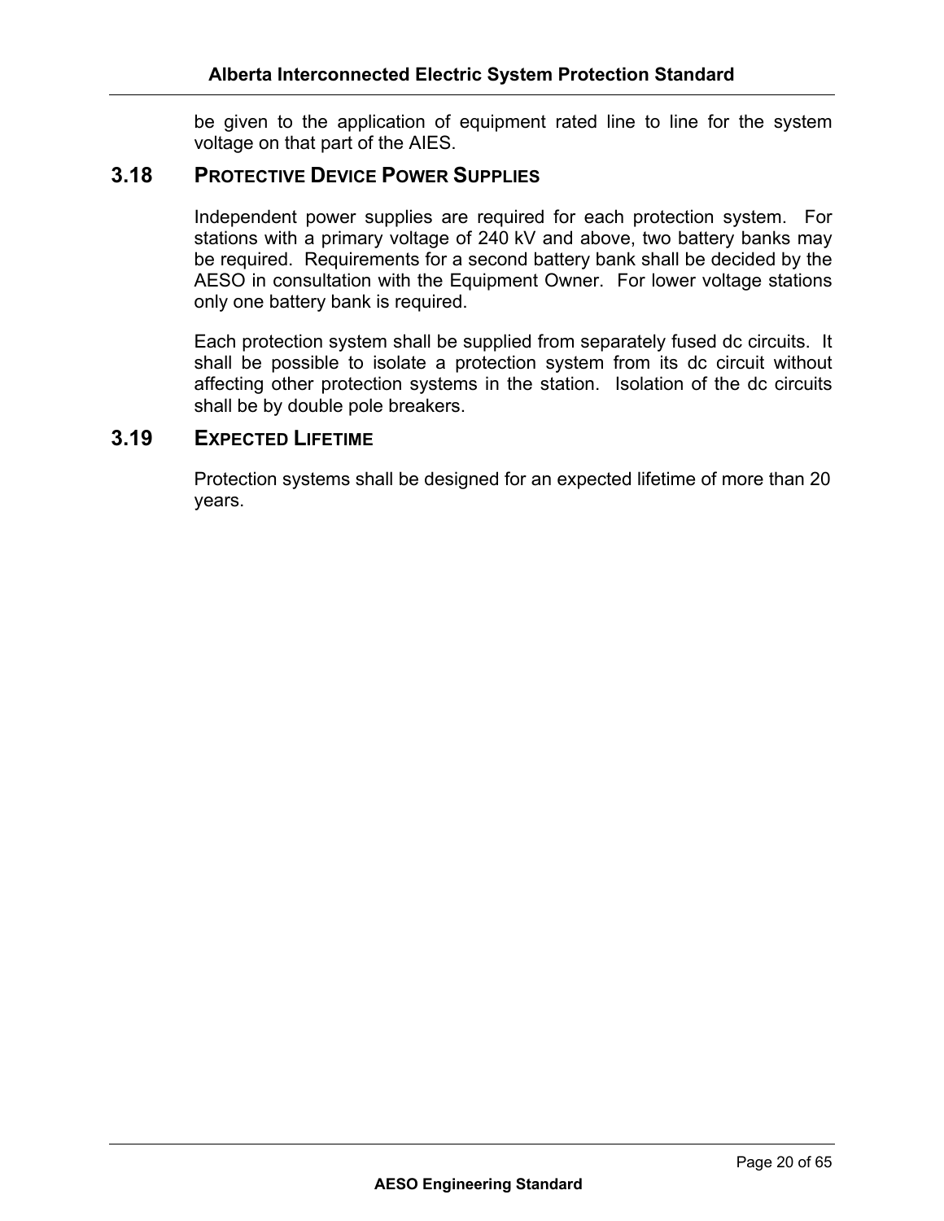be given to the application of equipment rated line to line for the system voltage on that part of the AIES.

## 3.18 PROTECTIVE DEVICE POWER SUPPLIES

Independent power supplies are required for each protection system. For stations with a primary voltage of 240 kV and above, two battery banks may be required. Requirements for a second battery bank shall be decided by the AESO in consultation with the Equipment Owner. For lower voltage stations only one battery bank is required.

Each protection system shall be supplied from separately fused dc circuits. It shall be possible to isolate a protection system from its dc circuit without affecting other protection systems in the station. Isolation of the dc circuits shall be by double pole breakers.

## 3.19 EXPECTED LIFETIME

Protection systems shall be designed for an expected lifetime of more than 20 years.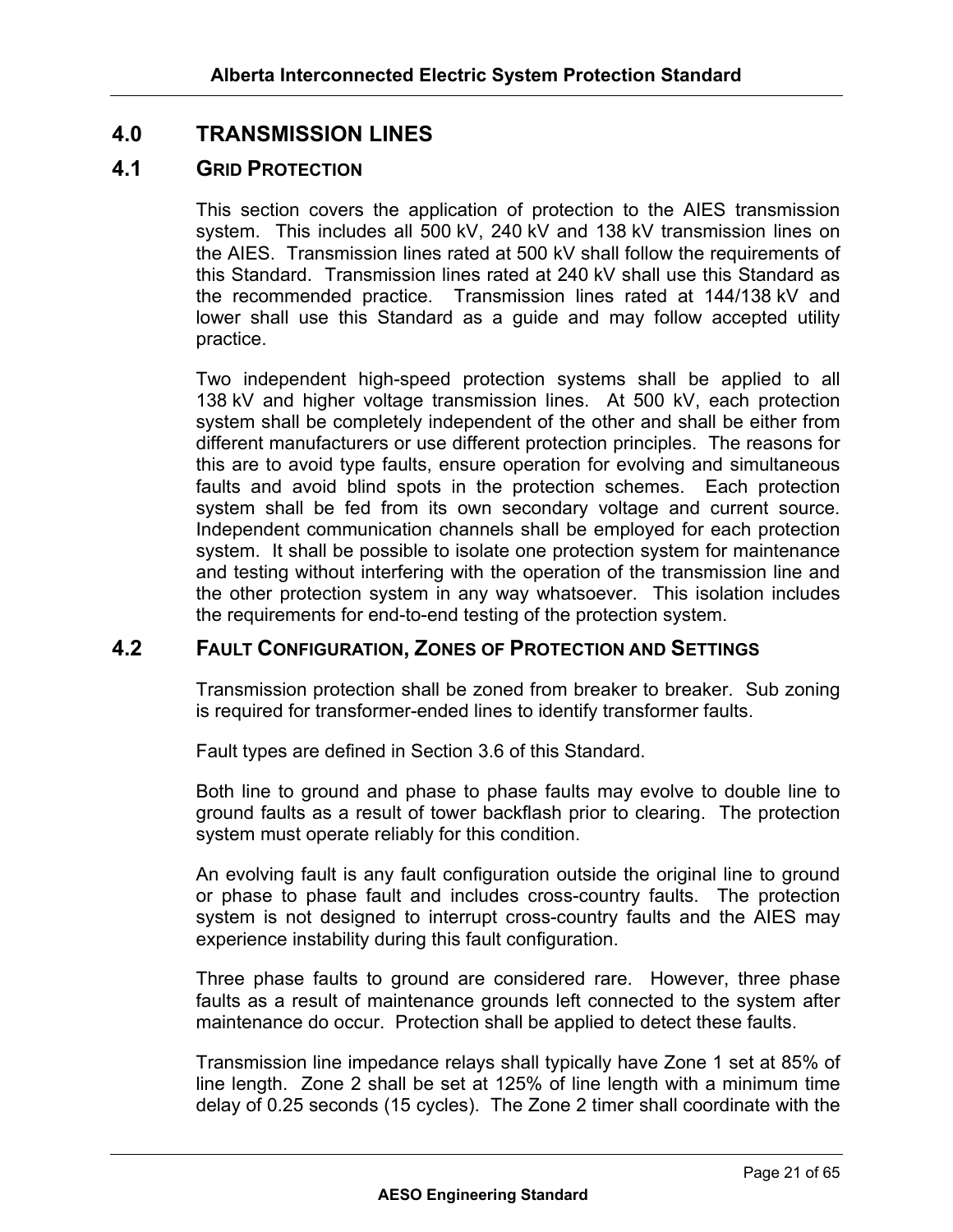# 4.0 TRANSMISSION LINES

## 4.1 GRID PROTECTION

This section covers the application of protection to the AIES transmission system. This includes all 500 kV, 240 kV and 138 kV transmission lines on the AIES. Transmission lines rated at 500 kV shall follow the requirements of this Standard. Transmission lines rated at 240 kV shall use this Standard as the recommended practice. Transmission lines rated at 144/138 kV and lower shall use this Standard as a guide and may follow accepted utility practice.

Two independent high-speed protection systems shall be applied to all 138 kV and higher voltage transmission lines. At 500 kV, each protection system shall be completely independent of the other and shall be either from different manufacturers or use different protection principles. The reasons for this are to avoid type faults, ensure operation for evolving and simultaneous faults and avoid blind spots in the protection schemes. Each protection system shall be fed from its own secondary voltage and current source. Independent communication channels shall be employed for each protection system. It shall be possible to isolate one protection system for maintenance and testing without interfering with the operation of the transmission line and the other protection system in any way whatsoever. This isolation includes the requirements for end-to-end testing of the protection system.

## 4.2 FAULT CONFIGURATION, ZONES OF PROTECTION AND SETTINGS

Transmission protection shall be zoned from breaker to breaker. Sub zoning is required for transformer-ended lines to identify transformer faults.

Fault types are defined in Section 3.6 of this Standard.

Both line to ground and phase to phase faults may evolve to double line to ground faults as a result of tower backflash prior to clearing. The protection system must operate reliably for this condition.

An evolving fault is any fault configuration outside the original line to ground or phase to phase fault and includes cross-country faults. The protection system is not designed to interrupt cross-country faults and the AIES may experience instability during this fault configuration.

Three phase faults to ground are considered rare. However, three phase faults as a result of maintenance grounds left connected to the system after maintenance do occur. Protection shall be applied to detect these faults.

Transmission line impedance relays shall typically have Zone 1 set at 85% of line length. Zone 2 shall be set at 125% of line length with a minimum time delay of 0.25 seconds (15 cycles). The Zone 2 timer shall coordinate with the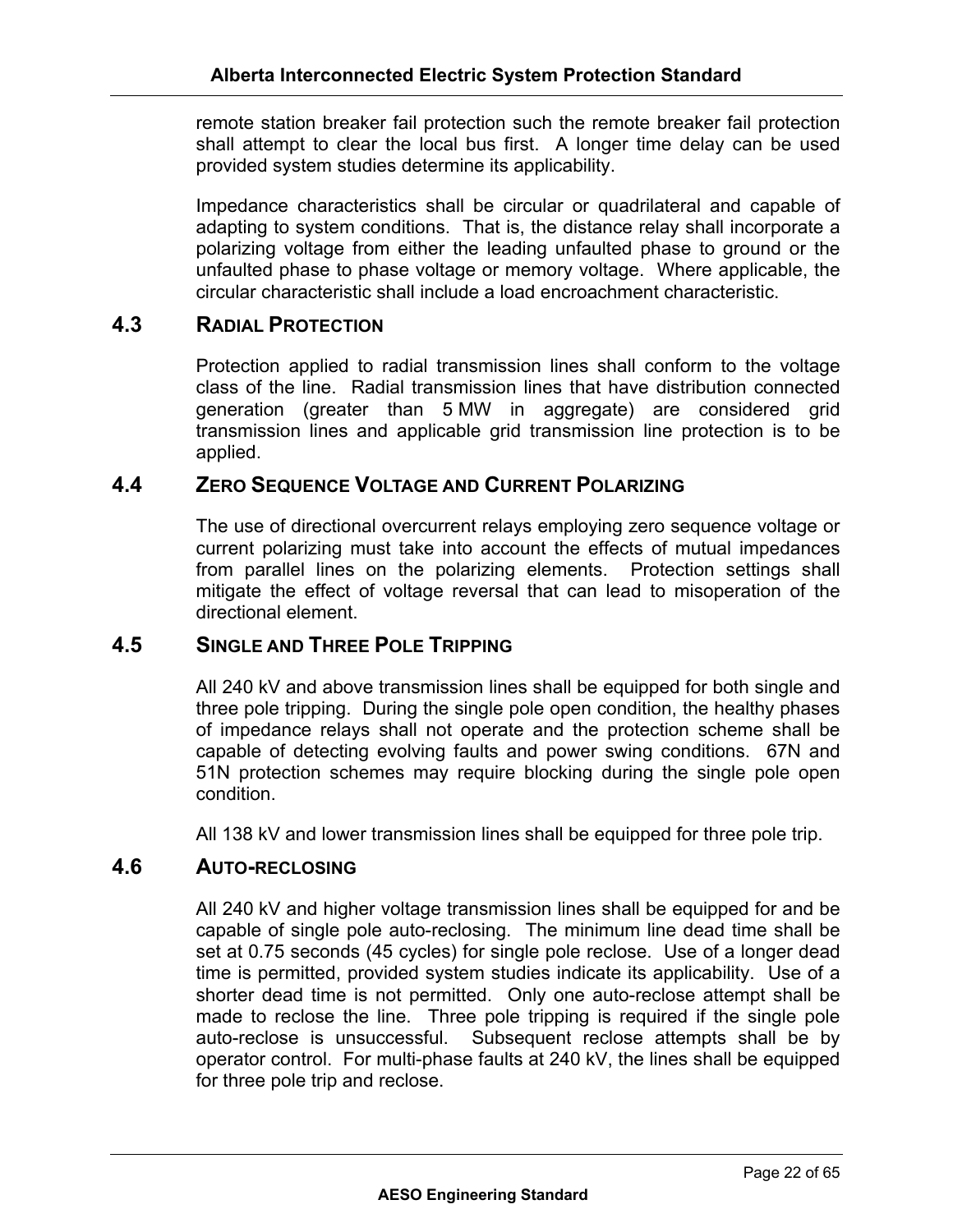remote station breaker fail protection such the remote breaker fail protection shall attempt to clear the local bus first. A longer time delay can be used provided system studies determine its applicability.

Impedance characteristics shall be circular or quadrilateral and capable of adapting to system conditions. That is, the distance relay shall incorporate a polarizing voltage from either the leading unfaulted phase to ground or the unfaulted phase to phase voltage or memory voltage. Where applicable, the circular characteristic shall include a load encroachment characteristic.

## 4.3 RADIAL PROTECTION

Protection applied to radial transmission lines shall conform to the voltage class of the line. Radial transmission lines that have distribution connected generation (greater than 5 MW in aggregate) are considered grid transmission lines and applicable grid transmission line protection is to be applied.

## 4.4 ZERO SEQUENCE VOLTAGE AND CURRENT POLARIZING

The use of directional overcurrent relays employing zero sequence voltage or current polarizing must take into account the effects of mutual impedances from parallel lines on the polarizing elements. Protection settings shall mitigate the effect of voltage reversal that can lead to misoperation of the directional element.

## 4.5 SINGLE AND THREE POLE TRIPPING

All 240 kV and above transmission lines shall be equipped for both single and three pole tripping. During the single pole open condition, the healthy phases of impedance relays shall not operate and the protection scheme shall be capable of detecting evolving faults and power swing conditions. 67N and 51N protection schemes may require blocking during the single pole open condition.

All 138 kV and lower transmission lines shall be equipped for three pole trip.

## 4.6 AUTO-RECLOSING

All 240 kV and higher voltage transmission lines shall be equipped for and be capable of single pole auto-reclosing. The minimum line dead time shall be set at 0.75 seconds (45 cycles) for single pole reclose. Use of a longer dead time is permitted, provided system studies indicate its applicability. Use of a shorter dead time is not permitted. Only one auto-reclose attempt shall be made to reclose the line. Three pole tripping is required if the single pole auto-reclose is unsuccessful. Subsequent reclose attempts shall be by operator control. For multi-phase faults at 240 kV, the lines shall be equipped for three pole trip and reclose.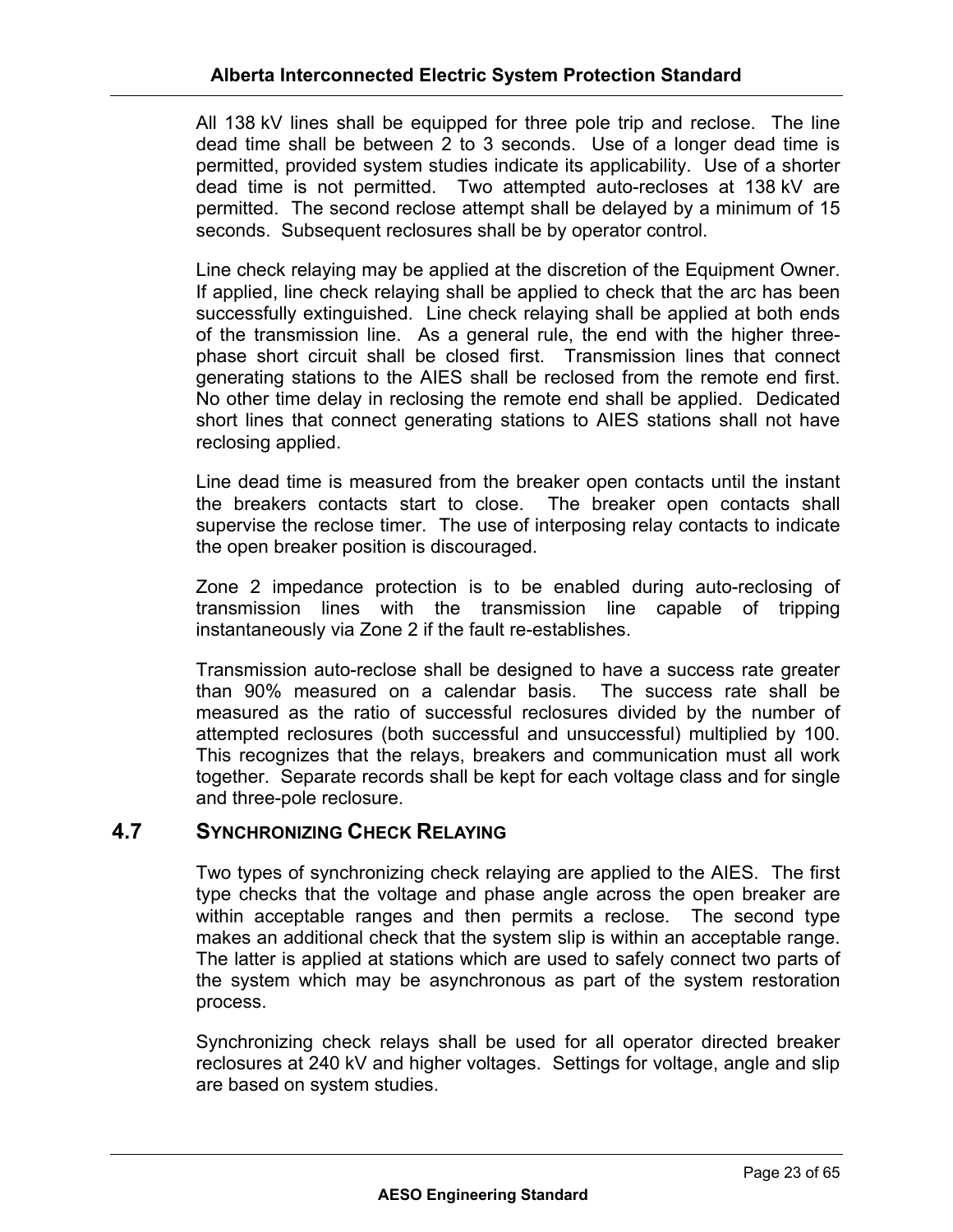All 138 kV lines shall be equipped for three pole trip and reclose. The line dead time shall be between 2 to 3 seconds. Use of a longer dead time is permitted, provided system studies indicate its applicability. Use of a shorter dead time is not permitted. Two attempted auto-recloses at 138 kV are permitted. The second reclose attempt shall be delayed by a minimum of 15 seconds. Subsequent reclosures shall be by operator control.

Line check relaying may be applied at the discretion of the Equipment Owner. If applied, line check relaying shall be applied to check that the arc has been successfully extinguished. Line check relaying shall be applied at both ends of the transmission line. As a general rule, the end with the higher three-phase short circuit shall be closed first. Transmission lines that connect generating stations to the AIES shall be reclosed from the remote end first. No other time delay in reclosing the remote end shall be applied. Dedicated short lines that connect generating stations to AIES stations shall not have reclosing applied.

Line dead time is measured from the breaker open contacts until the instant the breakers contacts start to close. The breaker open contacts shall supervise the reclose timer. The use of interposing relay contacts to indicate the open breaker position is discouraged.

Zone 2 impedance protection is to be enabled during auto-reclosing of transmission lines with the transmission line capable of tripping instantaneously via Zone 2 if the fault re-establishes.

Transmission auto-reclose shall be designed to have a success rate greater than 90% measured on a calendar basis. The success rate shall be measured as the ratio of successful reclosures divided by the number of attempted reclosures (both successful and unsuccessful) multiplied by 100. This recognizes that the relays, breakers and communication must all work together. Separate records shall be kept for each voltage class and for single and three-pole reclosure.

## 4.7 SYNCHRONIZING CHECK RELAYING

Two types of synchronizing check relaying are applied to the AIES. The first type checks that the voltage and phase angle across the open breaker are within acceptable ranges and then permits a reclose. The second type makes an additional check that the system slip is within an acceptable range. The latter is applied at stations which are used to safely connect two parts of the system which may be asynchronous as part of the system restoration process.

Synchronizing check relays shall be used for all operator directed breaker reclosures at 240 kV and higher voltages. Settings for voltage, angle and slip are based on system studies.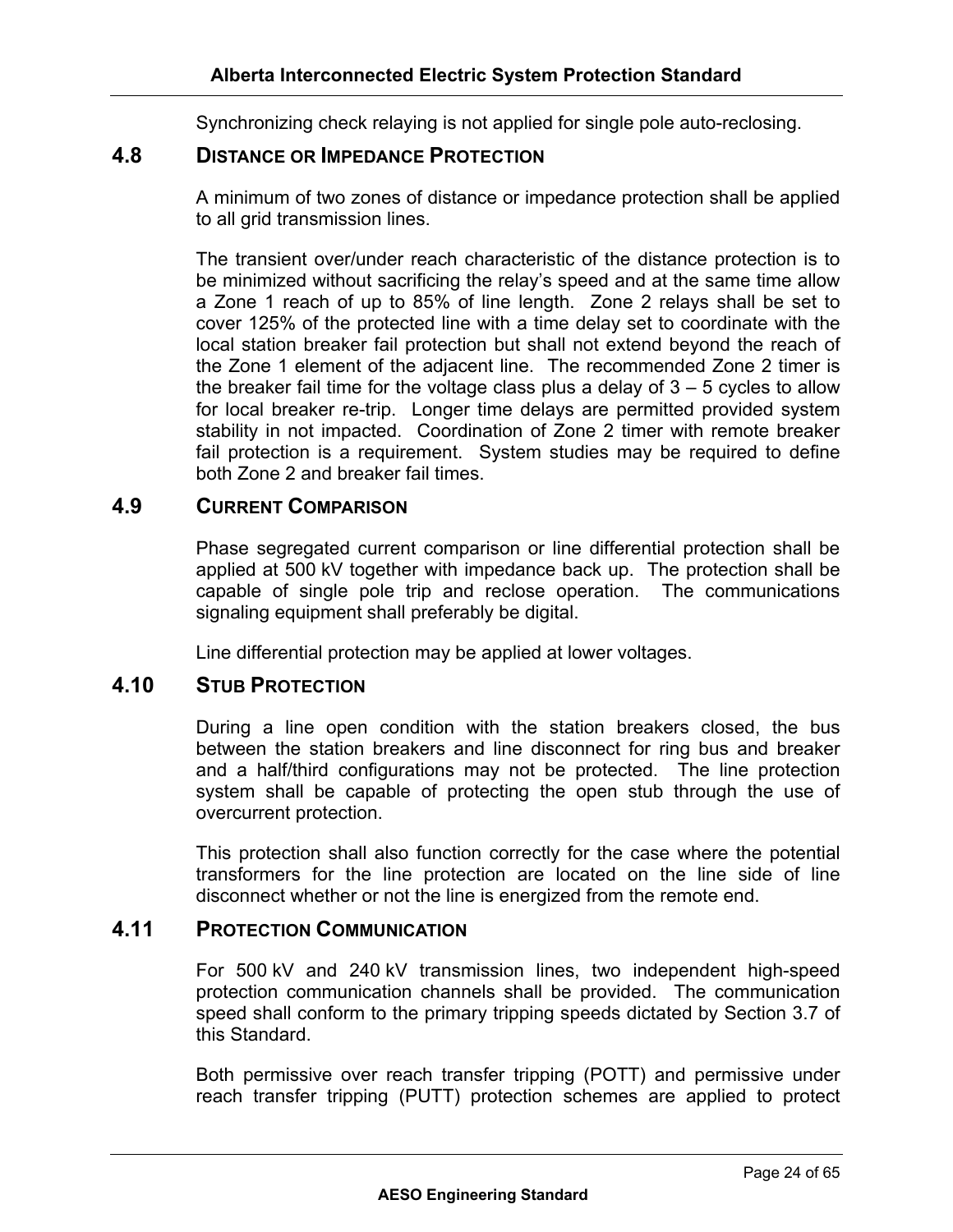Synchronizing check relaying is not applied for single pole auto-reclosing.

## 4.8 DISTANCE OR IMPEDANCE PROTECTION

A minimum of two zones of distance or impedance protection shall be applied to all grid transmission lines.

The transient over/under reach characteristic of the distance protection is to be minimized without sacrificing the relay's speed and at the same time allow a Zone 1 reach of up to 85% of line length. Zone 2 relays shall be set to cover 125% of the protected line with a time delay set to coordinate with the local station breaker fail protection but shall not extend beyond the reach of the Zone 1 element of the adjacent line. The recommended Zone 2 timer is the breaker fail time for the voltage class plus a delay of 3 – 5 cycles to allow for local breaker re-trip. Longer time delays are permitted provided system stability in not impacted. Coordination of Zone 2 timer with remote breaker fail protection is a requirement. System studies may be required to define both Zone 2 and breaker fail times.

## 4.9 CURRENT COMPARISON

Phase segregated current comparison or line differential protection shall be applied at 500 kV together with impedance back up. The protection shall be capable of single pole trip and reclose operation. The communications signaling equipment shall preferably be digital.

Line differential protection may be applied at lower voltages.

## 4.10 STUB PROTECTION

During a line open condition with the station breakers closed, the bus between the station breakers and line disconnect for ring bus and breaker and a half/third configurations may not be protected. The line protection system shall be capable of protecting the open stub through the use of overcurrent protection.

This protection shall also function correctly for the case where the potential transformers for the line protection are located on the line side of line disconnect whether or not the line is energized from the remote end.

## 4.11 PROTECTION COMMUNICATION

For 500 kV and 240 kV transmission lines, two independent high-speed protection communication channels shall be provided. The communication speed shall conform to the primary tripping speeds dictated by Section 3.7 of this Standard.

Both permissive over reach transfer tripping (POTT) and permissive under reach transfer tripping (PUTT) protection schemes are applied to protect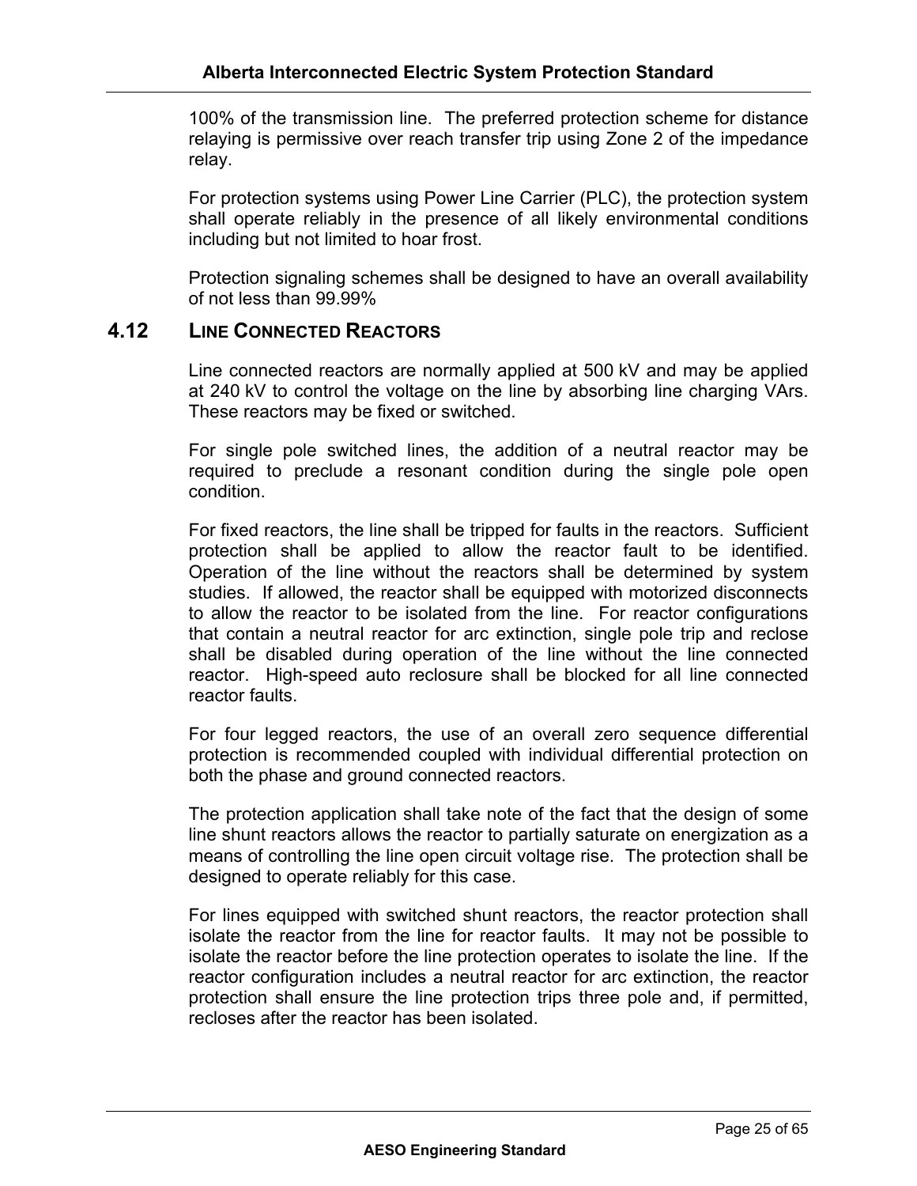100% of the transmission line. The preferred protection scheme for distance relaying is permissive over reach transfer trip using Zone 2 of the impedance relay.

For protection systems using Power Line Carrier (PLC), the protection system shall operate reliably in the presence of all likely environmental conditions including but not limited to hoar frost.

Protection signaling schemes shall be designed to have an overall availability of not less than 99.99%

## 4.12 LINE CONNECTED REACTORS

Line connected reactors are normally applied at 500 kV and may be applied at 240 kV to control the voltage on the line by absorbing line charging VArs. These reactors may be fixed or switched.

For single pole switched lines, the addition of a neutral reactor may be required to preclude a resonant condition during the single pole open condition.

For fixed reactors, the line shall be tripped for faults in the reactors. Sufficient protection shall be applied to allow the reactor fault to be identified. Operation of the line without the reactors shall be determined by system studies. If allowed, the reactor shall be equipped with motorized disconnects to allow the reactor to be isolated from the line. For reactor configurations that contain a neutral reactor for arc extinction, single pole trip and reclose shall be disabled during operation of the line without the line connected reactor. High-speed auto reclosure shall be blocked for all line connected reactor faults.

For four legged reactors, the use of an overall zero sequence differential protection is recommended coupled with individual differential protection on both the phase and ground connected reactors.

The protection application shall take note of the fact that the design of some line shunt reactors allows the reactor to partially saturate on energization as a means of controlling the line open circuit voltage rise. The protection shall be designed to operate reliably for this case.

For lines equipped with switched shunt reactors, the reactor protection shall isolate the reactor from the line for reactor faults. It may not be possible to isolate the reactor before the line protection operates to isolate the line. If the reactor configuration includes a neutral reactor for arc extinction, the reactor protection shall ensure the line protection trips three pole and, if permitted, recloses after the reactor has been isolated.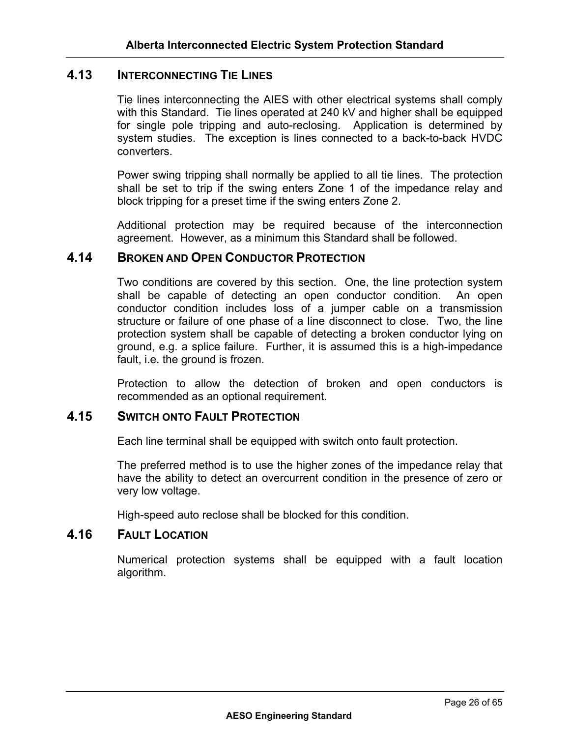## 4.13 INTERCONNECTING TIE LINES

Tie lines interconnecting the AIES with other electrical systems shall comply with this Standard. Tie lines operated at 240 kV and higher shall be equipped for single pole tripping and auto-reclosing. Application is determined by system studies. The exception is lines connected to a back-to-back HVDC converters.

Power swing tripping shall normally be applied to all tie lines. The protection shall be set to trip if the swing enters Zone 1 of the impedance relay and block tripping for a preset time if the swing enters Zone 2.

Additional protection may be required because of the interconnection agreement. However, as a minimum this Standard shall be followed.

## 4.14 BROKEN AND OPEN CONDUCTOR PROTECTION

Two conditions are covered by this section. One, the line protection system shall be capable of detecting an open conductor condition. An open conductor condition includes loss of a jumper cable on a transmission structure or failure of one phase of a line disconnect to close. Two, the line protection system shall be capable of detecting a broken conductor lying on ground, e.g. a splice failure. Further, it is assumed this is a high-impedance fault, i.e. the ground is frozen.

Protection to allow the detection of broken and open conductors is recommended as an optional requirement.

## 4.15 SWITCH ONTO FAULT PROTECTION

Each line terminal shall be equipped with switch onto fault protection.

The preferred method is to use the higher zones of the impedance relay that have the ability to detect an overcurrent condition in the presence of zero or very low voltage.

High-speed auto reclose shall be blocked for this condition.

## 4.16 FAULT LOCATION

Numerical protection systems shall be equipped with a fault location algorithm.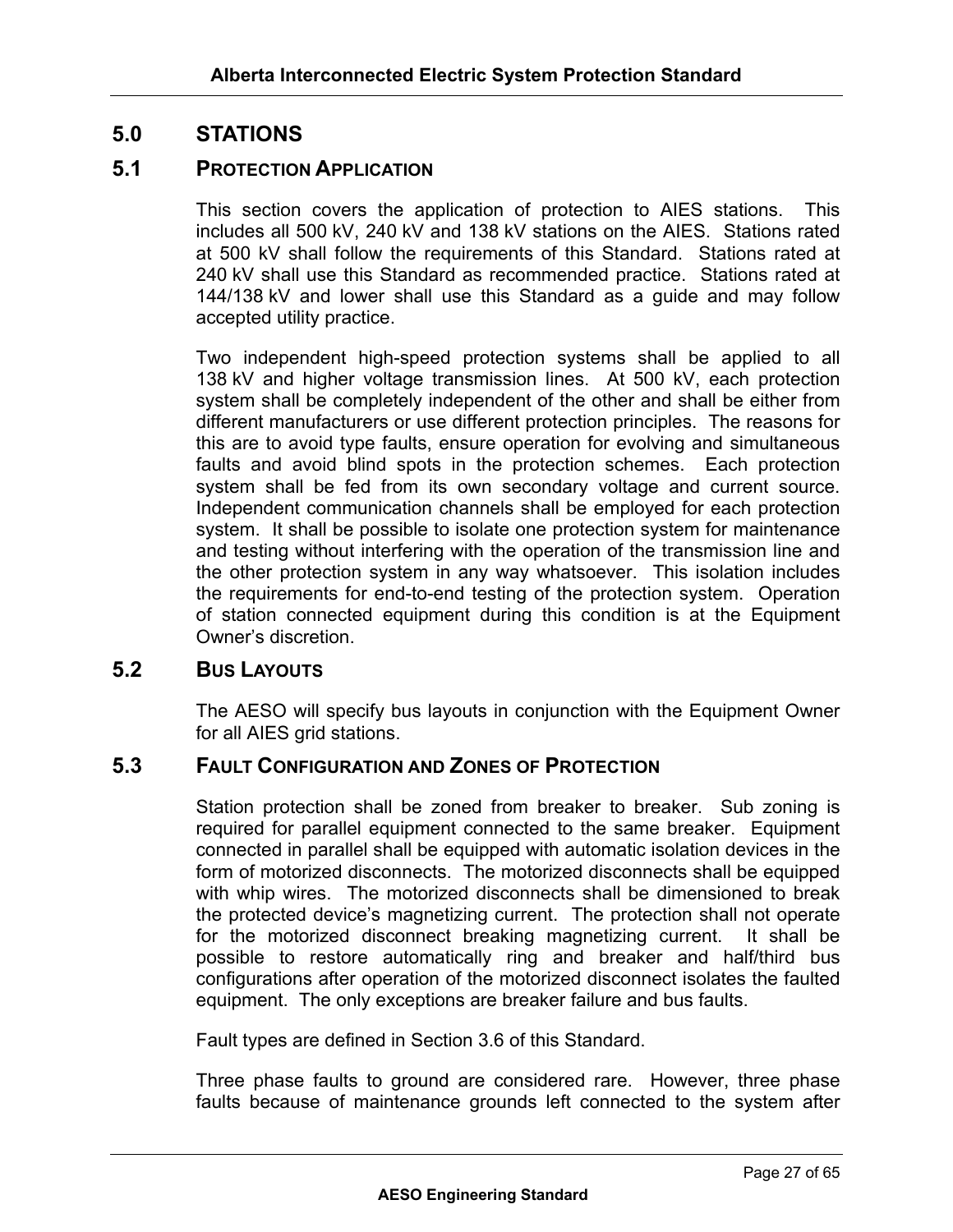# 5.0 STATIONS

## 5.1 PROTECTION APPLICATION

This section covers the application of protection to AIES stations. This includes all 500 kV, 240 kV and 138 kV stations on the AIES. Stations rated at 500 kV shall follow the requirements of this Standard. Stations rated at 240 kV shall use this Standard as recommended practice. Stations rated at 144/138 kV and lower shall use this Standard as a guide and may follow accepted utility practice.

Two independent high-speed protection systems shall be applied to all 138 kV and higher voltage transmission lines. At 500 kV, each protection system shall be completely independent of the other and shall be either from different manufacturers or use different protection principles. The reasons for this are to avoid type faults, ensure operation for evolving and simultaneous faults and avoid blind spots in the protection schemes. Each protection system shall be fed from its own secondary voltage and current source. Independent communication channels shall be employed for each protection system. It shall be possible to isolate one protection system for maintenance and testing without interfering with the operation of the transmission line and the other protection system in any way whatsoever. This isolation includes the requirements for end-to-end testing of the protection system. Operation of station connected equipment during this condition is at the Equipment Owner's discretion.

## 5.2 BUS LAYOUTS

The AESO will specify bus layouts in conjunction with the Equipment Owner for all AIES grid stations.

## 5.3 FAULT CONFIGURATION AND ZONES OF PROTECTION

Station protection shall be zoned from breaker to breaker. Sub zoning is required for parallel equipment connected to the same breaker. Equipment connected in parallel shall be equipped with automatic isolation devices in the form of motorized disconnects. The motorized disconnects shall be equipped with whip wires. The motorized disconnects shall be dimensioned to break the protected device's magnetizing current. The protection shall not operate for the motorized disconnect breaking magnetizing current. It shall be possible to restore automatically ring and breaker and half/third bus configurations after operation of the motorized disconnect isolates the faulted equipment. The only exceptions are breaker failure and bus faults.

Fault types are defined in Section 3.6 of this Standard.

Three phase faults to ground are considered rare. However, three phase faults because of maintenance grounds left connected to the system after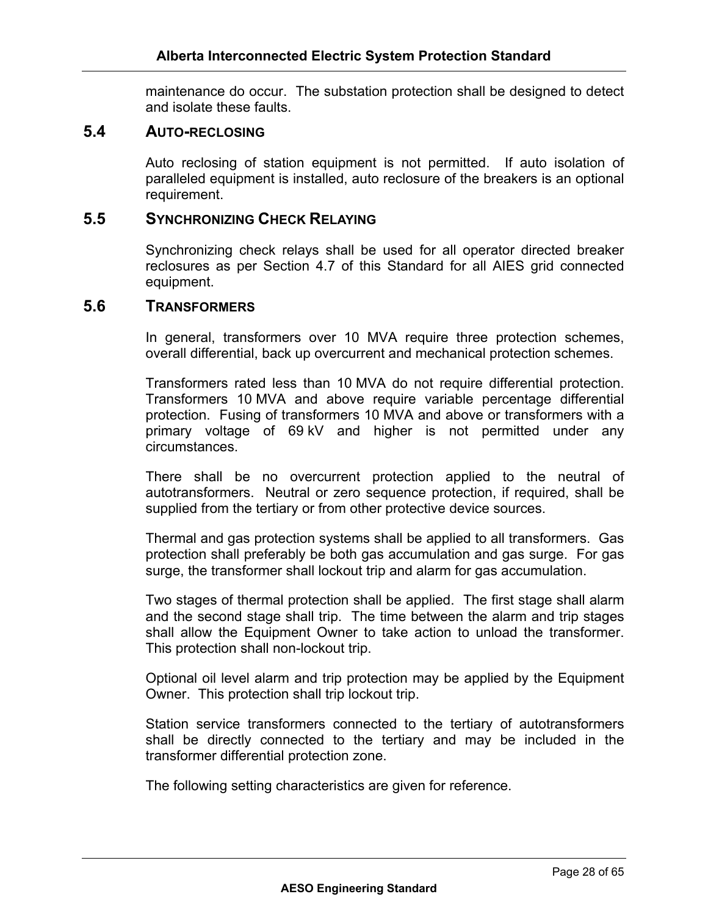maintenance do occur. The substation protection shall be designed to detect and isolate these faults.

## 5.4 AUTO-RECLOSING

Auto reclosing of station equipment is not permitted. If auto isolation of paralleled equipment is installed, auto reclosure of the breakers is an optional requirement.

## 5.5 SYNCHRONIZING CHECK RELAYING

Synchronizing check relays shall be used for all operator directed breaker reclosures as per Section 4.7 of this Standard for all AIES grid connected equipment.

## 5.6 TRANSFORMERS

In general, transformers over 10 MVA require three protection schemes, overall differential, back up overcurrent and mechanical protection schemes.

Transformers rated less than 10 MVA do not require differential protection. Transformers 10 MVA and above require variable percentage differential protection. Fusing of transformers 10 MVA and above or transformers with a primary voltage of 69 kV and higher is not permitted under any circumstances.

There shall be no overcurrent protection applied to the neutral of autotransformers. Neutral or zero sequence protection, if required, shall be supplied from the tertiary or from other protective device sources.

Thermal and gas protection systems shall be applied to all transformers. Gas protection shall preferably be both gas accumulation and gas surge. For gas surge, the transformer shall lockout trip and alarm for gas accumulation.

Two stages of thermal protection shall be applied. The first stage shall alarm and the second stage shall trip. The time between the alarm and trip stages shall allow the Equipment Owner to take action to unload the transformer. This protection shall non-lockout trip.

Optional oil level alarm and trip protection may be applied by the Equipment Owner. This protection shall trip lockout trip.

Station service transformers connected to the tertiary of autotransformers shall be directly connected to the tertiary and may be included in the transformer differential protection zone.

The following setting characteristics are given for reference.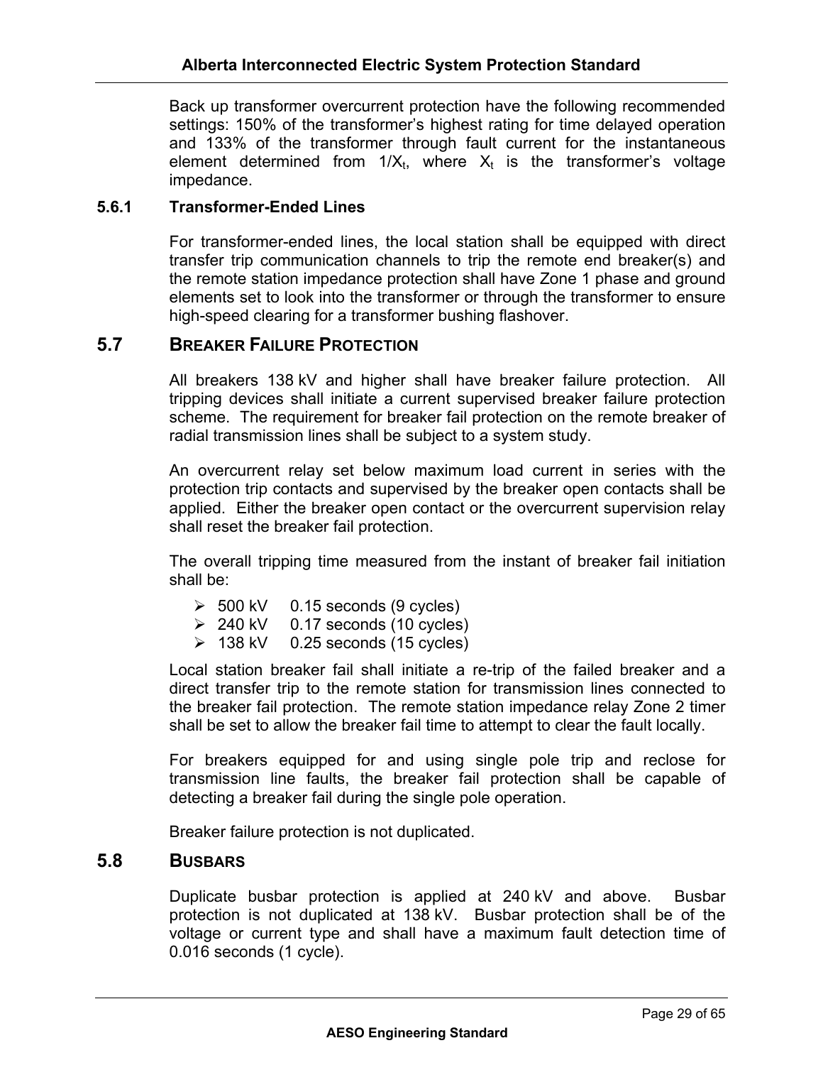Back up transformer overcurrent protection have the following recommended settings: 150% of the transformer's highest rating for time delayed operation and 133% of the transformer through fault current for the instantaneous element determined from $1/X_t$, where $X_t$ is the transformer's voltage impedance.

### 5.6.1 Transformer-Ended Lines

For transformer-ended lines, the local station shall be equipped with direct transfer trip communication channels to trip the remote end breaker(s) and the remote station impedance protection shall have Zone 1 phase and ground elements set to look into the transformer or through the transformer to ensure high-speed clearing for a transformer bushing flashover.

## 5.7 BREAKER FAILURE PROTECTION

All breakers 138 kV and higher shall have breaker failure protection. All tripping devices shall initiate a current supervised breaker failure protection scheme. The requirement for breaker fail protection on the remote breaker of radial transmission lines shall be subject to a system study.

An overcurrent relay set below maximum load current in series with the protection trip contacts and supervised by the breaker open contacts shall be applied. Either the breaker open contact or the overcurrent supervision relay shall reset the breaker fail protection.

The overall tripping time measured from the instant of breaker fail initiation shall be:

- 500 kV 0.15 seconds (9 cycles)
- 240 kV 0.17 seconds (10 cycles)
- 138 kV 0.25 seconds (15 cycles)

Local station breaker fail shall initiate a re-trip of the failed breaker and a direct transfer trip to the remote station for transmission lines connected to the breaker fail protection. The remote station impedance relay Zone 2 timer shall be set to allow the breaker fail time to attempt to clear the fault locally.

For breakers equipped for and using single pole trip and reclose for transmission line faults, the breaker fail protection shall be capable of detecting a breaker fail during the single pole operation.

Breaker failure protection is not duplicated.

## 5.8 BUSBARS

Duplicate busbar protection is applied at 240 kV and above. Busbar protection is not duplicated at 138 kV. Busbar protection shall be of the voltage or current type and shall have a maximum fault detection time of 0.016 seconds (1 cycle).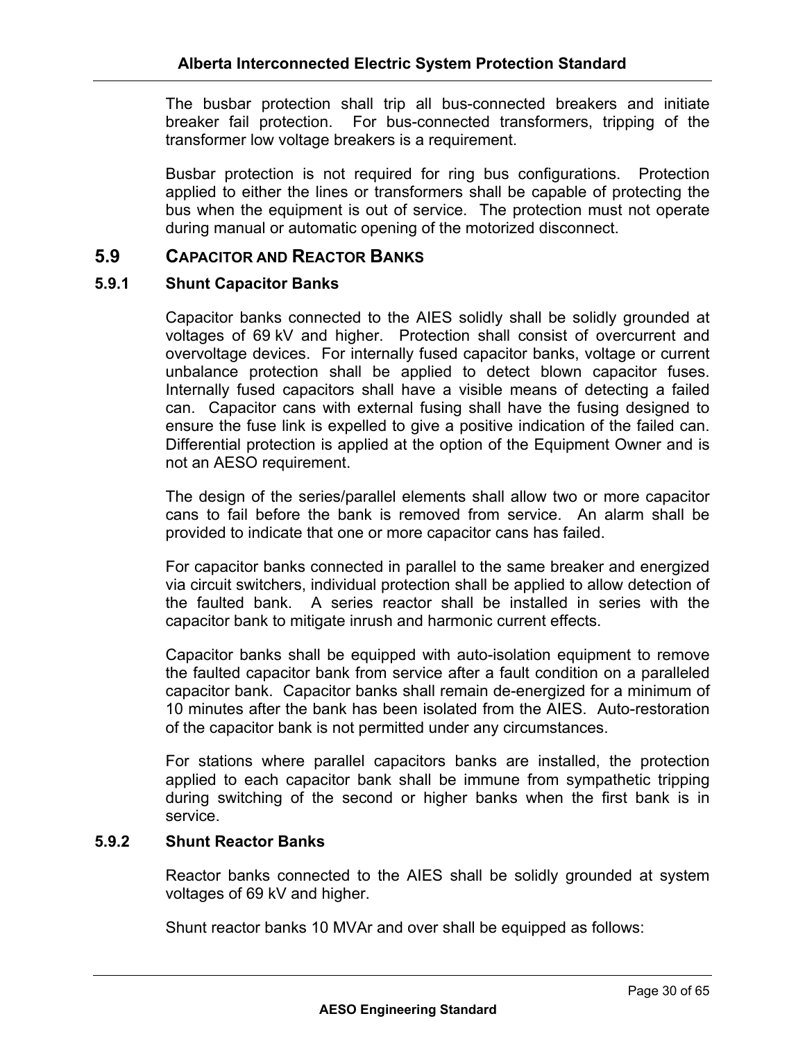The busbar protection shall trip all bus-connected breakers and initiate breaker fail protection. For bus-connected transformers, tripping of the transformer low voltage breakers is a requirement.

Busbar protection is not required for ring bus configurations. Protection applied to either the lines or transformers shall be capable of protecting the bus when the equipment is out of service. The protection must not operate during manual or automatic opening of the motorized disconnect.

## 5.9 CAPACITOR AND REACTOR BANKS

### 5.9.1 Shunt Capacitor Banks

Capacitor banks connected to the AIES solidly shall be solidly grounded at voltages of 69 kV and higher. Protection shall consist of overcurrent and overvoltage devices. For internally fused capacitor banks, voltage or current unbalance protection shall be applied to detect blown capacitor fuses. Internally fused capacitors shall have a visible means of detecting a failed can. Capacitor cans with external fusing shall have the fusing designed to ensure the fuse link is expelled to give a positive indication of the failed can. Differential protection is applied at the option of the Equipment Owner and is not an AESO requirement.

The design of the series/parallel elements shall allow two or more capacitor cans to fail before the bank is removed from service. An alarm shall be provided to indicate that one or more capacitor cans has failed.

For capacitor banks connected in parallel to the same breaker and energized via circuit switchers, individual protection shall be applied to allow detection of the faulted bank. A series reactor shall be installed in series with the capacitor bank to mitigate inrush and harmonic current effects.

Capacitor banks shall be equipped with auto-isolation equipment to remove the faulted capacitor bank from service after a fault condition on a paralleled capacitor bank. Capacitor banks shall remain de-energized for a minimum of 10 minutes after the bank has been isolated from the AIES. Auto-restoration of the capacitor bank is not permitted under any circumstances.

For stations where parallel capacitors banks are installed, the protection applied to each capacitor bank shall be immune from sympathetic tripping during switching of the second or higher banks when the first bank is in service.

### 5.9.2 Shunt Reactor Banks

Reactor banks connected to the AIES shall be solidly grounded at system voltages of 69 kV and higher.

Shunt reactor banks 10 MVAr and over shall be equipped as follows: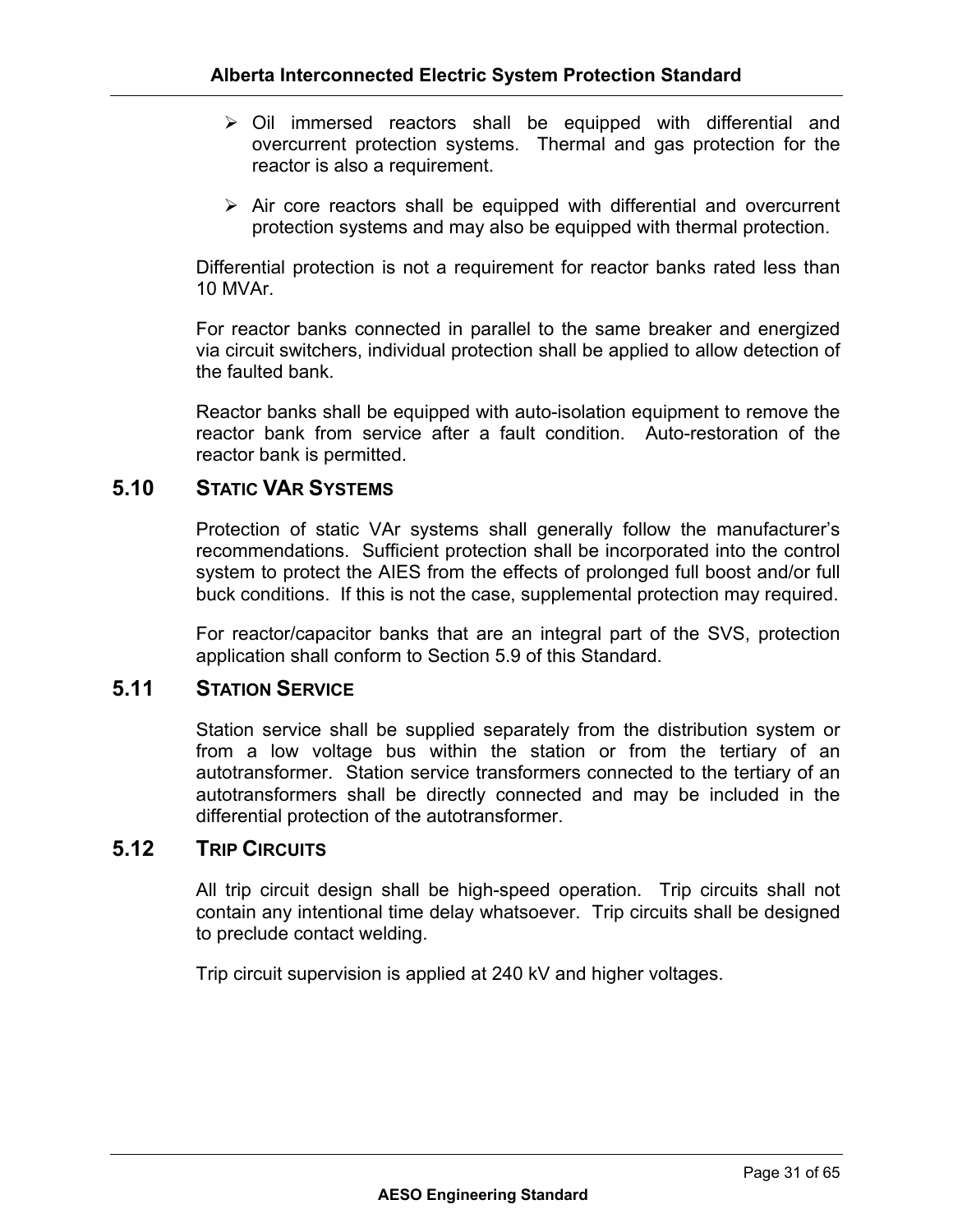- Oil immersed reactors shall be equipped with differential and overcurrent protection systems. Thermal and gas protection for the reactor is also a requirement.

- Air core reactors shall be equipped with differential and overcurrent protection systems and may also be equipped with thermal protection.

Differential protection is not a requirement for reactor banks rated less than 10 MVAr.

For reactor banks connected in parallel to the same breaker and energized via circuit switchers, individual protection shall be applied to allow detection of the faulted bank.

Reactor banks shall be equipped with auto-isolation equipment to remove the reactor bank from service after a fault condition. Auto-restoration of the reactor bank is permitted.

## 5.10 STATIC VAR SYSTEMS

Protection of static VAr systems shall generally follow the manufacturer's recommendations. Sufficient protection shall be incorporated into the control system to protect the AIES from the effects of prolonged full boost and/or full buck conditions. If this is not the case, supplemental protection may required.

For reactor/capacitor banks that are an integral part of the SVS, protection application shall conform to Section 5.9 of this Standard.

## 5.11 STATION SERVICE

Station service shall be supplied separately from the distribution system or from a low voltage bus within the station or from the tertiary of an autotransformer. Station service transformers connected to the tertiary of an autotransformers shall be directly connected and may be included in the differential protection of the autotransformer.

## 5.12 TRIP CIRCUITS

All trip circuit design shall be high-speed operation. Trip circuits shall not contain any intentional time delay whatsoever. Trip circuits shall be designed to preclude contact welding.

Trip circuit supervision is applied at 240 kV and higher voltages.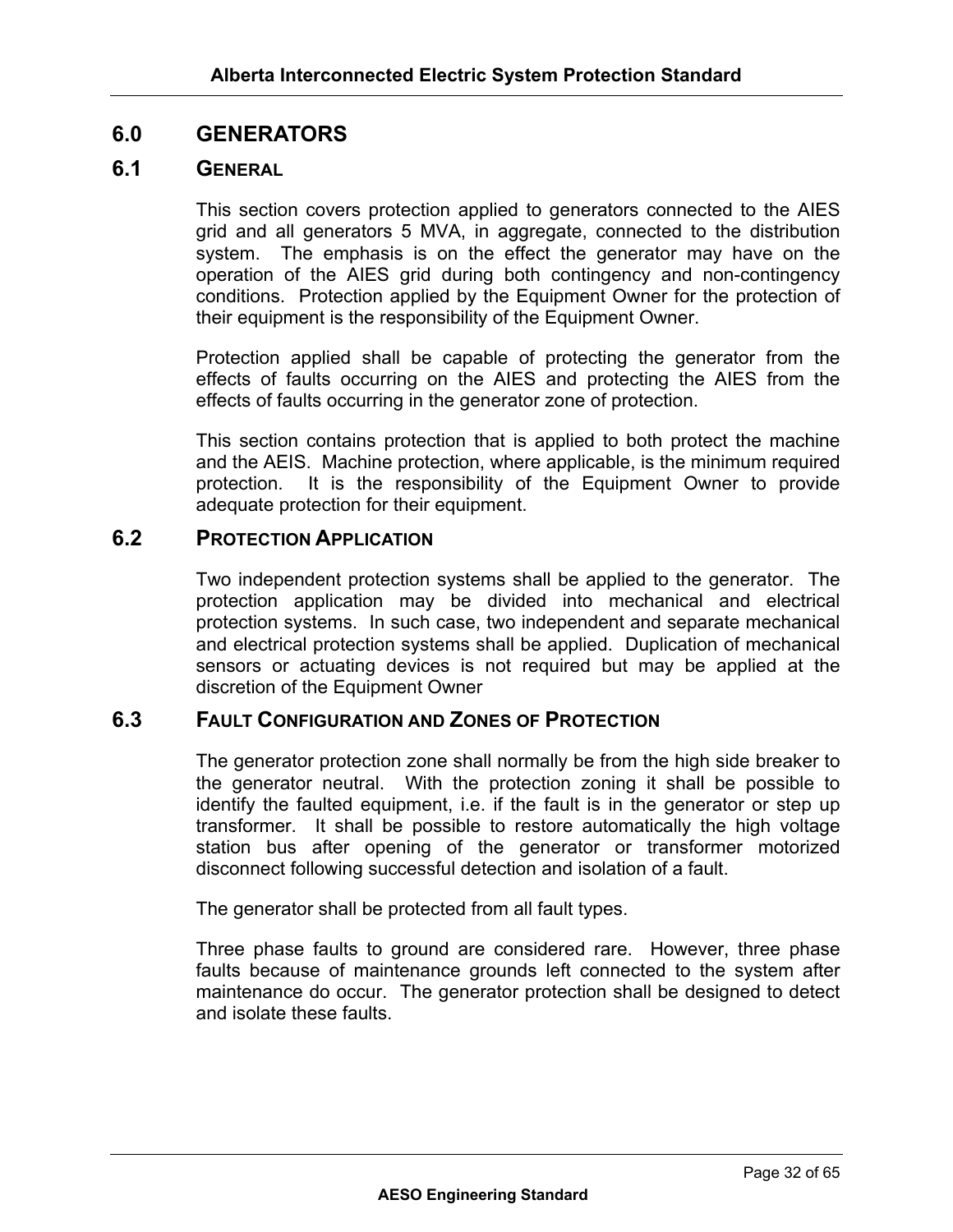# 6.0 GENERATORS

## 6.1 GENERAL

This section covers protection applied to generators connected to the AIES grid and all generators 5 MVA, in aggregate, connected to the distribution system. The emphasis is on the effect the generator may have on the operation of the AIES grid during both contingency and non-contingency conditions. Protection applied by the Equipment Owner for the protection of their equipment is the responsibility of the Equipment Owner.

Protection applied shall be capable of protecting the generator from the effects of faults occurring on the AIES and protecting the AIES from the effects of faults occurring in the generator zone of protection.

This section contains protection that is applied to both protect the machine and the AEIS. Machine protection, where applicable, is the minimum required protection. It is the responsibility of the Equipment Owner to provide adequate protection for their equipment.

## 6.2 PROTECTION APPLICATION

Two independent protection systems shall be applied to the generator. The protection application may be divided into mechanical and electrical protection systems. In such case, two independent and separate mechanical and electrical protection systems shall be applied. Duplication of mechanical sensors or actuating devices is not required but may be applied at the discretion of the Equipment Owner

## 6.3 FAULT CONFIGURATION AND ZONES OF PROTECTION

The generator protection zone shall normally be from the high side breaker to the generator neutral. With the protection zoning it shall be possible to identify the faulted equipment, i.e. if the fault is in the generator or step up transformer. It shall be possible to restore automatically the high voltage station bus after opening of the generator or transformer motorized disconnect following successful detection and isolation of a fault.

The generator shall be protected from all fault types.

Three phase faults to ground are considered rare. However, three phase faults because of maintenance grounds left connected to the system after maintenance do occur. The generator protection shall be designed to detect and isolate these faults.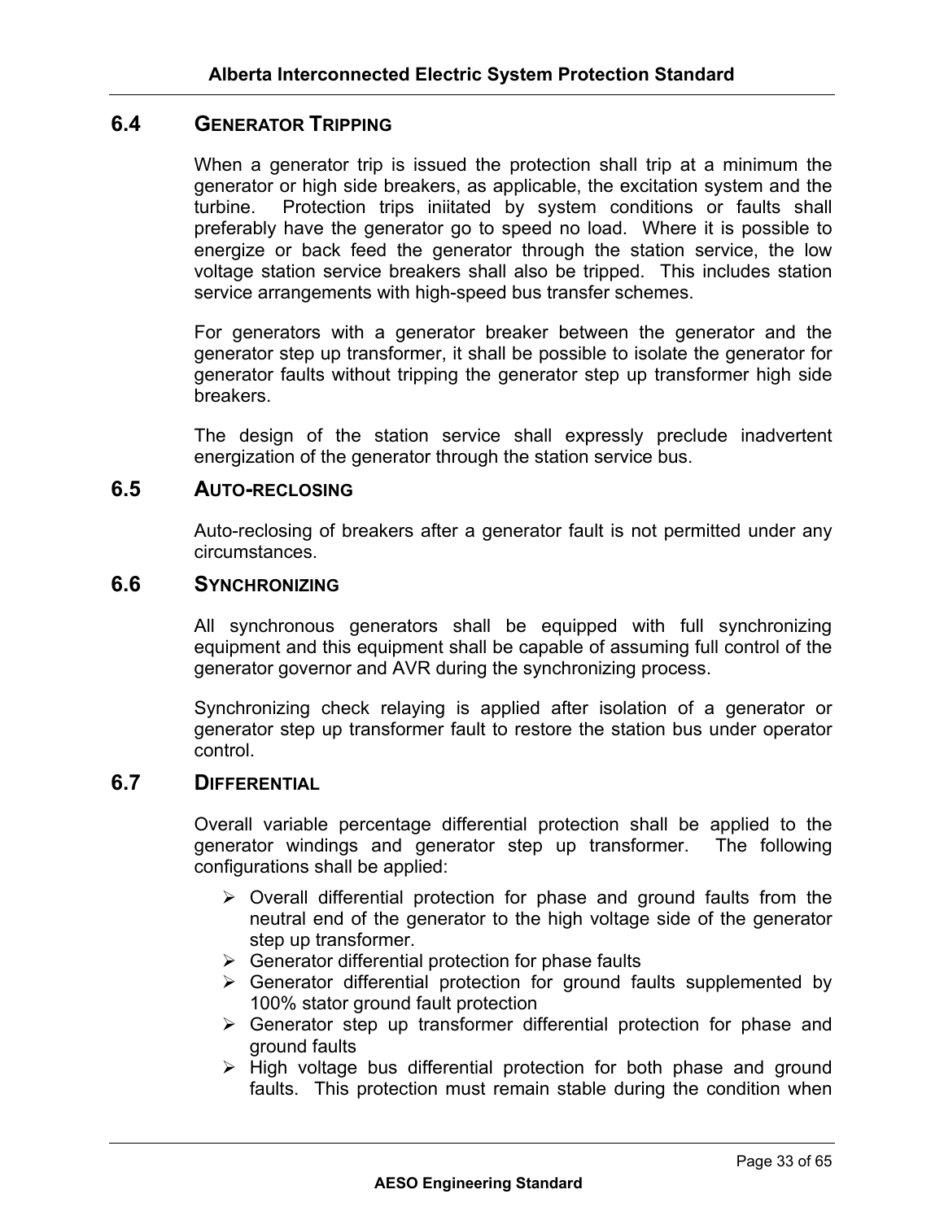## 6.4 GENERATOR TRIPPING

When a generator trip is issued the protection shall trip at a minimum the generator or high side breakers, as applicable, the excitation system and the turbine. Protection trips iniitated by system conditions or faults shall preferably have the generator go to speed no load. Where it is possible to energize or back feed the generator through the station service, the low voltage station service breakers shall also be tripped. This includes station service arrangements with high-speed bus transfer schemes.

For generators with a generator breaker between the generator and the generator step up transformer, it shall be possible to isolate the generator for generator faults without tripping the generator step up transformer high side breakers.

The design of the station service shall expressly preclude inadvertent energization of the generator through the station service bus.

## 6.5 AUTO-RECLOSING

Auto-reclosing of breakers after a generator fault is not permitted under any circumstances.

## 6.6 SYNCHRONIZING

All synchronous generators shall be equipped with full synchronizing equipment and this equipment shall be capable of assuming full control of the generator governor and AVR during the synchronizing process.

Synchronizing check relaying is applied after isolation of a generator or generator step up transformer fault to restore the station bus under operator control.

## 6.7 DIFFERENTIAL

Overall variable percentage differential protection shall be applied to the generator windings and generator step up transformer. The following configurations shall be applied:

- Overall differential protection for phase and ground faults from the neutral end of the generator to the high voltage side of the generator step up transformer.
- Generator differential protection for phase faults
- Generator differential protection for ground faults supplemented by 100% stator ground fault protection
- Generator step up transformer differential protection for phase and ground faults
- High voltage bus differential protection for both phase and ground faults. This protection must remain stable during the condition when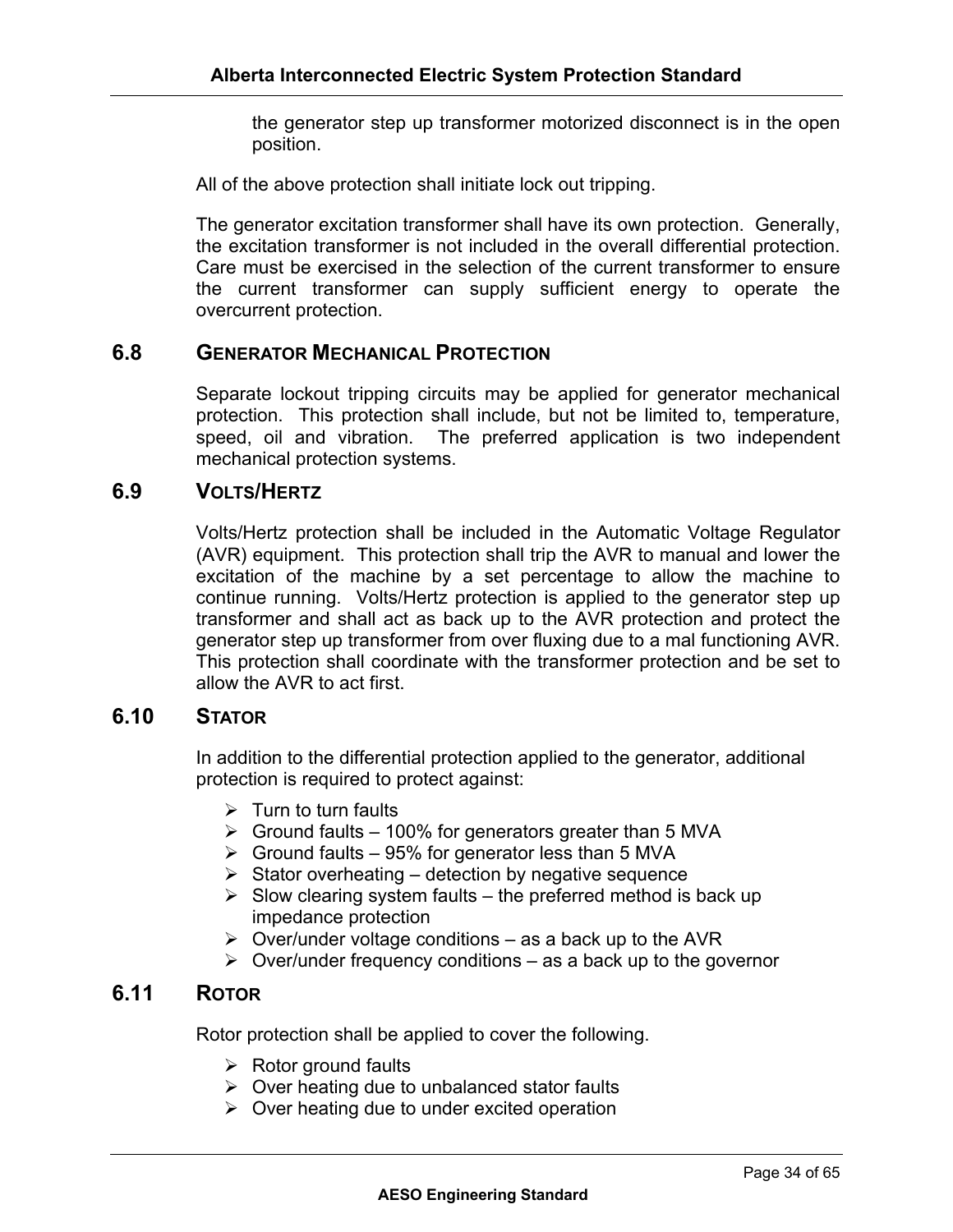the generator step up transformer motorized disconnect is in the open position.

All of the above protection shall initiate lock out tripping.

The generator excitation transformer shall have its own protection. Generally, the excitation transformer is not included in the overall differential protection. Care must be exercised in the selection of the current transformer to ensure the current transformer can supply sufficient energy to operate the overcurrent protection.

## 6.8 GENERATOR MECHANICAL PROTECTION

Separate lockout tripping circuits may be applied for generator mechanical protection. This protection shall include, but not be limited to, temperature, speed, oil and vibration. The preferred application is two independent mechanical protection systems.

## 6.9 VOLTS/HERTZ

Volts/Hertz protection shall be included in the Automatic Voltage Regulator (AVR) equipment. This protection shall trip the AVR to manual and lower the excitation of the machine by a set percentage to allow the machine to continue running. Volts/Hertz protection is applied to the generator step up transformer and shall act as back up to the AVR protection and protect the generator step up transformer from over fluxing due to a mal functioning AVR. This protection shall coordinate with the transformer protection and be set to allow the AVR to act first.

## 6.10 STATOR

In addition to the differential protection applied to the generator, additional protection is required to protect against:

- Turn to turn faults
- Ground faults – 100% for generators greater than 5 MVA
- Ground faults – 95% for generator less than 5 MVA
- Stator overheating – detection by negative sequence
- Slow clearing system faults – the preferred method is back up impedance protection
- Over/under voltage conditions – as a back up to the AVR
- Over/under frequency conditions – as a back up to the governor

## 6.11 ROTOR

Rotor protection shall be applied to cover the following.

- Rotor ground faults
- Over heating due to unbalanced stator faults
- Over heating due to under excited operation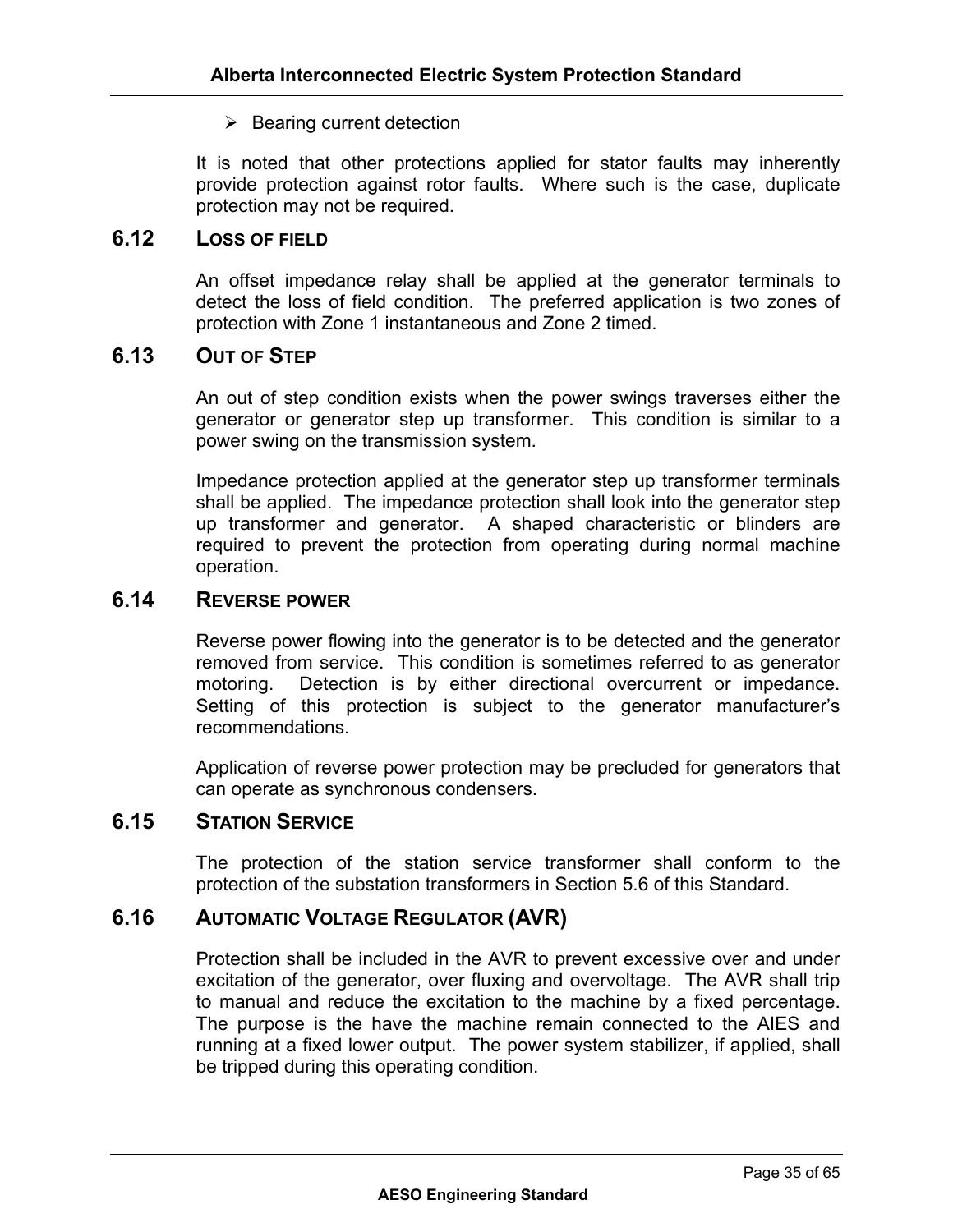- Bearing current detection

It is noted that other protections applied for stator faults may inherently provide protection against rotor faults. Where such is the case, duplicate protection may not be required.

### 6.12 LOSS OF FIELD

An offset impedance relay shall be applied at the generator terminals to detect the loss of field condition. The preferred application is two zones of protection with Zone 1 instantaneous and Zone 2 timed.

### 6.13 OUT OF STEP

An out of step condition exists when the power swings traverses either the generator or generator step up transformer. This condition is similar to a power swing on the transmission system.

Impedance protection applied at the generator step up transformer terminals shall be applied. The impedance protection shall look into the generator step up transformer and generator. A shaped characteristic or blinders are required to prevent the protection from operating during normal machine operation.

### 6.14 REVERSE POWER

Reverse power flowing into the generator is to be detected and the generator removed from service. This condition is sometimes referred to as generator motoring. Detection is by either directional overcurrent or impedance. Setting of this protection is subject to the generator manufacturer's recommendations.

Application of reverse power protection may be precluded for generators that can operate as synchronous condensers.

### 6.15 STATION SERVICE

The protection of the station service transformer shall conform to the protection of the substation transformers in Section 5.6 of this Standard.

### 6.16 AUTOMATIC VOLTAGE REGULATOR (AVR)

Protection shall be included in the AVR to prevent excessive over and under excitation of the generator, over fluxing and overvoltage. The AVR shall trip to manual and reduce the excitation to the machine by a fixed percentage. The purpose is the have the machine remain connected to the AIES and running at a fixed lower output. The power system stabilizer, if applied, shall be tripped during this operating condition.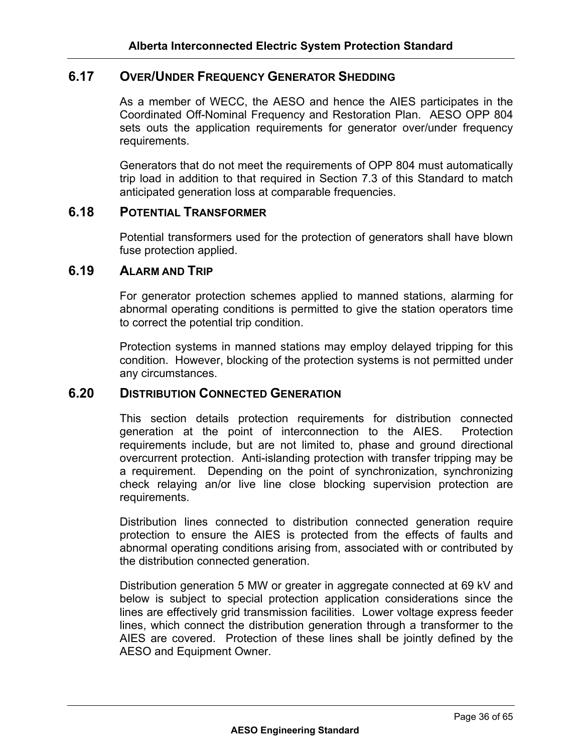## 6.17 OVER/UNDER FREQUENCY GENERATOR SHEDDING

As a member of WECC, the AESO and hence the AIES participates in the Coordinated Off-Nominal Frequency and Restoration Plan. AESO OPP 804 sets outs the application requirements for generator over/under frequency requirements.

Generators that do not meet the requirements of OPP 804 must automatically trip load in addition to that required in Section 7.3 of this Standard to match anticipated generation loss at comparable frequencies.

## 6.18 POTENTIAL TRANSFORMER

Potential transformers used for the protection of generators shall have blown fuse protection applied.

## 6.19 ALARM AND TRIP

For generator protection schemes applied to manned stations, alarming for abnormal operating conditions is permitted to give the station operators time to correct the potential trip condition.

Protection systems in manned stations may employ delayed tripping for this condition. However, blocking of the protection systems is not permitted under any circumstances.

## 6.20 DISTRIBUTION CONNECTED GENERATION

This section details protection requirements for distribution connected generation at the point of interconnection to the AIES. Protection requirements include, but are not limited to, phase and ground directional overcurrent protection. Anti-islanding protection with transfer tripping may be a requirement. Depending on the point of synchronization, synchronizing check relaying an/or live line close blocking supervision protection are requirements.

Distribution lines connected to distribution connected generation require protection to ensure the AIES is protected from the effects of faults and abnormal operating conditions arising from, associated with or contributed by the distribution connected generation.

Distribution generation 5 MW or greater in aggregate connected at 69 kV and below is subject to special protection application considerations since the lines are effectively grid transmission facilities. Lower voltage express feeder lines, which connect the distribution generation through a transformer to the AIES are covered. Protection of these lines shall be jointly defined by the AESO and Equipment Owner.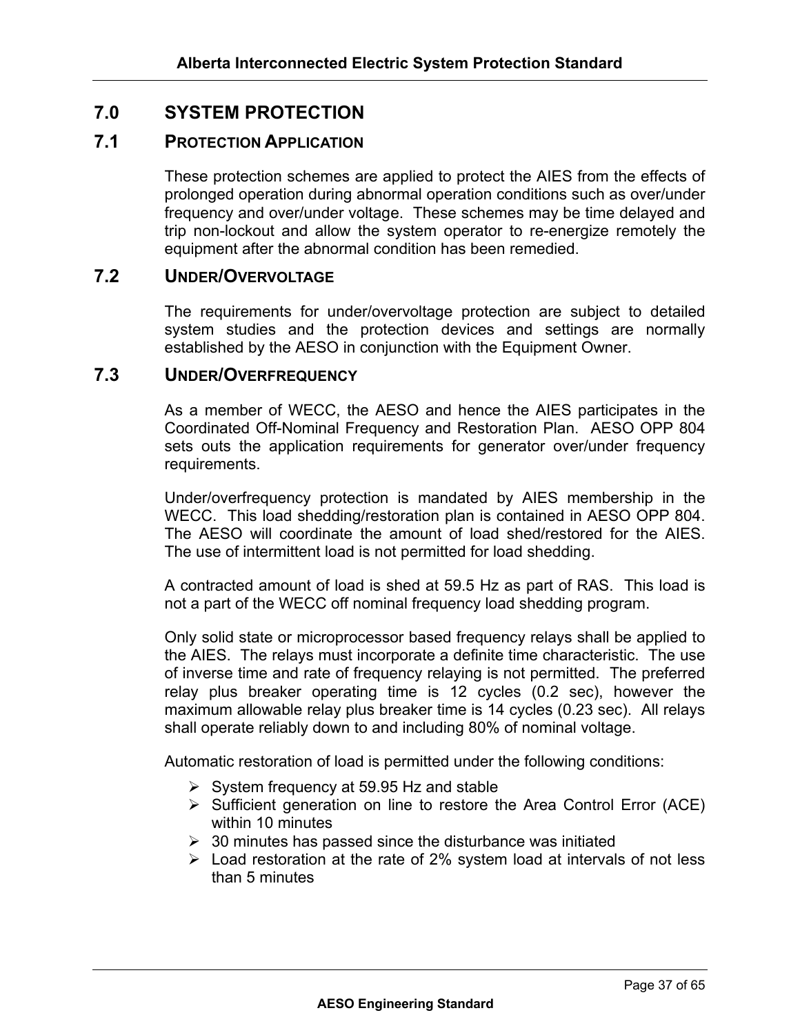## 7.0 SYSTEM PROTECTION

### 7.1 PROTECTION APPLICATION

These protection schemes are applied to protect the AIES from the effects of prolonged operation during abnormal operation conditions such as over/under frequency and over/under voltage. These schemes may be time delayed and trip non-lockout and allow the system operator to re-energize remotely the equipment after the abnormal condition has been remedied.

### 7.2 UNDER/OVERVOLTAGE

The requirements for under/overvoltage protection are subject to detailed system studies and the protection devices and settings are normally established by the AESO in conjunction with the Equipment Owner.

### 7.3 UNDER/OVERFREQUENCY

As a member of WECC, the AESO and hence the AIES participates in the Coordinated Off-Nominal Frequency and Restoration Plan. AESO OPP 804 sets outs the application requirements for generator over/under frequency requirements.

Under/overfrequency protection is mandated by AIES membership in the WECC. This load shedding/restoration plan is contained in AESO OPP 804. The AESO will coordinate the amount of load shed/restored for the AIES. The use of intermittent load is not permitted for load shedding.

A contracted amount of load is shed at 59.5 Hz as part of RAS. This load is not a part of the WECC off nominal frequency load shedding program.

Only solid state or microprocessor based frequency relays shall be applied to the AIES. The relays must incorporate a definite time characteristic. The use of inverse time and rate of frequency relaying is not permitted. The preferred relay plus breaker operating time is 12 cycles (0.2 sec), however the maximum allowable relay plus breaker time is 14 cycles (0.23 sec). All relays shall operate reliably down to and including 80% of nominal voltage.

Automatic restoration of load is permitted under the following conditions:

- System frequency at 59.95 Hz and stable
- Sufficient generation on line to restore the Area Control Error (ACE) within 10 minutes
- 30 minutes has passed since the disturbance was initiated
- Load restoration at the rate of 2% system load at intervals of not less than 5 minutes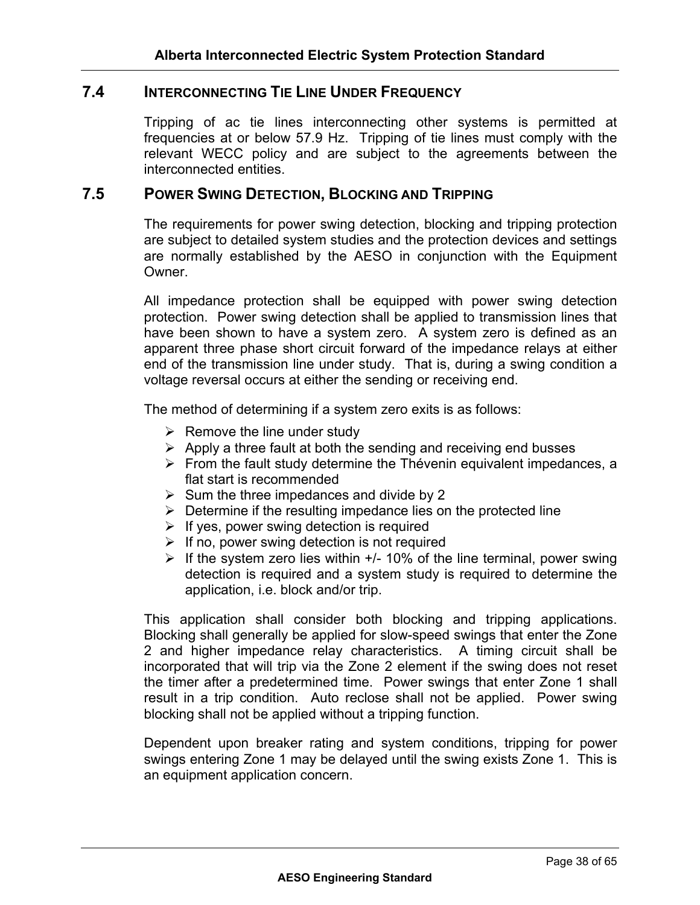## 7.4 INTERCONNECTING TIE LINE UNDER FREQUENCY

Tripping of ac tie lines interconnecting other systems is permitted at frequencies at or below 57.9 Hz. Tripping of tie lines must comply with the relevant WECC policy and are subject to the agreements between the interconnected entities.

## 7.5 POWER SWING DETECTION, BLOCKING AND TRIPPING

The requirements for power swing detection, blocking and tripping protection are subject to detailed system studies and the protection devices and settings are normally established by the AESO in conjunction with the Equipment Owner.

All impedance protection shall be equipped with power swing detection protection. Power swing detection shall be applied to transmission lines that have been shown to have a system zero. A system zero is defined as an apparent three phase short circuit forward of the impedance relays at either end of the transmission line under study. That is, during a swing condition a voltage reversal occurs at either the sending or receiving end.

The method of determining if a system zero exits is as follows:

- Remove the line under study
- Apply a three fault at both the sending and receiving end busses
- From the fault study determine the Thévenin equivalent impedances, a flat start is recommended
- Sum the three impedances and divide by 2
- Determine if the resulting impedance lies on the protected line
- If yes, power swing detection is required
- If no, power swing detection is not required
- If the system zero lies within +/- 10% of the line terminal, power swing detection is required and a system study is required to determine the application, i.e. block and/or trip.

This application shall consider both blocking and tripping applications. Blocking shall generally be applied for slow-speed swings that enter the Zone 2 and higher impedance relay characteristics. A timing circuit shall be incorporated that will trip via the Zone 2 element if the swing does not reset the timer after a predetermined time. Power swings that enter Zone 1 shall result in a trip condition. Auto reclose shall not be applied. Power swing blocking shall not be applied without a tripping function.

Dependent upon breaker rating and system conditions, tripping for power swings entering Zone 1 may be delayed until the swing exists Zone 1. This is an equipment application concern.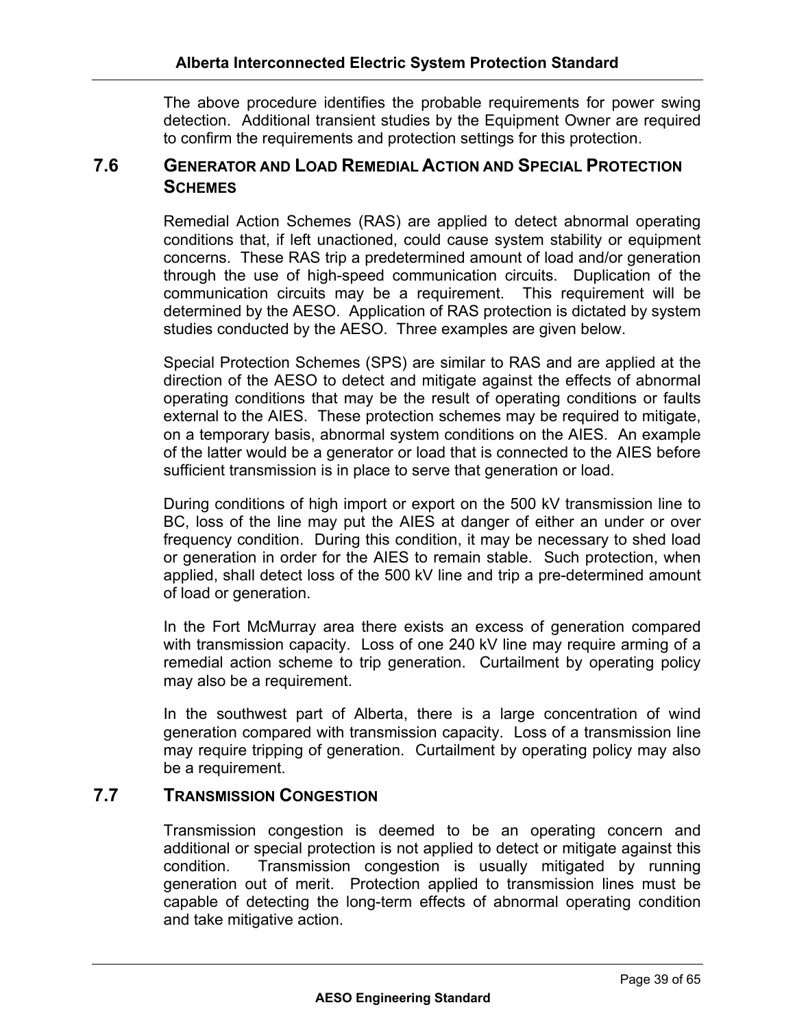The above procedure identifies the probable requirements for power swing detection. Additional transient studies by the Equipment Owner are required to confirm the requirements and protection settings for this protection.

## 7.6 Generator and Load Remedial Action and Special Protection Schemes

Remedial Action Schemes (RAS) are applied to detect abnormal operating conditions that, if left unactioned, could cause system stability or equipment concerns. These RAS trip a predetermined amount of load and/or generation through the use of high-speed communication circuits. Duplication of the communication circuits may be a requirement. This requirement will be determined by the AESO. Application of RAS protection is dictated by system studies conducted by the AESO. Three examples are given below.

Special Protection Schemes (SPS) are similar to RAS and are applied at the direction of the AESO to detect and mitigate against the effects of abnormal operating conditions that may be the result of operating conditions or faults external to the AIES. These protection schemes may be required to mitigate, on a temporary basis, abnormal system conditions on the AIES. An example of the latter would be a generator or load that is connected to the AIES before sufficient transmission is in place to serve that generation or load.

During conditions of high import or export on the 500 kV transmission line to BC, loss of the line may put the AIES at danger of either an under or over frequency condition. During this condition, it may be necessary to shed load or generation in order for the AIES to remain stable. Such protection, when applied, shall detect loss of the 500 kV line and trip a pre-determined amount of load or generation.

In the Fort McMurray area there exists an excess of generation compared with transmission capacity. Loss of one 240 kV line may require arming of a remedial action scheme to trip generation. Curtailment by operating policy may also be a requirement.

In the southwest part of Alberta, there is a large concentration of wind generation compared with transmission capacity. Loss of a transmission line may require tripping of generation. Curtailment by operating policy may also be a requirement.

## 7.7 Transmission Congestion

Transmission congestion is deemed to be an operating concern and additional or special protection is not applied to detect or mitigate against this condition. Transmission congestion is usually mitigated by running generation out of merit. Protection applied to transmission lines must be capable of detecting the long-term effects of abnormal operating condition and take mitigative action.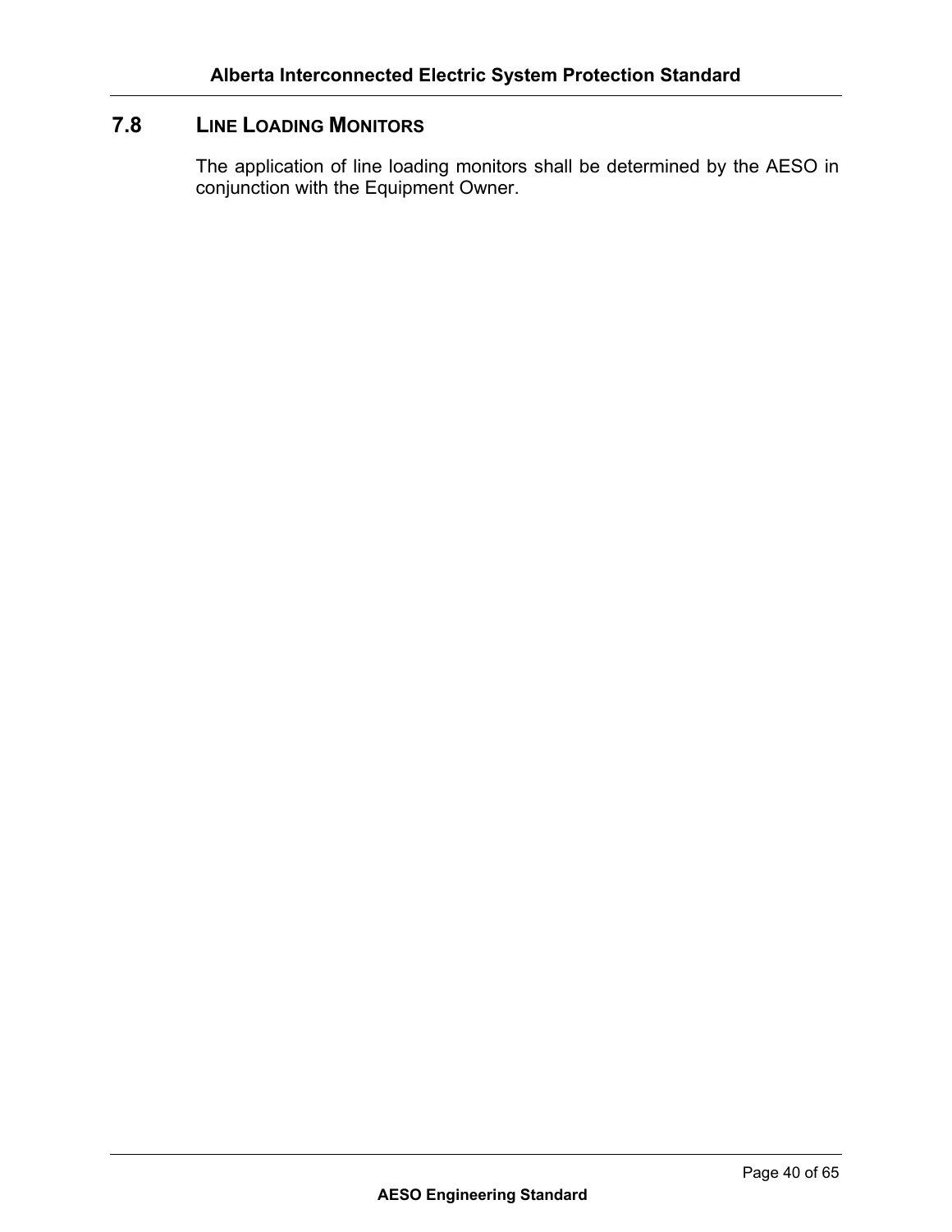## 7.8 LINE LOADING MONITORS

The application of line loading monitors shall be determined by the AESO in conjunction with the Equipment Owner.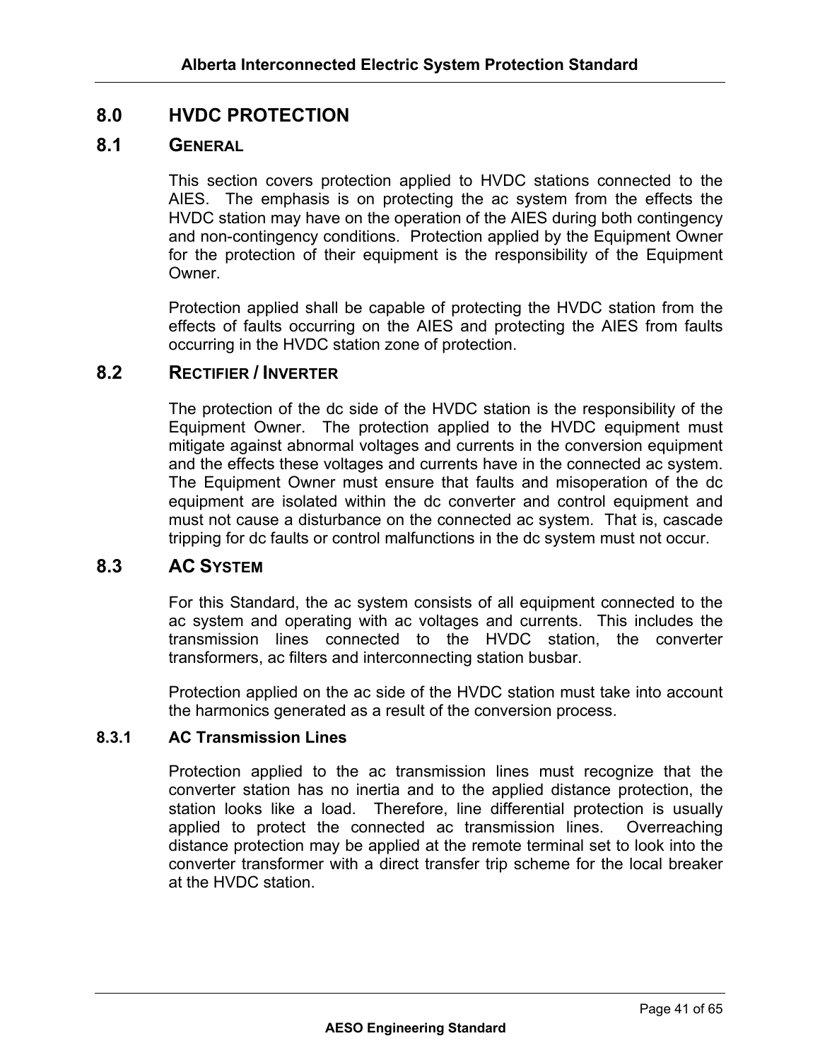# 8.0 HVDC PROTECTION

## 8.1 GENERAL

This section covers protection applied to HVDC stations connected to the AIES. The emphasis is on protecting the ac system from the effects the HVDC station may have on the operation of the AIES during both contingency and non-contingency conditions. Protection applied by the Equipment Owner for the protection of their equipment is the responsibility of the Equipment Owner.

Protection applied shall be capable of protecting the HVDC station from the effects of faults occurring on the AIES and protecting the AIES from faults occurring in the HVDC station zone of protection.

## 8.2 RECTIFIER / INVERTER

The protection of the dc side of the HVDC station is the responsibility of the Equipment Owner. The protection applied to the HVDC equipment must mitigate against abnormal voltages and currents in the conversion equipment and the effects these voltages and currents have in the connected ac system. The Equipment Owner must ensure that faults and misoperation of the dc equipment are isolated within the dc converter and control equipment and must not cause a disturbance on the connected ac system. That is, cascade tripping for dc faults or control malfunctions in the dc system must not occur.

## 8.3 AC SYSTEM

For this Standard, the ac system consists of all equipment connected to the ac system and operating with ac voltages and currents. This includes the transmission lines connected to the HVDC station, the converter transformers, ac filters and interconnecting station busbar.

Protection applied on the ac side of the HVDC station must take into account the harmonics generated as a result of the conversion process.

### 8.3.1 AC Transmission Lines

Protection applied to the ac transmission lines must recognize that the converter station has no inertia and to the applied distance protection, the station looks like a load. Therefore, line differential protection is usually applied to protect the connected ac transmission lines. Overreaching distance protection may be applied at the remote terminal set to look into the converter transformer with a direct transfer trip scheme for the local breaker at the HVDC station.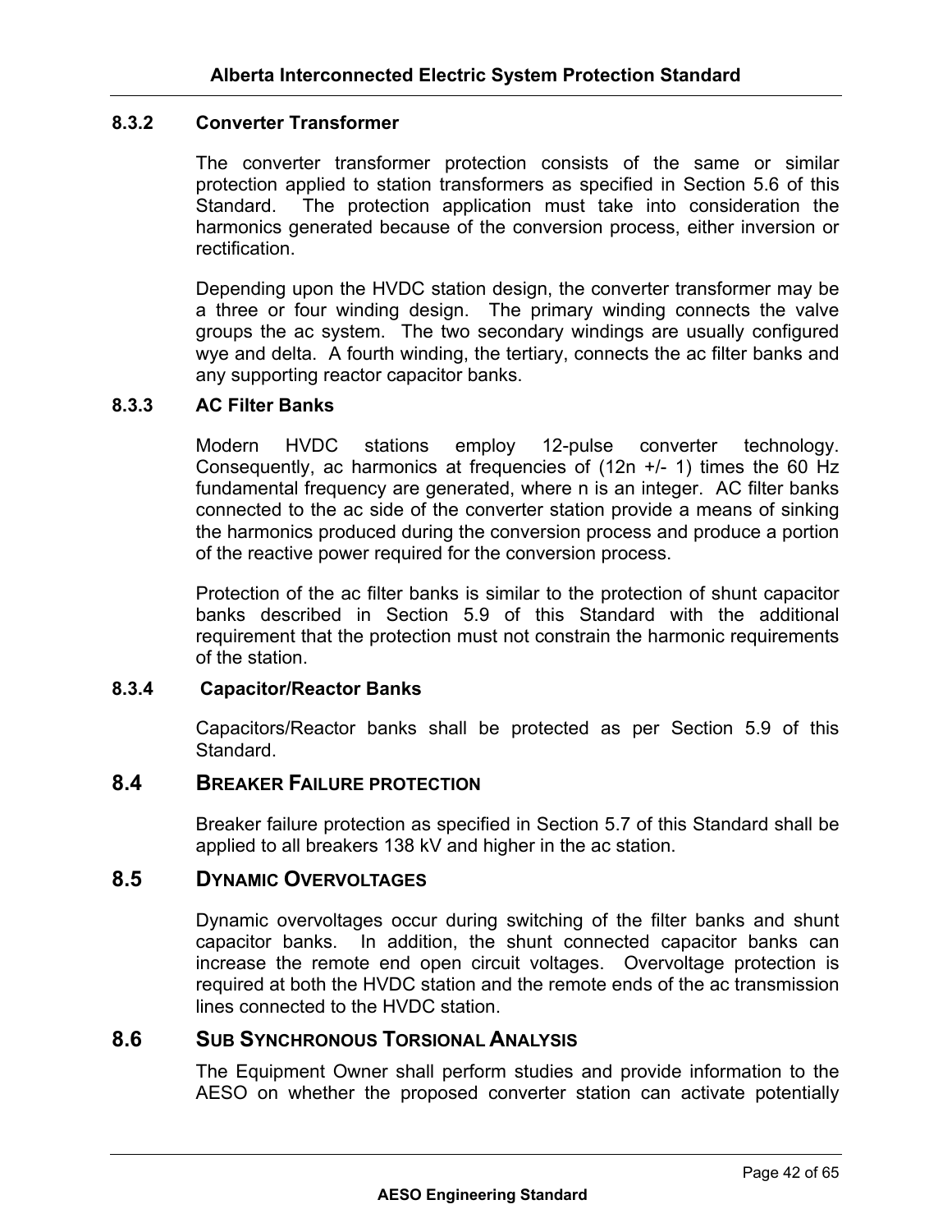### 8.3.2 Converter Transformer

The converter transformer protection consists of the same or similar protection applied to station transformers as specified in Section 5.6 of this Standard. The protection application must take into consideration the harmonics generated because of the conversion process, either inversion or rectification.

Depending upon the HVDC station design, the converter transformer may be a three or four winding design. The primary winding connects the valve groups the ac system. The two secondary windings are usually configured wye and delta. A fourth winding, the tertiary, connects the ac filter banks and any supporting reactor capacitor banks.

### 8.3.3 AC Filter Banks

Modern HVDC stations employ 12-pulse converter technology. Consequently, ac harmonics at frequencies of (12n +/- 1) times the 60 Hz fundamental frequency are generated, where n is an integer. AC filter banks connected to the ac side of the converter station provide a means of sinking the harmonics produced during the conversion process and produce a portion of the reactive power required for the conversion process.

Protection of the ac filter banks is similar to the protection of shunt capacitor banks described in Section 5.9 of this Standard with the additional requirement that the protection must not constrain the harmonic requirements of the station.

### 8.3.4 Capacitor/Reactor Banks

Capacitors/Reactor banks shall be protected as per Section 5.9 of this Standard.

## 8.4 BREAKER FAILURE PROTECTION

Breaker failure protection as specified in Section 5.7 of this Standard shall be applied to all breakers 138 kV and higher in the ac station.

## 8.5 DYNAMIC OVERVOLTAGES

Dynamic overvoltages occur during switching of the filter banks and shunt capacitor banks. In addition, the shunt connected capacitor banks can increase the remote end open circuit voltages. Overvoltage protection is required at both the HVDC station and the remote ends of the ac transmission lines connected to the HVDC station.

## 8.6 SUB SYNCHRONOUS TORSIONAL ANALYSIS

The Equipment Owner shall perform studies and provide information to the AESO on whether the proposed converter station can activate potentially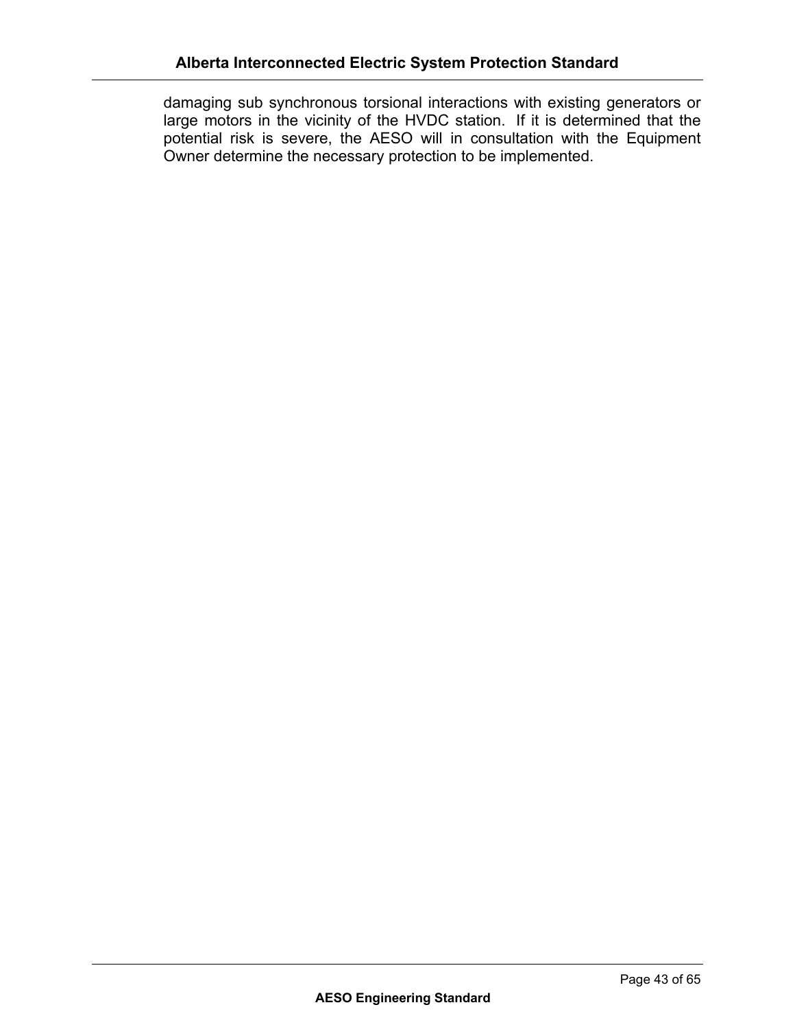damaging sub synchronous torsional interactions with existing generators or large motors in the vicinity of the HVDC station. If it is determined that the potential risk is severe, the AESO will in consultation with the Equipment Owner determine the necessary protection to be implemented.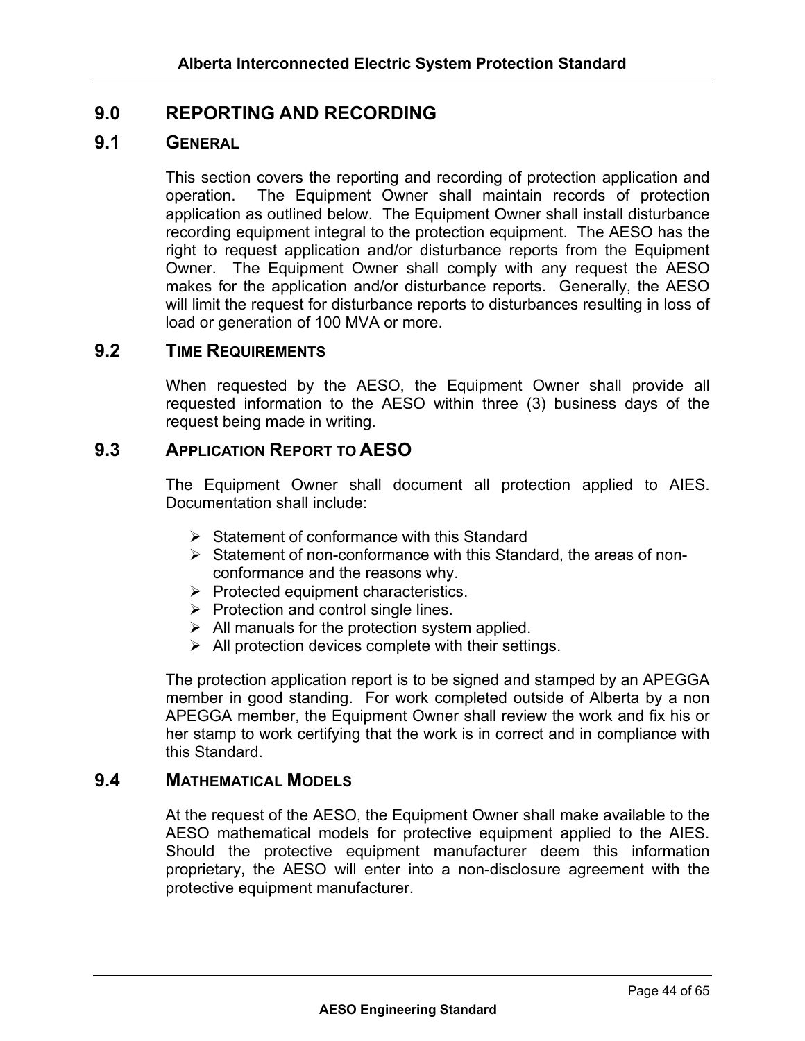# 9.0 REPORTING AND RECORDING

## 9.1 GENERAL

This section covers the reporting and recording of protection application and operation. The Equipment Owner shall maintain records of protection application as outlined below. The Equipment Owner shall install disturbance recording equipment integral to the protection equipment. The AESO has the right to request application and/or disturbance reports from the Equipment Owner. The Equipment Owner shall comply with any request the AESO makes for the application and/or disturbance reports. Generally, the AESO will limit the request for disturbance reports to disturbances resulting in loss of load or generation of 100 MVA or more.

## 9.2 TIME REQUIREMENTS

When requested by the AESO, the Equipment Owner shall provide all requested information to the AESO within three (3) business days of the request being made in writing.

## 9.3 APPLICATION REPORT TO AESO

The Equipment Owner shall document all protection applied to AIES. Documentation shall include:

- Statement of conformance with this Standard
- Statement of non-conformance with this Standard, the areas of non-conformance and the reasons why.
- Protected equipment characteristics.
- Protection and control single lines.
- All manuals for the protection system applied.
- All protection devices complete with their settings.

The protection application report is to be signed and stamped by an APEGGA member in good standing. For work completed outside of Alberta by a non APEGGA member, the Equipment Owner shall review the work and fix his or her stamp to work certifying that the work is in correct and in compliance with this Standard.

## 9.4 MATHEMATICAL MODELS

At the request of the AESO, the Equipment Owner shall make available to the AESO mathematical models for protective equipment applied to the AIES. Should the protective equipment manufacturer deem this information proprietary, the AESO will enter into a non-disclosure agreement with the protective equipment manufacturer.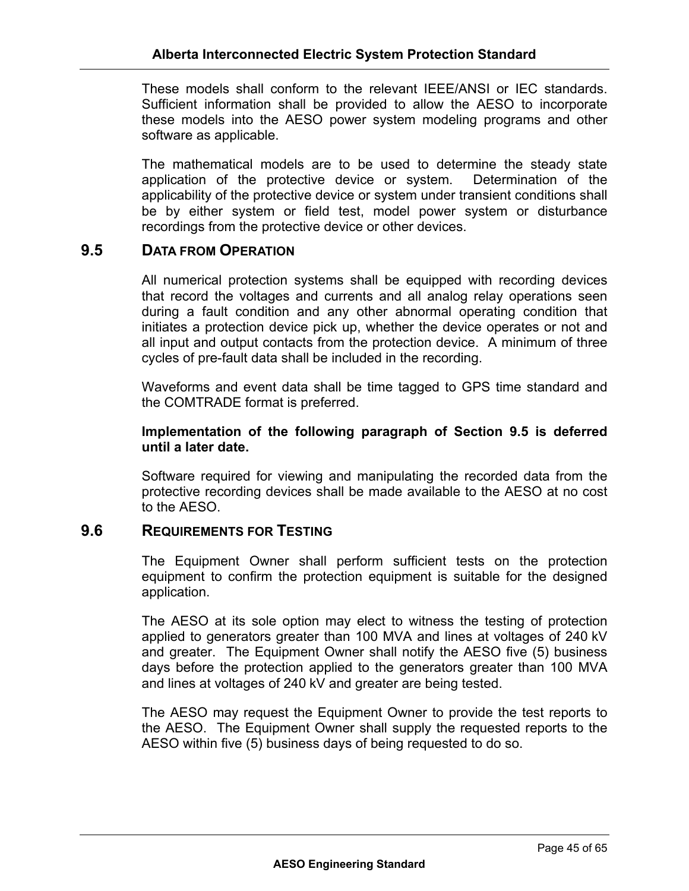These models shall conform to the relevant IEEE/ANSI or IEC standards. Sufficient information shall be provided to allow the AESO to incorporate these models into the AESO power system modeling programs and other software as applicable.

The mathematical models are to be used to determine the steady state application of the protective device or system. Determination of the applicability of the protective device or system under transient conditions shall be by either system or field test, model power system or disturbance recordings from the protective device or other devices.

## 9.5 DATA FROM OPERATION

All numerical protection systems shall be equipped with recording devices that record the voltages and currents and all analog relay operations seen during a fault condition and any other abnormal operating condition that initiates a protection device pick up, whether the device operates or not and all input and output contacts from the protection device. A minimum of three cycles of pre-fault data shall be included in the recording.

Waveforms and event data shall be time tagged to GPS time standard and the COMTRADE format is preferred.

**Implementation of the following paragraph of Section 9.5 is deferred until a later date.**

Software required for viewing and manipulating the recorded data from the protective recording devices shall be made available to the AESO at no cost to the AESO.

## 9.6 REQUIREMENTS FOR TESTING

The Equipment Owner shall perform sufficient tests on the protection equipment to confirm the protection equipment is suitable for the designed application.

The AESO at its sole option may elect to witness the testing of protection applied to generators greater than 100 MVA and lines at voltages of 240 kV and greater. The Equipment Owner shall notify the AESO five (5) business days before the protection applied to the generators greater than 100 MVA and lines at voltages of 240 kV and greater are being tested.

The AESO may request the Equipment Owner to provide the test reports to the AESO. The Equipment Owner shall supply the requested reports to the AESO within five (5) business days of being requested to do so.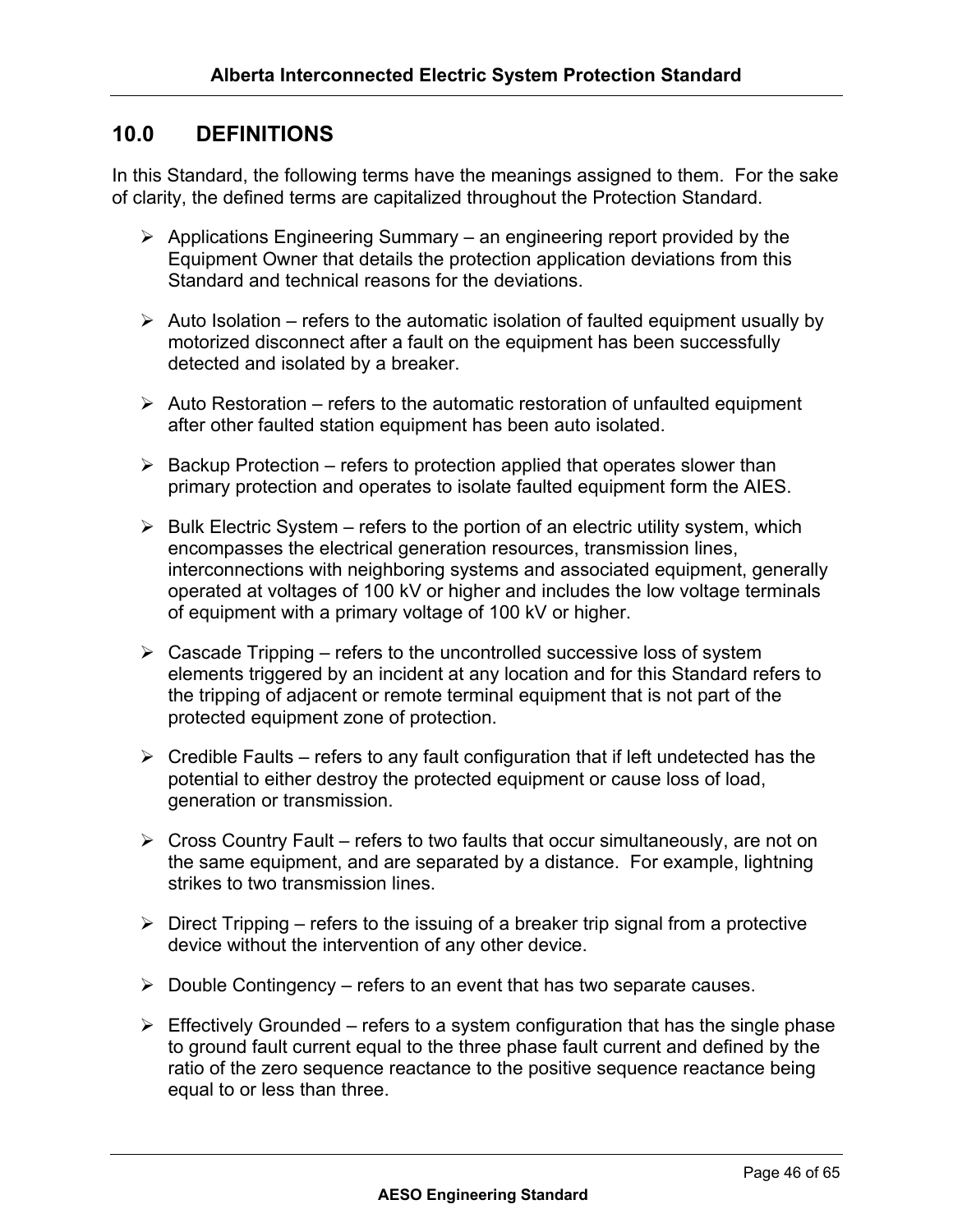## 10.0 DEFINITIONS

In this Standard, the following terms have the meanings assigned to them. For the sake of clarity, the defined terms are capitalized throughout the Protection Standard.

- Applications Engineering Summary – an engineering report provided by the Equipment Owner that details the protection application deviations from this Standard and technical reasons for the deviations.

- Auto Isolation – refers to the automatic isolation of faulted equipment usually by motorized disconnect after a fault on the equipment has been successfully detected and isolated by a breaker.

- Auto Restoration – refers to the automatic restoration of unfaulted equipment after other faulted station equipment has been auto isolated.

- Backup Protection – refers to protection applied that operates slower than primary protection and operates to isolate faulted equipment form the AIES.

- Bulk Electric System – refers to the portion of an electric utility system, which encompasses the electrical generation resources, transmission lines, interconnections with neighboring systems and associated equipment, generally operated at voltages of 100 kV or higher and includes the low voltage terminals of equipment with a primary voltage of 100 kV or higher.

- Cascade Tripping – refers to the uncontrolled successive loss of system elements triggered by an incident at any location and for this Standard refers to the tripping of adjacent or remote terminal equipment that is not part of the protected equipment zone of protection.

- Credible Faults – refers to any fault configuration that if left undetected has the potential to either destroy the protected equipment or cause loss of load, generation or transmission.

- Cross Country Fault – refers to two faults that occur simultaneously, are not on the same equipment, and are separated by a distance. For example, lightning strikes to two transmission lines.

- Direct Tripping – refers to the issuing of a breaker trip signal from a protective device without the intervention of any other device.

- Double Contingency – refers to an event that has two separate causes.

- Effectively Grounded – refers to a system configuration that has the single phase to ground fault current equal to the three phase fault current and defined by the ratio of the zero sequence reactance to the positive sequence reactance being equal to or less than three.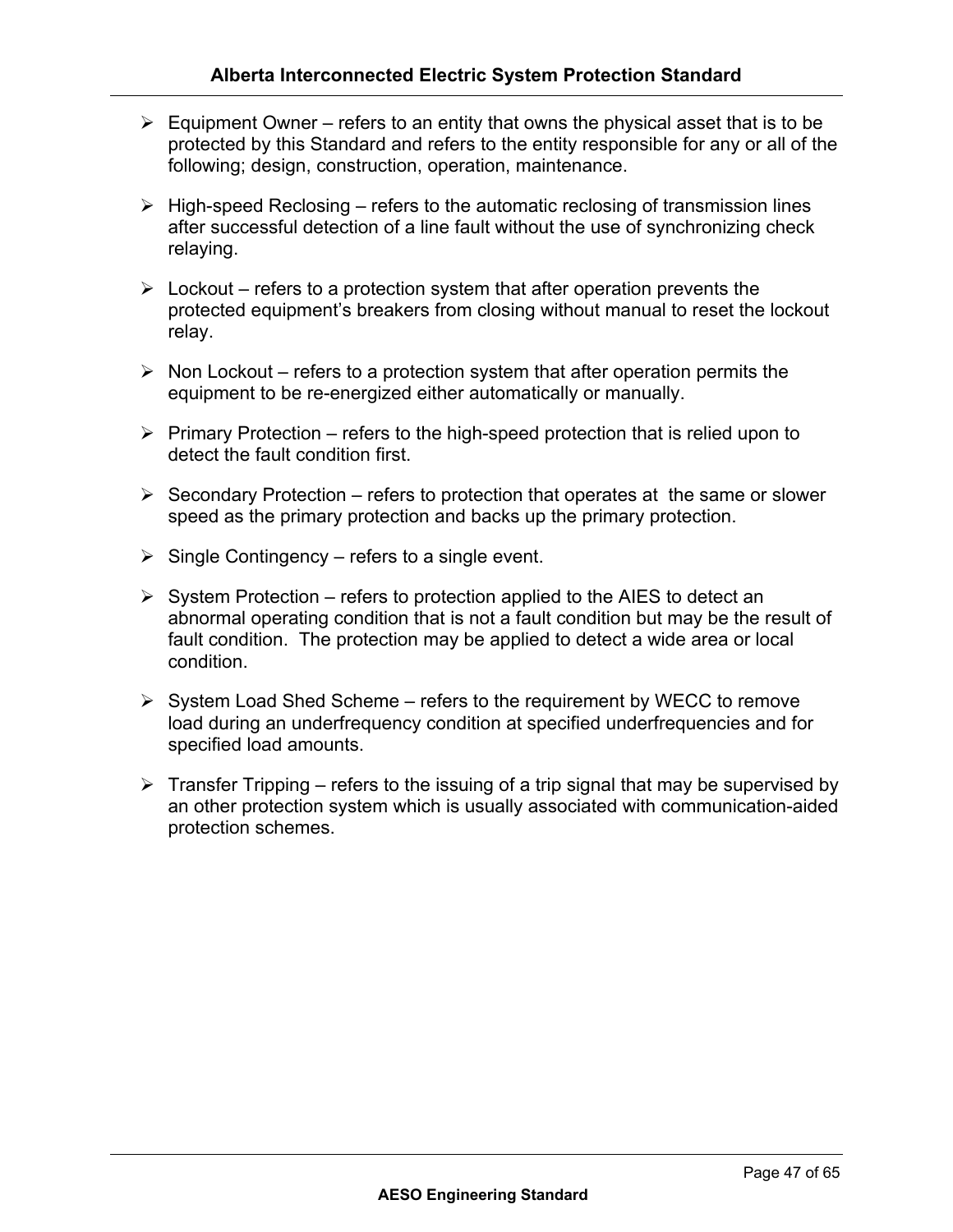- Equipment Owner – refers to an entity that owns the physical asset that is to be protected by this Standard and refers to the entity responsible for any or all of the following; design, construction, operation, maintenance.

- High-speed Reclosing – refers to the automatic reclosing of transmission lines after successful detection of a line fault without the use of synchronizing check relaying.

- Lockout – refers to a protection system that after operation prevents the protected equipment's breakers from closing without manual to reset the lockout relay.

- Non Lockout – refers to a protection system that after operation permits the equipment to be re-energized either automatically or manually.

- Primary Protection – refers to the high-speed protection that is relied upon to detect the fault condition first.

- Secondary Protection – refers to protection that operates at the same or slower speed as the primary protection and backs up the primary protection.

- Single Contingency – refers to a single event.

- System Protection – refers to protection applied to the AIES to detect an abnormal operating condition that is not a fault condition but may be the result of fault condition. The protection may be applied to detect a wide area or local condition.

- System Load Shed Scheme – refers to the requirement by WECC to remove load during an underfrequency condition at specified underfrequencies and for specified load amounts.

- Transfer Tripping – refers to the issuing of a trip signal that may be supervised by an other protection system which is usually associated with communication-aided protection schemes.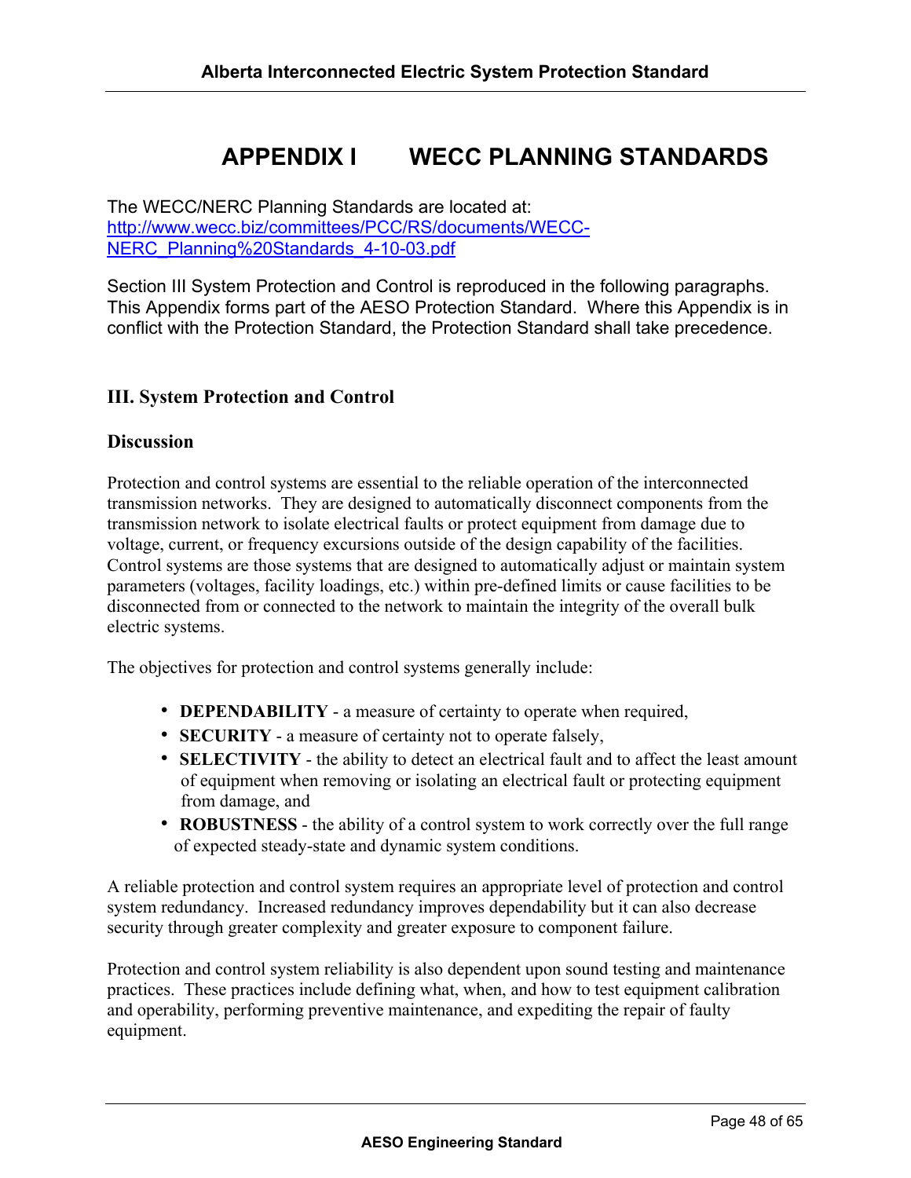# APPENDIX I WECC PLANNING STANDARDS

The WECC/NERC Planning Standards are located at:
http://www.wecc.biz/committees/PCC/RS/documents/WECC-NERC_Planning%20Standards_4-10-03.pdf

Section III System Protection and Control is reproduced in the following paragraphs. This Appendix forms part of the AESO Protection Standard. Where this Appendix is in conflict with the Protection Standard, the Protection Standard shall take precedence.

## III. System Protection and Control

### Discussion

Protection and control systems are essential to the reliable operation of the interconnected transmission networks. They are designed to automatically disconnect components from the transmission network to isolate electrical faults or protect equipment from damage due to voltage, current, or frequency excursions outside of the design capability of the facilities. Control systems are those systems that are designed to automatically adjust or maintain system parameters (voltages, facility loadings, etc.) within pre-defined limits or cause facilities to be disconnected from or connected to the network to maintain the integrity of the overall bulk electric systems.

The objectives for protection and control systems generally include:

- **DEPENDABILITY** - a measure of certainty to operate when required,
- **SECURITY** - a measure of certainty not to operate falsely,
- **SELECTIVITY** - the ability to detect an electrical fault and to affect the least amount of equipment when removing or isolating an electrical fault or protecting equipment from damage, and
- **ROBUSTNESS** - the ability of a control system to work correctly over the full range of expected steady-state and dynamic system conditions.

A reliable protection and control system requires an appropriate level of protection and control system redundancy. Increased redundancy improves dependability but it can also decrease security through greater complexity and greater exposure to component failure.

Protection and control system reliability is also dependent upon sound testing and maintenance practices. These practices include defining what, when, and how to test equipment calibration and operability, performing preventive maintenance, and expediting the repair of faulty equipment.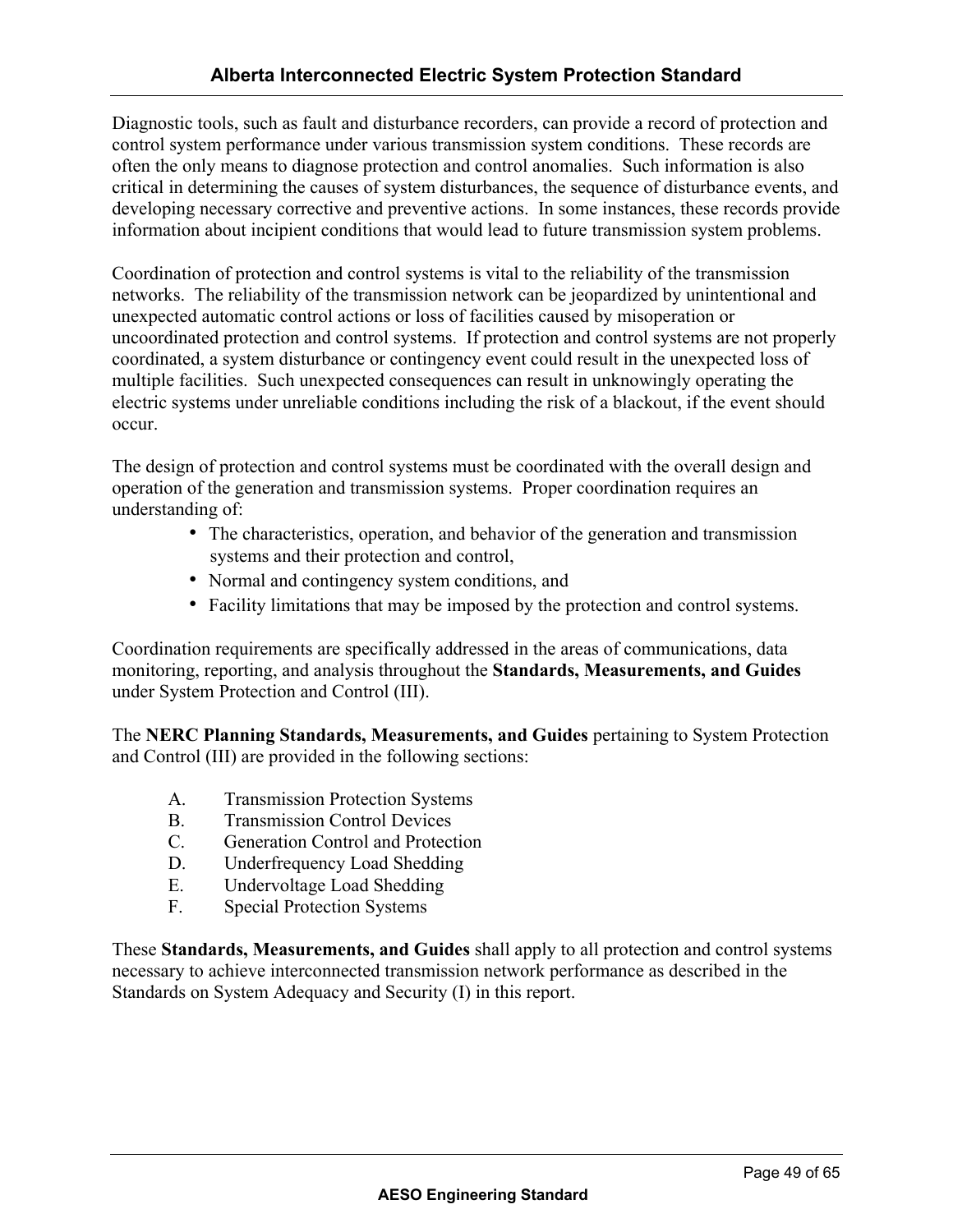Diagnostic tools, such as fault and disturbance recorders, can provide a record of protection and control system performance under various transmission system conditions. These records are often the only means to diagnose protection and control anomalies. Such information is also critical in determining the causes of system disturbances, the sequence of disturbance events, and developing necessary corrective and preventive actions. In some instances, these records provide information about incipient conditions that would lead to future transmission system problems.

Coordination of protection and control systems is vital to the reliability of the transmission networks. The reliability of the transmission network can be jeopardized by unintentional and unexpected automatic control actions or loss of facilities caused by misoperation or uncoordinated protection and control systems. If protection and control systems are not properly coordinated, a system disturbance or contingency event could result in the unexpected loss of multiple facilities. Such unexpected consequences can result in unknowingly operating the electric systems under unreliable conditions including the risk of a blackout, if the event should occur.

The design of protection and control systems must be coordinated with the overall design and operation of the generation and transmission systems. Proper coordination requires an understanding of:

- The characteristics, operation, and behavior of the generation and transmission systems and their protection and control,
- Normal and contingency system conditions, and
- Facility limitations that may be imposed by the protection and control systems.

Coordination requirements are specifically addressed in the areas of communications, data monitoring, reporting, and analysis throughout the **Standards, Measurements, and Guides** under System Protection and Control (III).

The **NERC Planning Standards, Measurements, and Guides** pertaining to System Protection and Control (III) are provided in the following sections:

A. Transmission Protection Systems
B. Transmission Control Devices
C. Generation Control and Protection
D. Underfrequency Load Shedding
E. Undervoltage Load Shedding
F. Special Protection Systems

These **Standards, Measurements, and Guides** shall apply to all protection and control systems necessary to achieve interconnected transmission network performance as described in the Standards on System Adequacy and Security (I) in this report.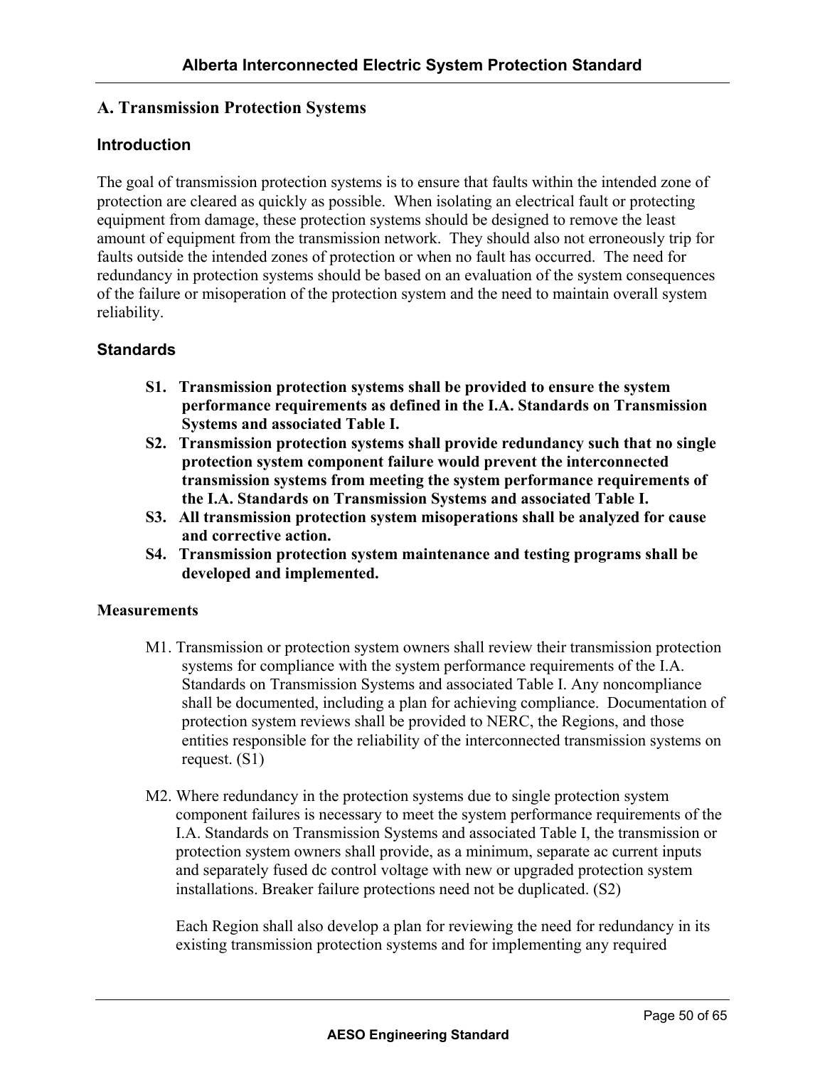## A. Transmission Protection Systems

### Introduction

The goal of transmission protection systems is to ensure that faults within the intended zone of protection are cleared as quickly as possible. When isolating an electrical fault or protecting equipment from damage, these protection systems should be designed to remove the least amount of equipment from the transmission network. They should also not erroneously trip for faults outside the intended zones of protection or when no fault has occurred. The need for redundancy in protection systems should be based on an evaluation of the system consequences of the failure or misoperation of the protection system and the need to maintain overall system reliability.

### Standards

**S1. Transmission protection systems shall be provided to ensure the system performance requirements as defined in the I.A. Standards on Transmission Systems and associated Table I.**

**S2. Transmission protection systems shall provide redundancy such that no single protection system component failure would prevent the interconnected transmission systems from meeting the system performance requirements of the I.A. Standards on Transmission Systems and associated Table I.**

**S3. All transmission protection system misoperations shall be analyzed for cause and corrective action.**

**S4. Transmission protection system maintenance and testing programs shall be developed and implemented.**

### Measurements

M1. Transmission or protection system owners shall review their transmission protection systems for compliance with the system performance requirements of the I.A. Standards on Transmission Systems and associated Table I. Any noncompliance shall be documented, including a plan for achieving compliance. Documentation of protection system reviews shall be provided to NERC, the Regions, and those entities responsible for the reliability of the interconnected transmission systems on request. (S1)

M2. Where redundancy in the protection systems due to single protection system component failures is necessary to meet the system performance requirements of the I.A. Standards on Transmission Systems and associated Table I, the transmission or protection system owners shall provide, as a minimum, separate ac current inputs and separately fused dc control voltage with new or upgraded protection system installations. Breaker failure protections need not be duplicated. (S2)

Each Region shall also develop a plan for reviewing the need for redundancy in its existing transmission protection systems and for implementing any required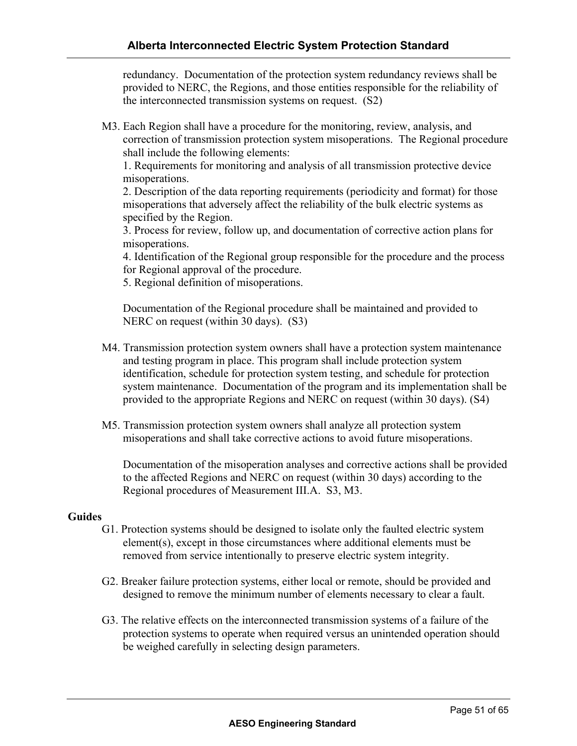redundancy. Documentation of the protection system redundancy reviews shall be provided to NERC, the Regions, and those entities responsible for the reliability of the interconnected transmission systems on request. (S2)

M3. Each Region shall have a procedure for the monitoring, review, analysis, and correction of transmission protection system misoperations. The Regional procedure shall include the following elements:

1. Requirements for monitoring and analysis of all transmission protective device misoperations.
2. Description of the data reporting requirements (periodicity and format) for those misoperations that adversely affect the reliability of the bulk electric systems as specified by the Region.
3. Process for review, follow up, and documentation of corrective action plans for misoperations.
4. Identification of the Regional group responsible for the procedure and the process for Regional approval of the procedure.
5. Regional definition of misoperations.

Documentation of the Regional procedure shall be maintained and provided to NERC on request (within 30 days). (S3)

M4. Transmission protection system owners shall have a protection system maintenance and testing program in place. This program shall include protection system identification, schedule for protection system testing, and schedule for protection system maintenance. Documentation of the program and its implementation shall be provided to the appropriate Regions and NERC on request (within 30 days). (S4)

M5. Transmission protection system owners shall analyze all protection system misoperations and shall take corrective actions to avoid future misoperations.

Documentation of the misoperation analyses and corrective actions shall be provided to the affected Regions and NERC on request (within 30 days) according to the Regional procedures of Measurement III.A. S3, M3.

**Guides**

G1. Protection systems should be designed to isolate only the faulted electric system element(s), except in those circumstances where additional elements must be removed from service intentionally to preserve electric system integrity.

G2. Breaker failure protection systems, either local or remote, should be provided and designed to remove the minimum number of elements necessary to clear a fault.

G3. The relative effects on the interconnected transmission systems of a failure of the protection systems to operate when required versus an unintended operation should be weighed carefully in selecting design parameters.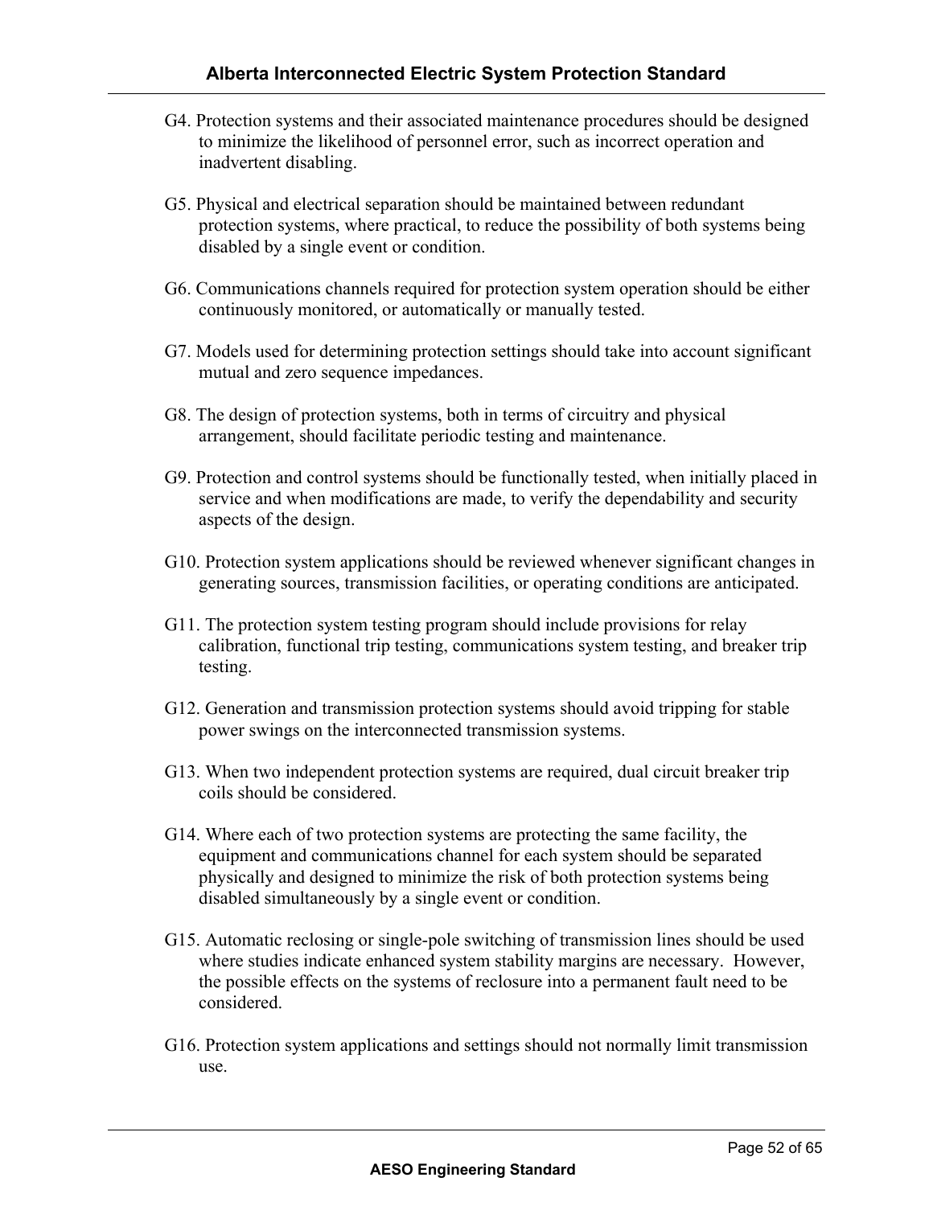G4. Protection systems and their associated maintenance procedures should be designed to minimize the likelihood of personnel error, such as incorrect operation and inadvertent disabling.

G5. Physical and electrical separation should be maintained between redundant protection systems, where practical, to reduce the possibility of both systems being disabled by a single event or condition.

G6. Communications channels required for protection system operation should be either continuously monitored, or automatically or manually tested.

G7. Models used for determining protection settings should take into account significant mutual and zero sequence impedances.

G8. The design of protection systems, both in terms of circuitry and physical arrangement, should facilitate periodic testing and maintenance.

G9. Protection and control systems should be functionally tested, when initially placed in service and when modifications are made, to verify the dependability and security aspects of the design.

G10. Protection system applications should be reviewed whenever significant changes in generating sources, transmission facilities, or operating conditions are anticipated.

G11. The protection system testing program should include provisions for relay calibration, functional trip testing, communications system testing, and breaker trip testing.

G12. Generation and transmission protection systems should avoid tripping for stable power swings on the interconnected transmission systems.

G13. When two independent protection systems are required, dual circuit breaker trip coils should be considered.

G14. Where each of two protection systems are protecting the same facility, the equipment and communications channel for each system should be separated physically and designed to minimize the risk of both protection systems being disabled simultaneously by a single event or condition.

G15. Automatic reclosing or single-pole switching of transmission lines should be used where studies indicate enhanced system stability margins are necessary. However, the possible effects on the systems of reclosure into a permanent fault need to be considered.

G16. Protection system applications and settings should not normally limit transmission use.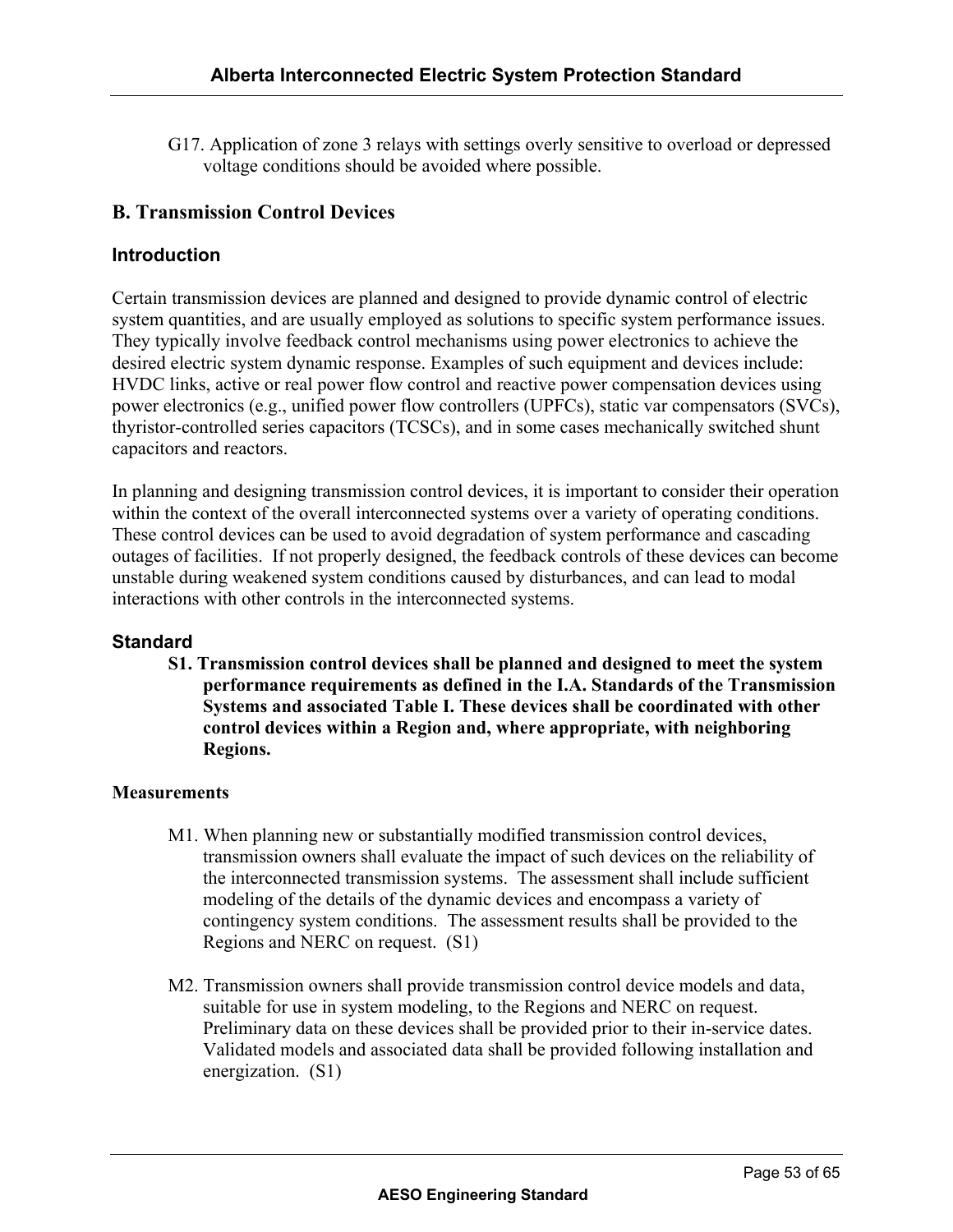G17. Application of zone 3 relays with settings overly sensitive to overload or depressed voltage conditions should be avoided where possible.

## B. Transmission Control Devices

### Introduction

Certain transmission devices are planned and designed to provide dynamic control of electric system quantities, and are usually employed as solutions to specific system performance issues. They typically involve feedback control mechanisms using power electronics to achieve the desired electric system dynamic response. Examples of such equipment and devices include: HVDC links, active or real power flow control and reactive power compensation devices using power electronics (e.g., unified power flow controllers (UPFCs), static var compensators (SVCs), thyristor-controlled series capacitors (TCSCs), and in some cases mechanically switched shunt capacitors and reactors.

In planning and designing transmission control devices, it is important to consider their operation within the context of the overall interconnected systems over a variety of operating conditions. These control devices can be used to avoid degradation of system performance and cascading outages of facilities. If not properly designed, the feedback controls of these devices can become unstable during weakened system conditions caused by disturbances, and can lead to modal interactions with other controls in the interconnected systems.

### Standard

**S1. Transmission control devices shall be planned and designed to meet the system performance requirements as defined in the I.A. Standards of the Transmission Systems and associated Table I. These devices shall be coordinated with other control devices within a Region and, where appropriate, with neighboring Regions.**

**Measurements**

M1. When planning new or substantially modified transmission control devices, transmission owners shall evaluate the impact of such devices on the reliability of the interconnected transmission systems. The assessment shall include sufficient modeling of the details of the dynamic devices and encompass a variety of contingency system conditions. The assessment results shall be provided to the Regions and NERC on request. (S1)

M2. Transmission owners shall provide transmission control device models and data, suitable for use in system modeling, to the Regions and NERC on request. Preliminary data on these devices shall be provided prior to their in-service dates. Validated models and associated data shall be provided following installation and energization. (S1)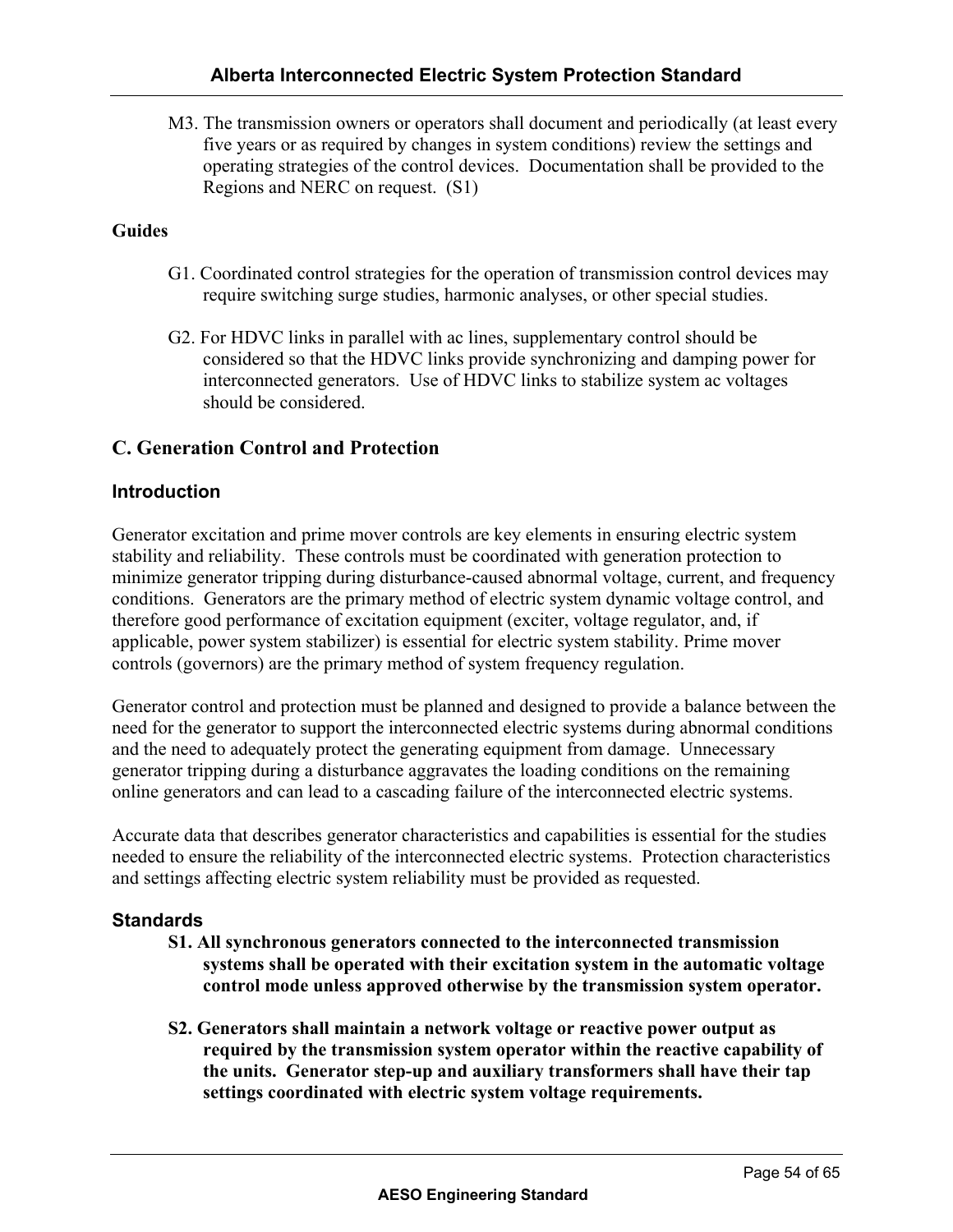M3. The transmission owners or operators shall document and periodically (at least every five years or as required by changes in system conditions) review the settings and operating strategies of the control devices. Documentation shall be provided to the Regions and NERC on request. (S1)

**Guides**

G1. Coordinated control strategies for the operation of transmission control devices may require switching surge studies, harmonic analyses, or other special studies.

G2. For HDVC links in parallel with ac lines, supplementary control should be considered so that the HDVC links provide synchronizing and damping power for interconnected generators. Use of HDVC links to stabilize system ac voltages should be considered.

## C. Generation Control and Protection

### Introduction

Generator excitation and prime mover controls are key elements in ensuring electric system stability and reliability. These controls must be coordinated with generation protection to minimize generator tripping during disturbance-caused abnormal voltage, current, and frequency conditions. Generators are the primary method of electric system dynamic voltage control, and therefore good performance of excitation equipment (exciter, voltage regulator, and, if applicable, power system stabilizer) is essential for electric system stability. Prime mover controls (governors) are the primary method of system frequency regulation.

Generator control and protection must be planned and designed to provide a balance between the need for the generator to support the interconnected electric systems during abnormal conditions and the need to adequately protect the generating equipment from damage. Unnecessary generator tripping during a disturbance aggravates the loading conditions on the remaining online generators and can lead to a cascading failure of the interconnected electric systems.

Accurate data that describes generator characteristics and capabilities is essential for the studies needed to ensure the reliability of the interconnected electric systems. Protection characteristics and settings affecting electric system reliability must be provided as requested.

### Standards

**S1. All synchronous generators connected to the interconnected transmission systems shall be operated with their excitation system in the automatic voltage control mode unless approved otherwise by the transmission system operator.**

**S2. Generators shall maintain a network voltage or reactive power output as required by the transmission system operator within the reactive capability of the units. Generator step-up and auxiliary transformers shall have their tap settings coordinated with electric system voltage requirements.**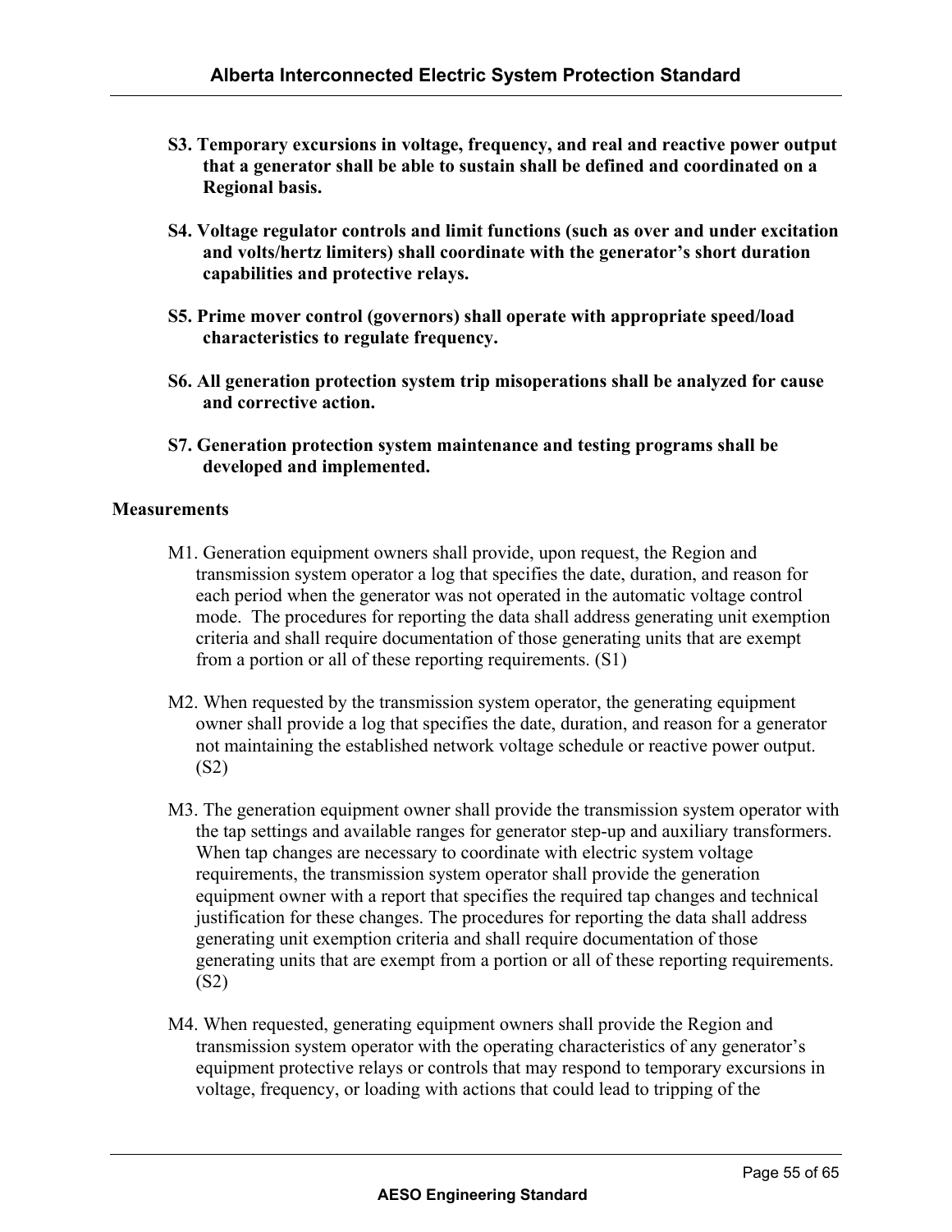**S3. Temporary excursions in voltage, frequency, and real and reactive power output that a generator shall be able to sustain shall be defined and coordinated on a Regional basis.**

**S4. Voltage regulator controls and limit functions (such as over and under excitation and volts/hertz limiters) shall coordinate with the generator's short duration capabilities and protective relays.**

**S5. Prime mover control (governors) shall operate with appropriate speed/load characteristics to regulate frequency.**

**S6. All generation protection system trip misoperations shall be analyzed for cause and corrective action.**

**S7. Generation protection system maintenance and testing programs shall be developed and implemented.**

**Measurements**

M1. Generation equipment owners shall provide, upon request, the Region and transmission system operator a log that specifies the date, duration, and reason for each period when the generator was not operated in the automatic voltage control mode. The procedures for reporting the data shall address generating unit exemption criteria and shall require documentation of those generating units that are exempt from a portion or all of these reporting requirements. (S1)

M2. When requested by the transmission system operator, the generating equipment owner shall provide a log that specifies the date, duration, and reason for a generator not maintaining the established network voltage schedule or reactive power output. (S2)

M3. The generation equipment owner shall provide the transmission system operator with the tap settings and available ranges for generator step-up and auxiliary transformers. When tap changes are necessary to coordinate with electric system voltage requirements, the transmission system operator shall provide the generation equipment owner with a report that specifies the required tap changes and technical justification for these changes. The procedures for reporting the data shall address generating unit exemption criteria and shall require documentation of those generating units that are exempt from a portion or all of these reporting requirements. (S2)

M4. When requested, generating equipment owners shall provide the Region and transmission system operator with the operating characteristics of any generator's equipment protective relays or controls that may respond to temporary excursions in voltage, frequency, or loading with actions that could lead to tripping of the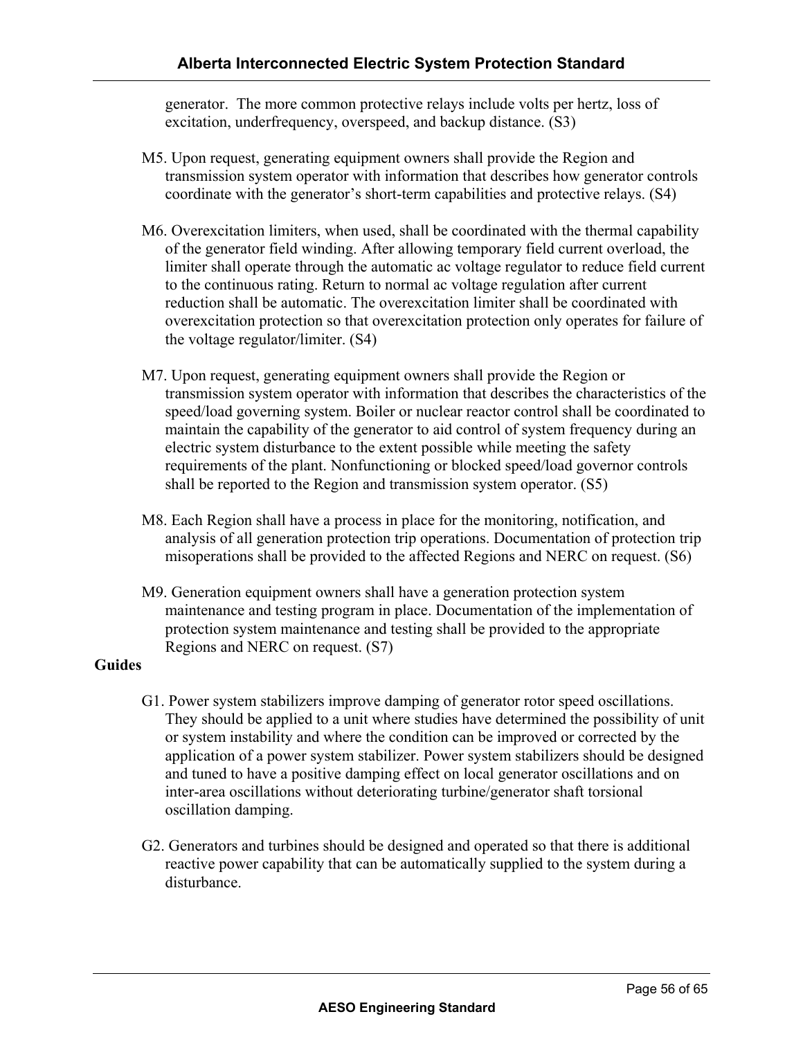generator. The more common protective relays include volts per hertz, loss of excitation, underfrequency, overspeed, and backup distance. (S3)

M5. Upon request, generating equipment owners shall provide the Region and transmission system operator with information that describes how generator controls coordinate with the generator's short-term capabilities and protective relays. (S4)

M6. Overexcitation limiters, when used, shall be coordinated with the thermal capability of the generator field winding. After allowing temporary field current overload, the limiter shall operate through the automatic ac voltage regulator to reduce field current to the continuous rating. Return to normal ac voltage regulation after current reduction shall be automatic. The overexcitation limiter shall be coordinated with overexcitation protection so that overexcitation protection only operates for failure of the voltage regulator/limiter. (S4)

M7. Upon request, generating equipment owners shall provide the Region or transmission system operator with information that describes the characteristics of the speed/load governing system. Boiler or nuclear reactor control shall be coordinated to maintain the capability of the generator to aid control of system frequency during an electric system disturbance to the extent possible while meeting the safety requirements of the plant. Nonfunctioning or blocked speed/load governor controls shall be reported to the Region and transmission system operator. (S5)

M8. Each Region shall have a process in place for the monitoring, notification, and analysis of all generation protection trip operations. Documentation of protection trip misoperations shall be provided to the affected Regions and NERC on request. (S6)

M9. Generation equipment owners shall have a generation protection system maintenance and testing program in place. Documentation of the implementation of protection system maintenance and testing shall be provided to the appropriate Regions and NERC on request. (S7)

**Guides**

G1. Power system stabilizers improve damping of generator rotor speed oscillations. They should be applied to a unit where studies have determined the possibility of unit or system instability and where the condition can be improved or corrected by the application of a power system stabilizer. Power system stabilizers should be designed and tuned to have a positive damping effect on local generator oscillations and on inter-area oscillations without deteriorating turbine/generator shaft torsional oscillation damping.

G2. Generators and turbines should be designed and operated so that there is additional reactive power capability that can be automatically supplied to the system during a disturbance.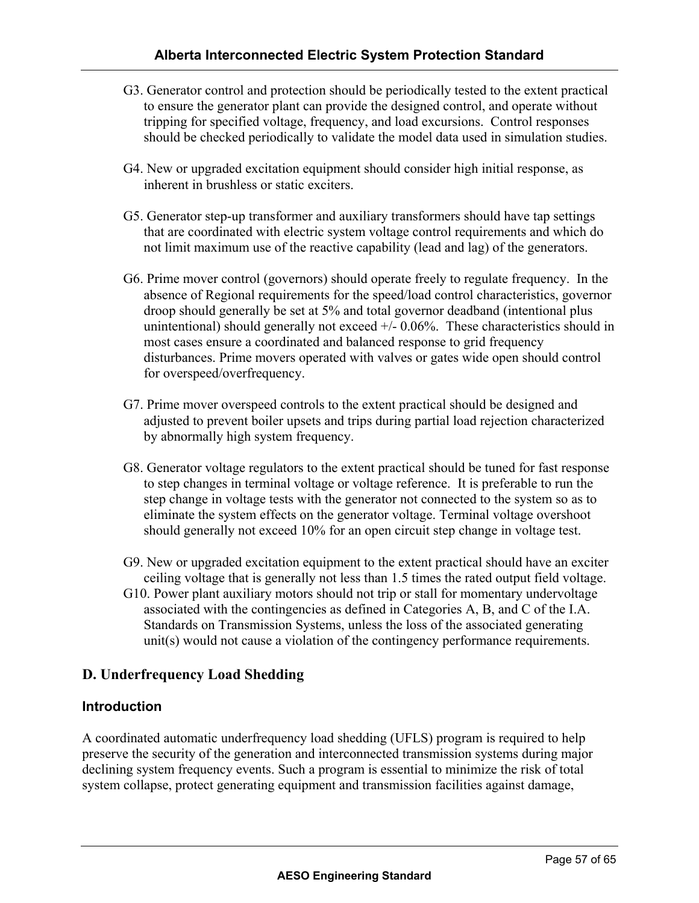G3. Generator control and protection should be periodically tested to the extent practical to ensure the generator plant can provide the designed control, and operate without tripping for specified voltage, frequency, and load excursions. Control responses should be checked periodically to validate the model data used in simulation studies.

G4. New or upgraded excitation equipment should consider high initial response, as inherent in brushless or static exciters.

G5. Generator step-up transformer and auxiliary transformers should have tap settings that are coordinated with electric system voltage control requirements and which do not limit maximum use of the reactive capability (lead and lag) of the generators.

G6. Prime mover control (governors) should operate freely to regulate frequency. In the absence of Regional requirements for the speed/load control characteristics, governor droop should generally be set at 5% and total governor deadband (intentional plus unintentional) should generally not exceed +/- 0.06%. These characteristics should in most cases ensure a coordinated and balanced response to grid frequency disturbances. Prime movers operated with valves or gates wide open should control for overspeed/overfrequency.

G7. Prime mover overspeed controls to the extent practical should be designed and adjusted to prevent boiler upsets and trips during partial load rejection characterized by abnormally high system frequency.

G8. Generator voltage regulators to the extent practical should be tuned for fast response to step changes in terminal voltage or voltage reference. It is preferable to run the step change in voltage tests with the generator not connected to the system so as to eliminate the system effects on the generator voltage. Terminal voltage overshoot should generally not exceed 10% for an open circuit step change in voltage test.

G9. New or upgraded excitation equipment to the extent practical should have an exciter ceiling voltage that is generally not less than 1.5 times the rated output field voltage.

G10. Power plant auxiliary motors should not trip or stall for momentary undervoltage associated with the contingencies as defined in Categories A, B, and C of the I.A. Standards on Transmission Systems, unless the loss of the associated generating unit(s) would not cause a violation of the contingency performance requirements.

## D. Underfrequency Load Shedding

### Introduction

A coordinated automatic underfrequency load shedding (UFLS) program is required to help preserve the security of the generation and interconnected transmission systems during major declining system frequency events. Such a program is essential to minimize the risk of total system collapse, protect generating equipment and transmission facilities against damage,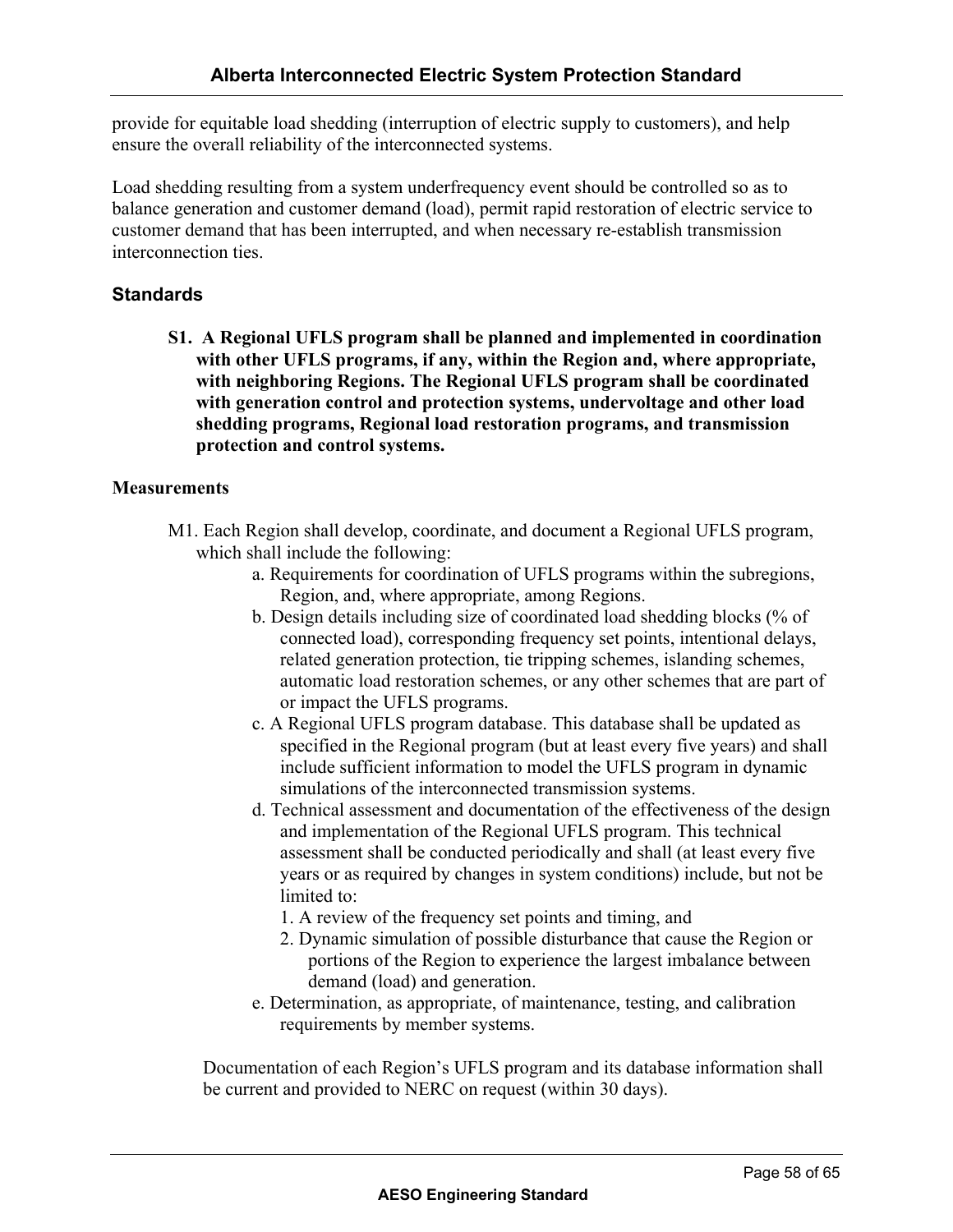provide for equitable load shedding (interruption of electric supply to customers), and help ensure the overall reliability of the interconnected systems.

Load shedding resulting from a system underfrequency event should be controlled so as to balance generation and customer demand (load), permit rapid restoration of electric service to customer demand that has been interrupted, and when necessary re-establish transmission interconnection ties.

## Standards

**S1. A Regional UFLS program shall be planned and implemented in coordination with other UFLS programs, if any, within the Region and, where appropriate, with neighboring Regions. The Regional UFLS program shall be coordinated with generation control and protection systems, undervoltage and other load shedding programs, Regional load restoration programs, and transmission protection and control systems.**

**Measurements**

M1. Each Region shall develop, coordinate, and document a Regional UFLS program, which shall include the following:

a. Requirements for coordination of UFLS programs within the subregions, Region, and, where appropriate, among Regions.

b. Design details including size of coordinated load shedding blocks (% of connected load), corresponding frequency set points, intentional delays, related generation protection, tie tripping schemes, islanding schemes, automatic load restoration schemes, or any other schemes that are part of or impact the UFLS programs.

c. A Regional UFLS program database. This database shall be updated as specified in the Regional program (but at least every five years) and shall include sufficient information to model the UFLS program in dynamic simulations of the interconnected transmission systems.

d. Technical assessment and documentation of the effectiveness of the design and implementation of the Regional UFLS program. This technical assessment shall be conducted periodically and shall (at least every five years or as required by changes in system conditions) include, but not be limited to:

1. A review of the frequency set points and timing, and
2. Dynamic simulation of possible disturbance that cause the Region or portions of the Region to experience the largest imbalance between demand (load) and generation.

e. Determination, as appropriate, of maintenance, testing, and calibration requirements by member systems.

Documentation of each Region's UFLS program and its database information shall be current and provided to NERC on request (within 30 days).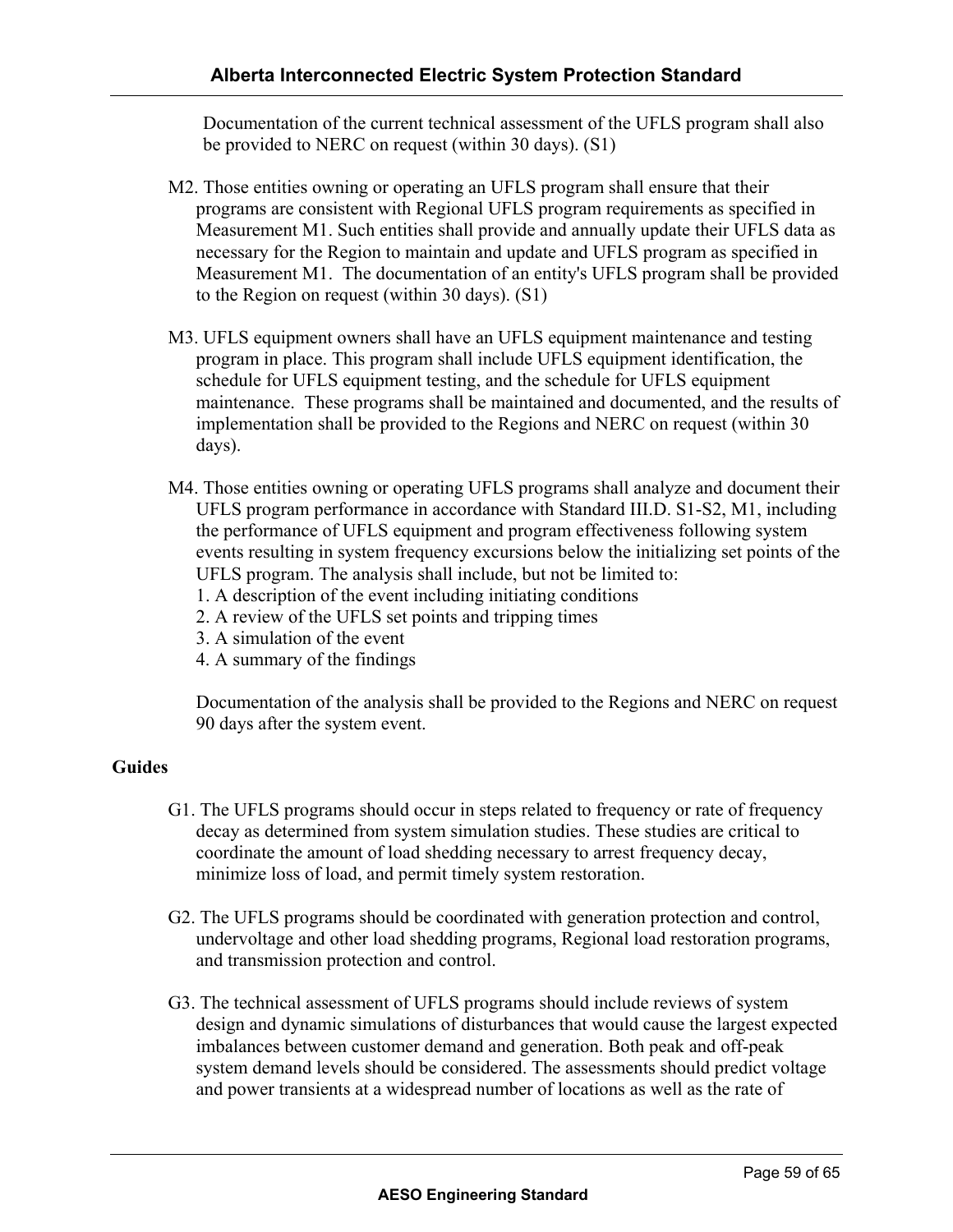Documentation of the current technical assessment of the UFLS program shall also be provided to NERC on request (within 30 days). (S1)

M2. Those entities owning or operating an UFLS program shall ensure that their programs are consistent with Regional UFLS program requirements as specified in Measurement M1. Such entities shall provide and annually update their UFLS data as necessary for the Region to maintain and update and UFLS program as specified in Measurement M1. The documentation of an entity's UFLS program shall be provided to the Region on request (within 30 days). (S1)

M3. UFLS equipment owners shall have an UFLS equipment maintenance and testing program in place. This program shall include UFLS equipment identification, the schedule for UFLS equipment testing, and the schedule for UFLS equipment maintenance. These programs shall be maintained and documented, and the results of implementation shall be provided to the Regions and NERC on request (within 30 days).

M4. Those entities owning or operating UFLS programs shall analyze and document their UFLS program performance in accordance with Standard III.D. S1-S2, M1, including the performance of UFLS equipment and program effectiveness following system events resulting in system frequency excursions below the initializing set points of the UFLS program. The analysis shall include, but not be limited to:

1. A description of the event including initiating conditions
2. A review of the UFLS set points and tripping times
3. A simulation of the event
4. A summary of the findings

Documentation of the analysis shall be provided to the Regions and NERC on request 90 days after the system event.

**Guides**

G1. The UFLS programs should occur in steps related to frequency or rate of frequency decay as determined from system simulation studies. These studies are critical to coordinate the amount of load shedding necessary to arrest frequency decay, minimize loss of load, and permit timely system restoration.

G2. The UFLS programs should be coordinated with generation protection and control, undervoltage and other load shedding programs, Regional load restoration programs, and transmission protection and control.

G3. The technical assessment of UFLS programs should include reviews of system design and dynamic simulations of disturbances that would cause the largest expected imbalances between customer demand and generation. Both peak and off-peak system demand levels should be considered. The assessments should predict voltage and power transients at a widespread number of locations as well as the rate of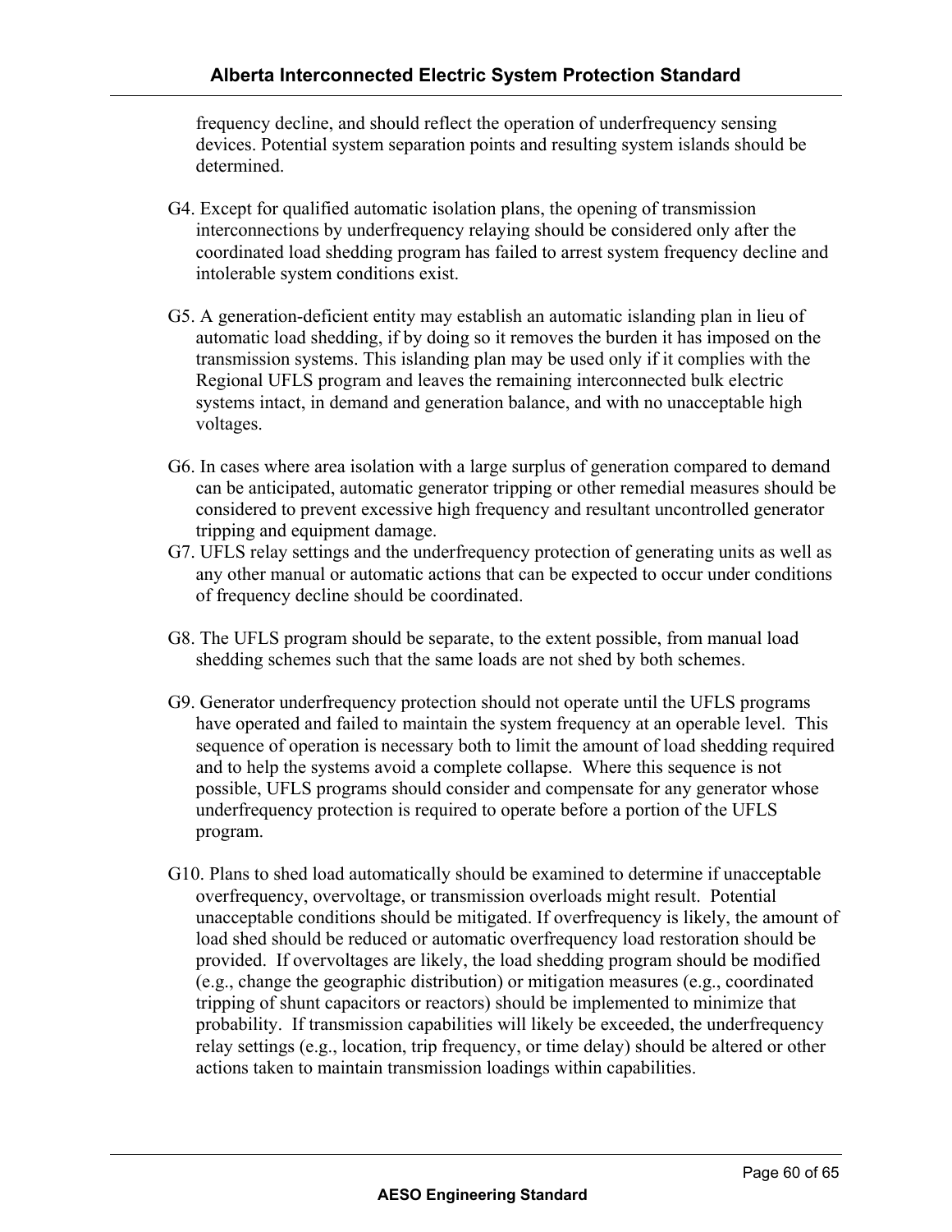frequency decline, and should reflect the operation of underfrequency sensing devices. Potential system separation points and resulting system islands should be determined.

G4. Except for qualified automatic isolation plans, the opening of transmission interconnections by underfrequency relaying should be considered only after the coordinated load shedding program has failed to arrest system frequency decline and intolerable system conditions exist.

G5. A generation-deficient entity may establish an automatic islanding plan in lieu of automatic load shedding, if by doing so it removes the burden it has imposed on the transmission systems. This islanding plan may be used only if it complies with the Regional UFLS program and leaves the remaining interconnected bulk electric systems intact, in demand and generation balance, and with no unacceptable high voltages.

G6. In cases where area isolation with a large surplus of generation compared to demand can be anticipated, automatic generator tripping or other remedial measures should be considered to prevent excessive high frequency and resultant uncontrolled generator tripping and equipment damage.

G7. UFLS relay settings and the underfrequency protection of generating units as well as any other manual or automatic actions that can be expected to occur under conditions of frequency decline should be coordinated.

G8. The UFLS program should be separate, to the extent possible, from manual load shedding schemes such that the same loads are not shed by both schemes.

G9. Generator underfrequency protection should not operate until the UFLS programs have operated and failed to maintain the system frequency at an operable level. This sequence of operation is necessary both to limit the amount of load shedding required and to help the systems avoid a complete collapse. Where this sequence is not possible, UFLS programs should consider and compensate for any generator whose underfrequency protection is required to operate before a portion of the UFLS program.

G10. Plans to shed load automatically should be examined to determine if unacceptable overfrequency, overvoltage, or transmission overloads might result. Potential unacceptable conditions should be mitigated. If overfrequency is likely, the amount of load shed should be reduced or automatic overfrequency load restoration should be provided. If overvoltages are likely, the load shedding program should be modified (e.g., change the geographic distribution) or mitigation measures (e.g., coordinated tripping of shunt capacitors or reactors) should be implemented to minimize that probability. If transmission capabilities will likely be exceeded, the underfrequency relay settings (e.g., location, trip frequency, or time delay) should be altered or other actions taken to maintain transmission loadings within capabilities.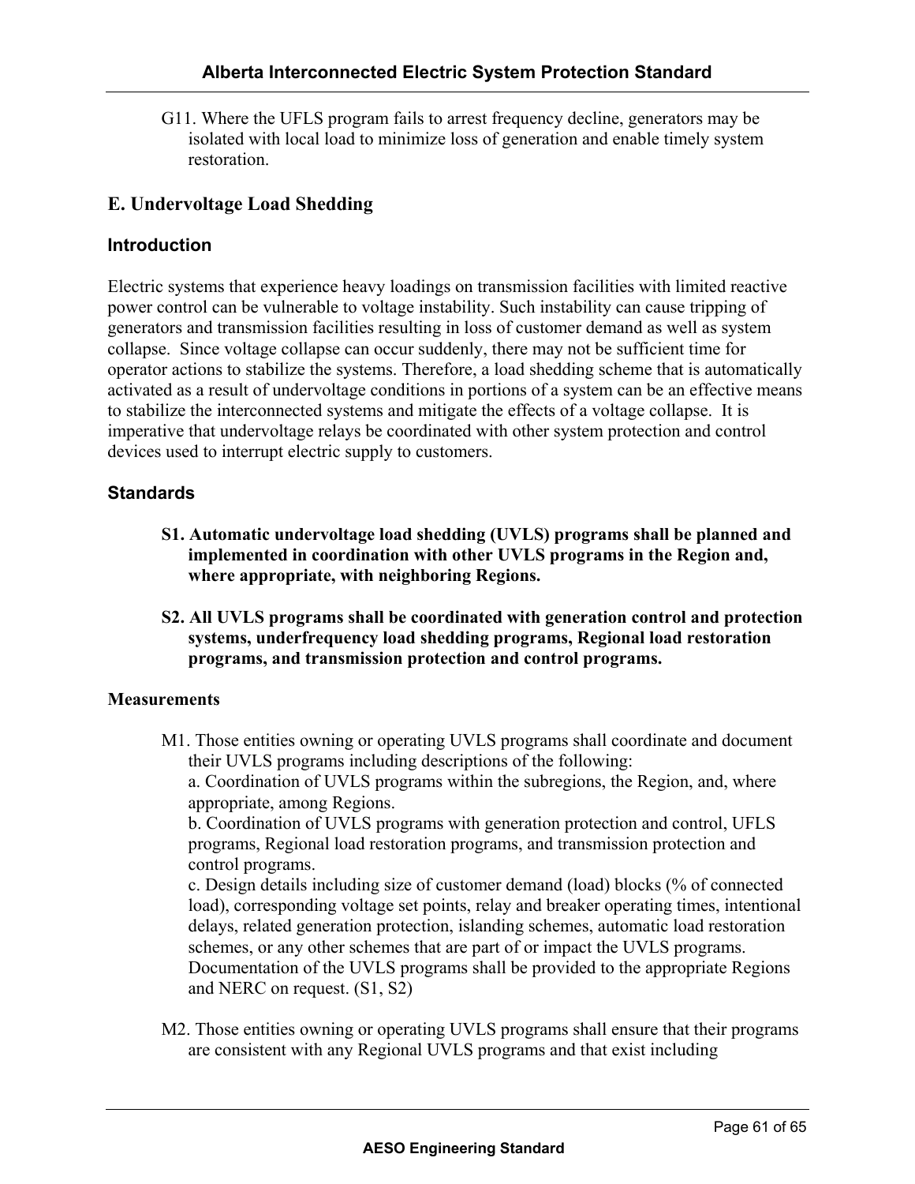G11. Where the UFLS program fails to arrest frequency decline, generators may be isolated with local load to minimize loss of generation and enable timely system restoration.

## E. Undervoltage Load Shedding

### Introduction

Electric systems that experience heavy loadings on transmission facilities with limited reactive power control can be vulnerable to voltage instability. Such instability can cause tripping of generators and transmission facilities resulting in loss of customer demand as well as system collapse. Since voltage collapse can occur suddenly, there may not be sufficient time for operator actions to stabilize the systems. Therefore, a load shedding scheme that is automatically activated as a result of undervoltage conditions in portions of a system can be an effective means to stabilize the interconnected systems and mitigate the effects of a voltage collapse. It is imperative that undervoltage relays be coordinated with other system protection and control devices used to interrupt electric supply to customers.

### Standards

**S1. Automatic undervoltage load shedding (UVLS) programs shall be planned and implemented in coordination with other UVLS programs in the Region and, where appropriate, with neighboring Regions.**

**S2. All UVLS programs shall be coordinated with generation control and protection systems, underfrequency load shedding programs, Regional load restoration programs, and transmission protection and control programs.**

### Measurements

M1. Those entities owning or operating UVLS programs shall coordinate and document their UVLS programs including descriptions of the following:
a. Coordination of UVLS programs within the subregions, the Region, and, where appropriate, among Regions.
b. Coordination of UVLS programs with generation protection and control, UFLS programs, Regional load restoration programs, and transmission protection and control programs.
c. Design details including size of customer demand (load) blocks (% of connected load), corresponding voltage set points, relay and breaker operating times, intentional delays, related generation protection, islanding schemes, automatic load restoration schemes, or any other schemes that are part of or impact the UVLS programs.
Documentation of the UVLS programs shall be provided to the appropriate Regions and NERC on request. (S1, S2)

M2. Those entities owning or operating UVLS programs shall ensure that their programs are consistent with any Regional UVLS programs and that exist including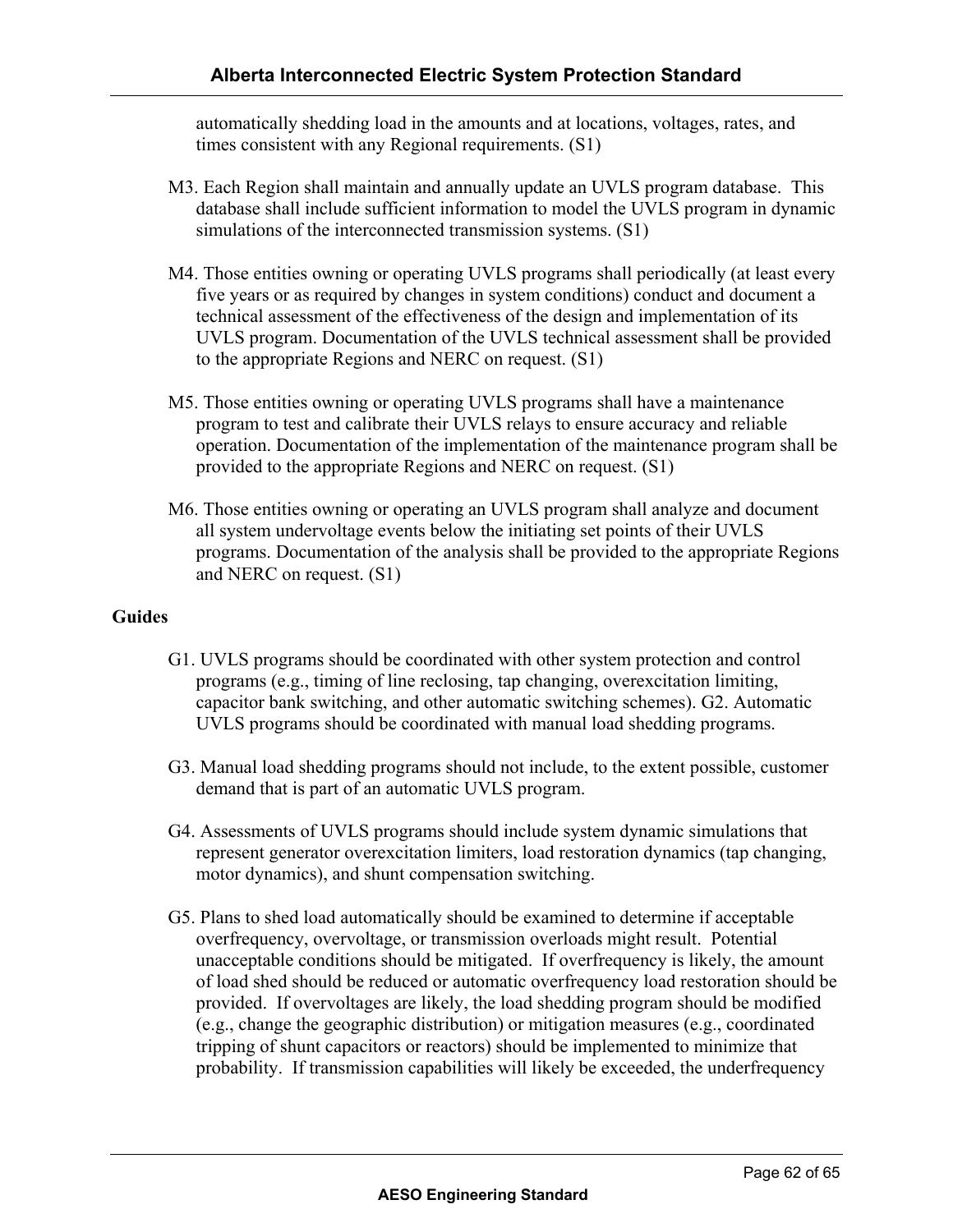automatically shedding load in the amounts and at locations, voltages, rates, and times consistent with any Regional requirements. (S1)

M3. Each Region shall maintain and annually update an UVLS program database. This database shall include sufficient information to model the UVLS program in dynamic simulations of the interconnected transmission systems. (S1)

M4. Those entities owning or operating UVLS programs shall periodically (at least every five years or as required by changes in system conditions) conduct and document a technical assessment of the effectiveness of the design and implementation of its UVLS program. Documentation of the UVLS technical assessment shall be provided to the appropriate Regions and NERC on request. (S1)

M5. Those entities owning or operating UVLS programs shall have a maintenance program to test and calibrate their UVLS relays to ensure accuracy and reliable operation. Documentation of the implementation of the maintenance program shall be provided to the appropriate Regions and NERC on request. (S1)

M6. Those entities owning or operating an UVLS program shall analyze and document all system undervoltage events below the initiating set points of their UVLS programs. Documentation of the analysis shall be provided to the appropriate Regions and NERC on request. (S1)

**Guides**

G1. UVLS programs should be coordinated with other system protection and control programs (e.g., timing of line reclosing, tap changing, overexcitation limiting, capacitor bank switching, and other automatic switching schemes). G2. Automatic UVLS programs should be coordinated with manual load shedding programs.

G3. Manual load shedding programs should not include, to the extent possible, customer demand that is part of an automatic UVLS program.

G4. Assessments of UVLS programs should include system dynamic simulations that represent generator overexcitation limiters, load restoration dynamics (tap changing, motor dynamics), and shunt compensation switching.

G5. Plans to shed load automatically should be examined to determine if acceptable overfrequency, overvoltage, or transmission overloads might result. Potential unacceptable conditions should be mitigated. If overfrequency is likely, the amount of load shed should be reduced or automatic overfrequency load restoration should be provided. If overvoltages are likely, the load shedding program should be modified (e.g., change the geographic distribution) or mitigation measures (e.g., coordinated tripping of shunt capacitors or reactors) should be implemented to minimize that probability. If transmission capabilities will likely be exceeded, the underfrequency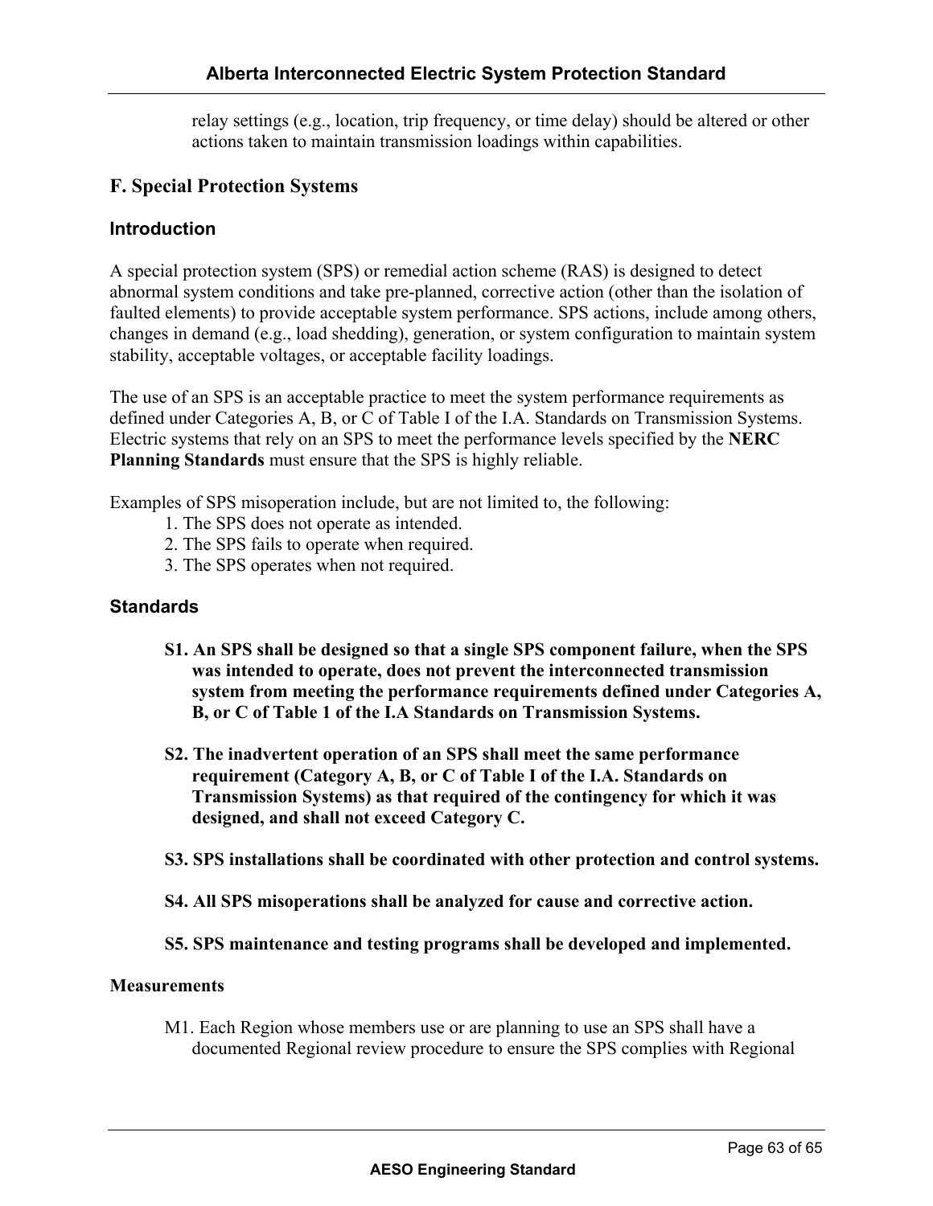relay settings (e.g., location, trip frequency, or time delay) should be altered or other actions taken to maintain transmission loadings within capabilities.

## F. Special Protection Systems

### Introduction

A special protection system (SPS) or remedial action scheme (RAS) is designed to detect abnormal system conditions and take pre-planned, corrective action (other than the isolation of faulted elements) to provide acceptable system performance. SPS actions, include among others, changes in demand (e.g., load shedding), generation, or system configuration to maintain system stability, acceptable voltages, or acceptable facility loadings.

The use of an SPS is an acceptable practice to meet the system performance requirements as defined under Categories A, B, or C of Table I of the I.A. Standards on Transmission Systems. Electric systems that rely on an SPS to meet the performance levels specified by the **NERC Planning Standards** must ensure that the SPS is highly reliable.

Examples of SPS misoperation include, but are not limited to, the following:

1. The SPS does not operate as intended.
2. The SPS fails to operate when required.
3. The SPS operates when not required.

### Standards

**S1. An SPS shall be designed so that a single SPS component failure, when the SPS was intended to operate, does not prevent the interconnected transmission system from meeting the performance requirements defined under Categories A, B, or C of Table 1 of the I.A Standards on Transmission Systems.**

**S2. The inadvertent operation of an SPS shall meet the same performance requirement (Category A, B, or C of Table I of the I.A. Standards on Transmission Systems) as that required of the contingency for which it was designed, and shall not exceed Category C.**

**S3. SPS installations shall be coordinated with other protection and control systems.**

**S4. All SPS misoperations shall be analyzed for cause and corrective action.**

**S5. SPS maintenance and testing programs shall be developed and implemented.**

**Measurements**

M1. Each Region whose members use or are planning to use an SPS shall have a documented Regional review procedure to ensure the SPS complies with Regional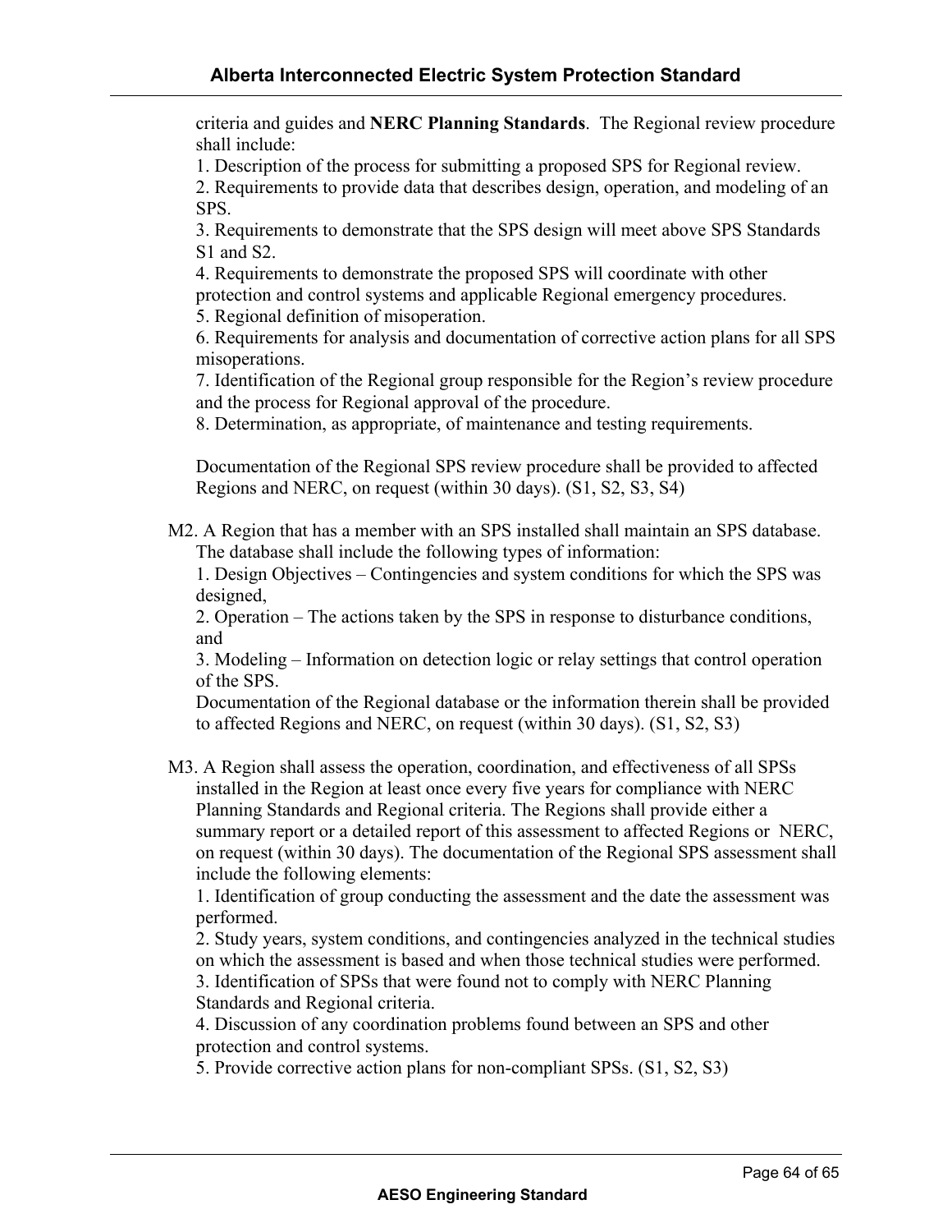criteria and guides and **NERC Planning Standards**. The Regional review procedure shall include:

1. Description of the process for submitting a proposed SPS for Regional review.
2. Requirements to provide data that describes design, operation, and modeling of an SPS.
3. Requirements to demonstrate that the SPS design will meet above SPS Standards S1 and S2.
4. Requirements to demonstrate the proposed SPS will coordinate with other protection and control systems and applicable Regional emergency procedures.
5. Regional definition of misoperation.
6. Requirements for analysis and documentation of corrective action plans for all SPS misoperations.
7. Identification of the Regional group responsible for the Region's review procedure and the process for Regional approval of the procedure.
8. Determination, as appropriate, of maintenance and testing requirements.

Documentation of the Regional SPS review procedure shall be provided to affected Regions and NERC, on request (within 30 days). (S1, S2, S3, S4)

M2. A Region that has a member with an SPS installed shall maintain an SPS database. The database shall include the following types of information:

1. Design Objectives – Contingencies and system conditions for which the SPS was designed,
2. Operation – The actions taken by the SPS in response to disturbance conditions, and
3. Modeling – Information on detection logic or relay settings that control operation of the SPS.

Documentation of the Regional database or the information therein shall be provided to affected Regions and NERC, on request (within 30 days). (S1, S2, S3)

M3. A Region shall assess the operation, coordination, and effectiveness of all SPSs installed in the Region at least once every five years for compliance with NERC Planning Standards and Regional criteria. The Regions shall provide either a summary report or a detailed report of this assessment to affected Regions or NERC, on request (within 30 days). The documentation of the Regional SPS assessment shall include the following elements:

1. Identification of group conducting the assessment and the date the assessment was performed.
2. Study years, system conditions, and contingencies analyzed in the technical studies on which the assessment is based and when those technical studies were performed.
3. Identification of SPSs that were found not to comply with NERC Planning Standards and Regional criteria.
4. Discussion of any coordination problems found between an SPS and other protection and control systems.
5. Provide corrective action plans for non-compliant SPSs. (S1, S2, S3)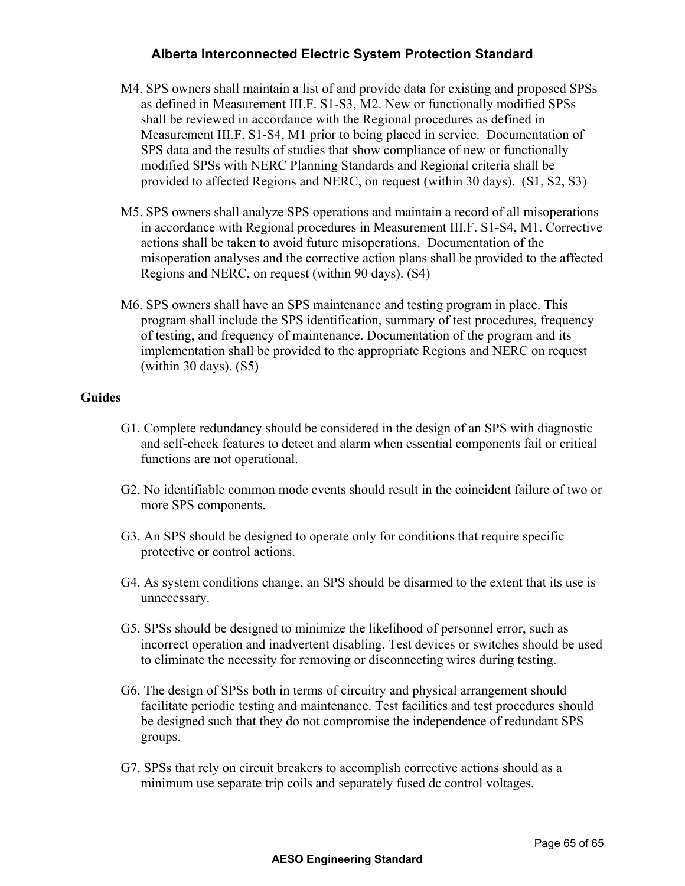M4. SPS owners shall maintain a list of and provide data for existing and proposed SPSs as defined in Measurement III.F. S1-S3, M2. New or functionally modified SPSs shall be reviewed in accordance with the Regional procedures as defined in Measurement III.F. S1-S4, M1 prior to being placed in service. Documentation of SPS data and the results of studies that show compliance of new or functionally modified SPSs with NERC Planning Standards and Regional criteria shall be provided to affected Regions and NERC, on request (within 30 days). (S1, S2, S3)

M5. SPS owners shall analyze SPS operations and maintain a record of all misoperations in accordance with Regional procedures in Measurement III.F. S1-S4, M1. Corrective actions shall be taken to avoid future misoperations. Documentation of the misoperation analyses and the corrective action plans shall be provided to the affected Regions and NERC, on request (within 90 days). (S4)

M6. SPS owners shall have an SPS maintenance and testing program in place. This program shall include the SPS identification, summary of test procedures, frequency of testing, and frequency of maintenance. Documentation of the program and its implementation shall be provided to the appropriate Regions and NERC on request (within 30 days). (S5)

**Guides**

G1. Complete redundancy should be considered in the design of an SPS with diagnostic and self-check features to detect and alarm when essential components fail or critical functions are not operational.

G2. No identifiable common mode events should result in the coincident failure of two or more SPS components.

G3. An SPS should be designed to operate only for conditions that require specific protective or control actions.

G4. As system conditions change, an SPS should be disarmed to the extent that its use is unnecessary.

G5. SPSs should be designed to minimize the likelihood of personnel error, such as incorrect operation and inadvertent disabling. Test devices or switches should be used to eliminate the necessity for removing or disconnecting wires during testing.

G6. The design of SPSs both in terms of circuitry and physical arrangement should facilitate periodic testing and maintenance. Test facilities and test procedures should be designed such that they do not compromise the independence of redundant SPS groups.

G7. SPSs that rely on circuit breakers to accomplish corrective actions should as a minimum use separate trip coils and separately fused dc control voltages.